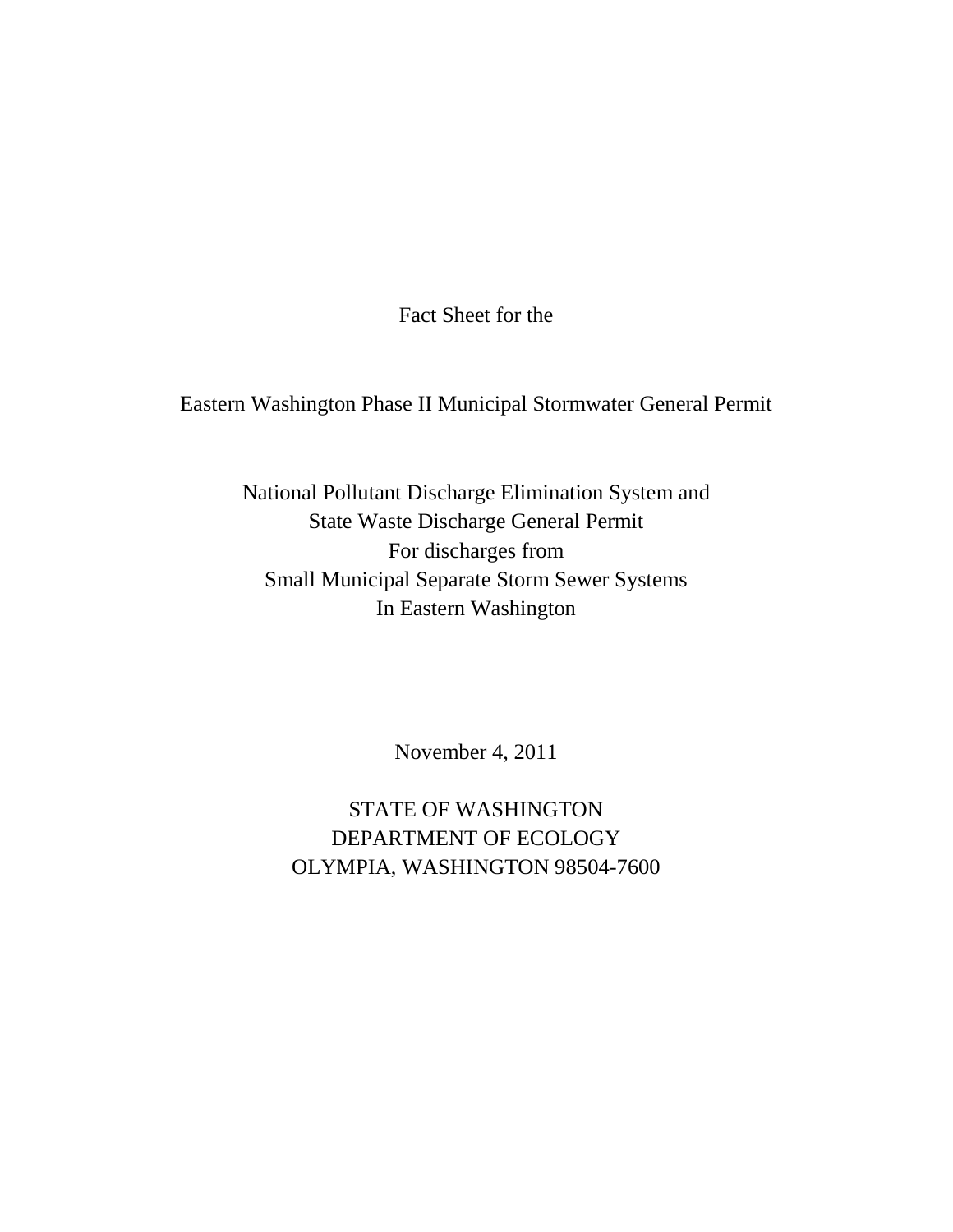Fact Sheet for the

# Eastern Washington Phase II Municipal Stormwater General Permit

National Pollutant Discharge Elimination System and
State Waste Discharge General Permit
For discharges from
Small Municipal Separate Storm Sewer Systems
In Eastern Washington

November 4, 2011

STATE OF WASHINGTON
DEPARTMENT OF ECOLOGY
OLYMPIA, WASHINGTON 98504-7600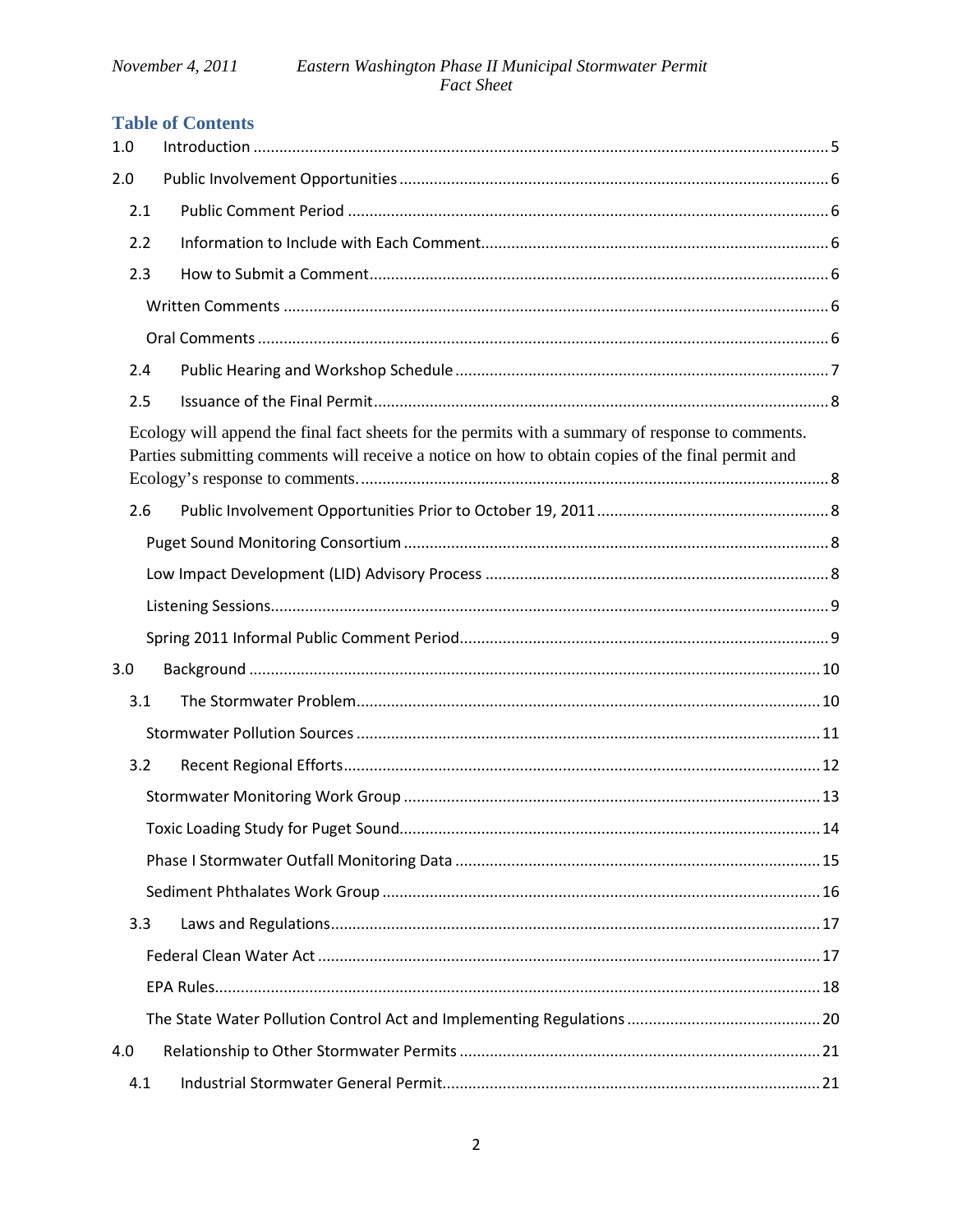## Table of Contents

1.0 Introduction .......... 5

2.0 Public Involvement Opportunities .......... 6

- 2.1 Public Comment Period .......... 6
- 2.2 Information to Include with Each Comment .......... 6
- 2.3 How to Submit a Comment .......... 6
  - Written Comments .......... 6
  - Oral Comments .......... 6
- 2.4 Public Hearing and Workshop Schedule .......... 7
- 2.5 Issuance of the Final Permit .......... 8

Ecology will append the final fact sheets for the permits with a summary of response to comments. Parties submitting comments will receive a notice on how to obtain copies of the final permit and Ecology's response to comments. .......... 8

- 2.6 Public Involvement Opportunities Prior to October 19, 2011 .......... 8
  - Puget Sound Monitoring Consortium .......... 8
  - Low Impact Development (LID) Advisory Process .......... 8
  - Listening Sessions .......... 9
  - Spring 2011 Informal Public Comment Period .......... 9

3.0 Background .......... 10

- 3.1 The Stormwater Problem .......... 10
  - Stormwater Pollution Sources .......... 11
- 3.2 Recent Regional Efforts .......... 12
  - Stormwater Monitoring Work Group .......... 13
  - Toxic Loading Study for Puget Sound .......... 14
  - Phase I Stormwater Outfall Monitoring Data .......... 15
  - Sediment Phthalates Work Group .......... 16
- 3.3 Laws and Regulations .......... 17
  - Federal Clean Water Act .......... 17
  - EPA Rules .......... 18
  - The State Water Pollution Control Act and Implementing Regulations .......... 20

4.0 Relationship to Other Stormwater Permits .......... 21

- 4.1 Industrial Stormwater General Permit .......... 21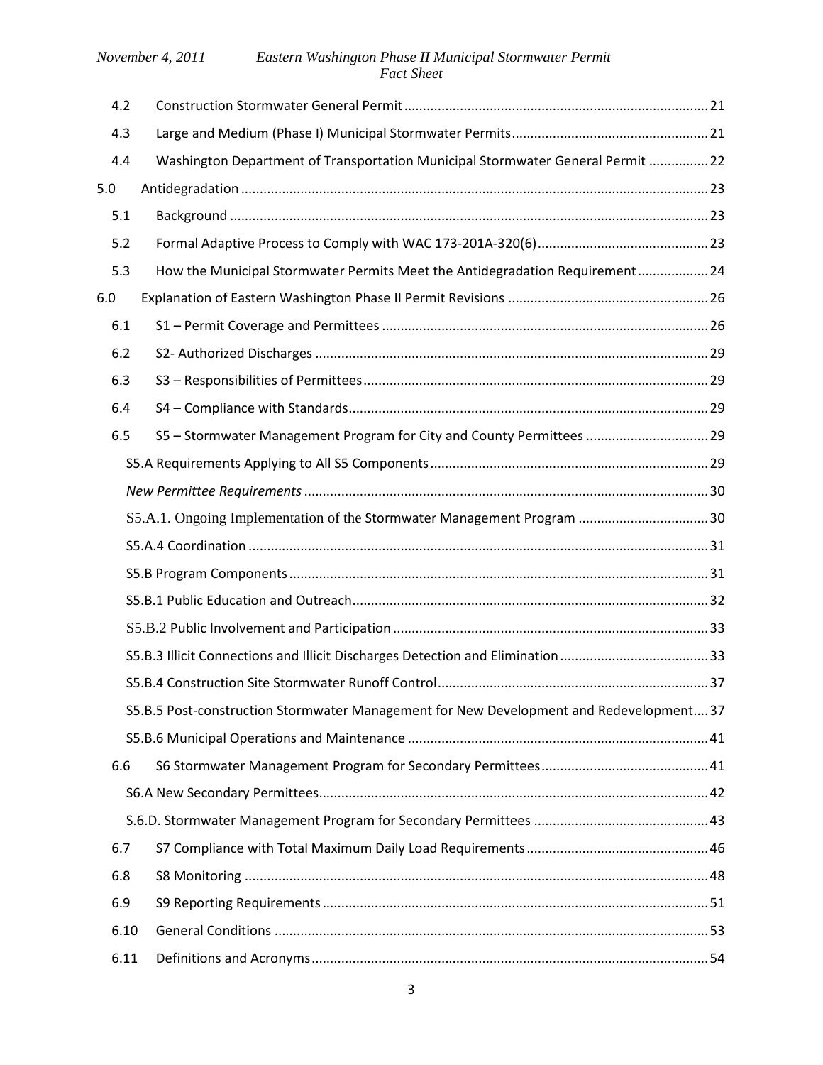| | | |
|---|---|---|
| 4.2 | Construction Stormwater General Permit | 21 |
| 4.3 | Large and Medium (Phase I) Municipal Stormwater Permits | 21 |
| 4.4 | Washington Department of Transportation Municipal Stormwater General Permit | 22 |
| 5.0 | Antidegradation | 23 |
| 5.1 | Background | 23 |
| 5.2 | Formal Adaptive Process to Comply with WAC 173-201A-320(6) | 23 |
| 5.3 | How the Municipal Stormwater Permits Meet the Antidegradation Requirement | 24 |
| 6.0 | Explanation of Eastern Washington Phase II Permit Revisions | 26 |
| 6.1 | S1 – Permit Coverage and Permittees | 26 |
| 6.2 | S2- Authorized Discharges | 29 |
| 6.3 | S3 – Responsibilities of Permittees | 29 |
| 6.4 | S4 – Compliance with Standards | 29 |
| 6.5 | S5 – Stormwater Management Program for City and County Permittees | 29 |
| | S5.A Requirements Applying to All S5 Components | 29 |
| | *New Permittee Requirements* | 30 |
| | S5.A.1. Ongoing Implementation of the Stormwater Management Program | 30 |
| | S5.A.4 Coordination | 31 |
| | S5.B Program Components | 31 |
| | S5.B.1 Public Education and Outreach | 32 |
| | S5.B.2 Public Involvement and Participation | 33 |
| | S5.B.3 Illicit Connections and Illicit Discharges Detection and Elimination | 33 |
| | S5.B.4 Construction Site Stormwater Runoff Control | 37 |
| | S5.B.5 Post-construction Stormwater Management for New Development and Redevelopment | 37 |
| | S5.B.6 Municipal Operations and Maintenance | 41 |
| 6.6 | S6 Stormwater Management Program for Secondary Permittees | 41 |
| | S6.A New Secondary Permittees | 42 |
| | S.6.D. Stormwater Management Program for Secondary Permittees | 43 |
| 6.7 | S7 Compliance with Total Maximum Daily Load Requirements | 46 |
| 6.8 | S8 Monitoring | 48 |
| 6.9 | S9 Reporting Requirements | 51 |
| 6.10 | General Conditions | 53 |
| 6.11 | Definitions and Acronyms | 54 |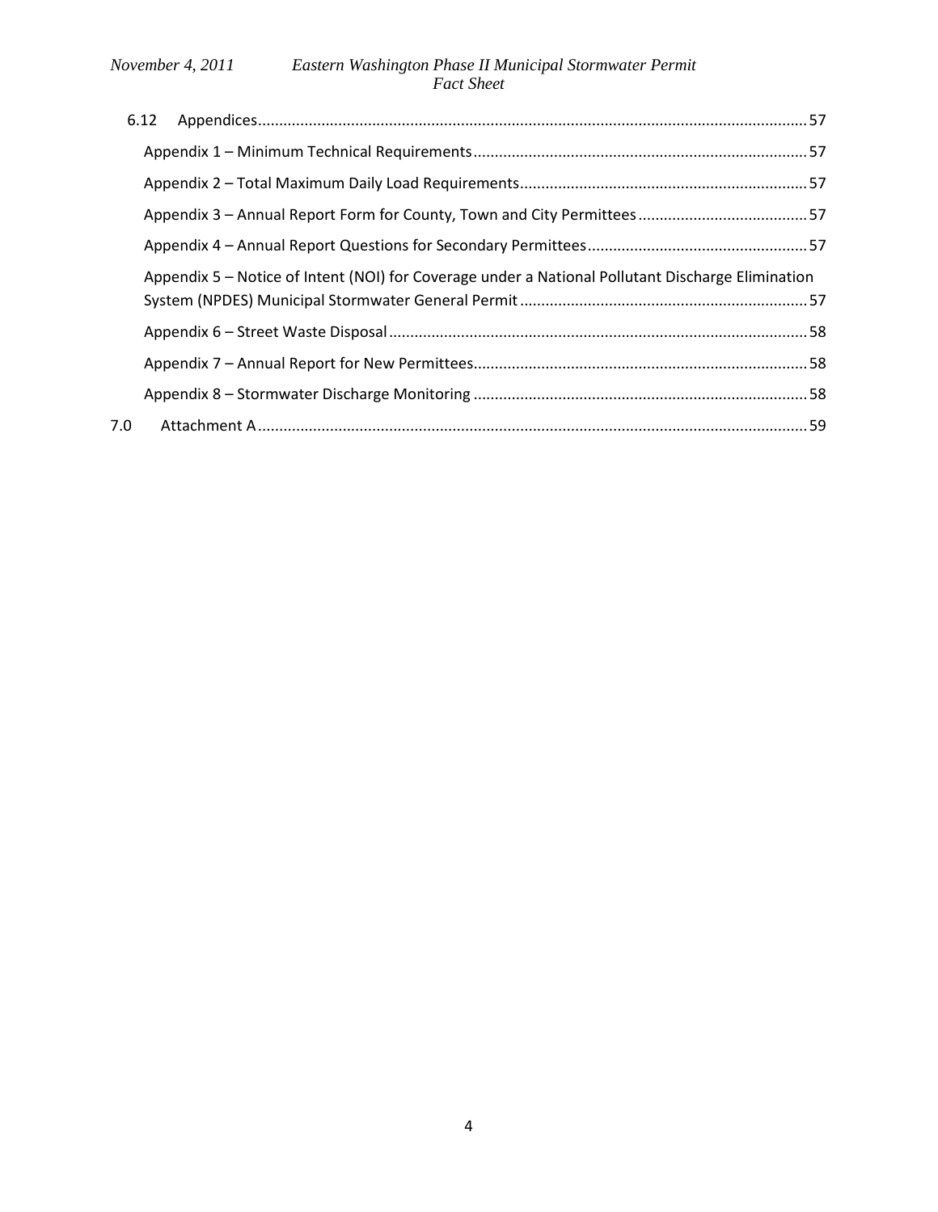6.12 Appendices ... 57

Appendix 1 – Minimum Technical Requirements ... 57

Appendix 2 – Total Maximum Daily Load Requirements ... 57

Appendix 3 – Annual Report Form for County, Town and City Permittees ... 57

Appendix 4 – Annual Report Questions for Secondary Permittees ... 57

Appendix 5 – Notice of Intent (NOI) for Coverage under a National Pollutant Discharge Elimination System (NPDES) Municipal Stormwater General Permit ... 57

Appendix 6 – Street Waste Disposal ... 58

Appendix 7 – Annual Report for New Permittees ... 58

Appendix 8 – Stormwater Discharge Monitoring ... 58

7.0 Attachment A ... 59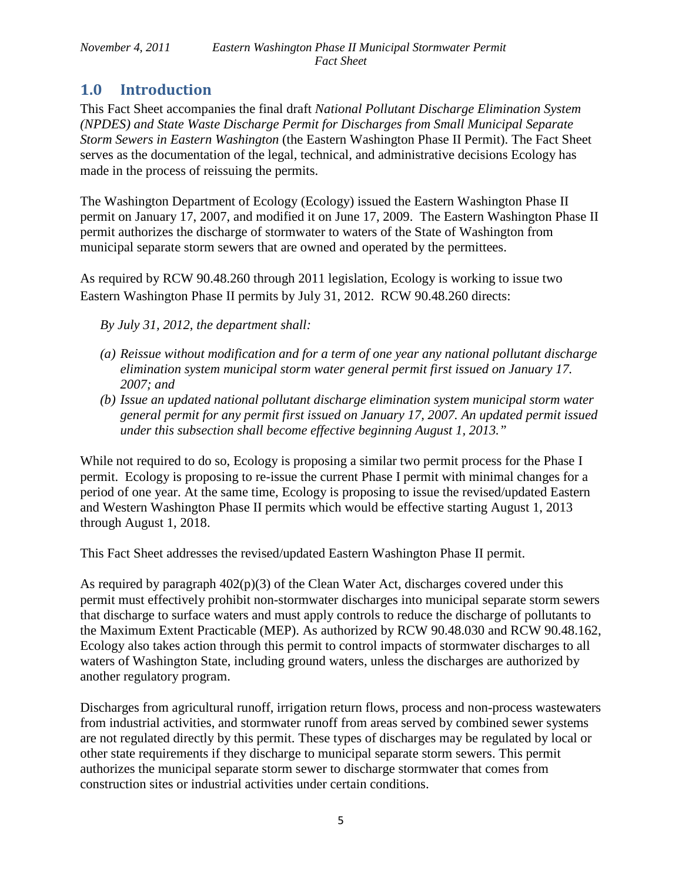## 1.0 Introduction

This Fact Sheet accompanies the final draft *National Pollutant Discharge Elimination System (NPDES) and State Waste Discharge Permit for Discharges from Small Municipal Separate Storm Sewers in Eastern Washington* (the Eastern Washington Phase II Permit). The Fact Sheet serves as the documentation of the legal, technical, and administrative decisions Ecology has made in the process of reissuing the permits.

The Washington Department of Ecology (Ecology) issued the Eastern Washington Phase II permit on January 17, 2007, and modified it on June 17, 2009. The Eastern Washington Phase II permit authorizes the discharge of stormwater to waters of the State of Washington from municipal separate storm sewers that are owned and operated by the permittees.

As required by RCW 90.48.260 through 2011 legislation, Ecology is working to issue two Eastern Washington Phase II permits by July 31, 2012. RCW 90.48.260 directs:

*By July 31, 2012, the department shall:*

*(a) Reissue without modification and for a term of one year any national pollutant discharge elimination system municipal storm water general permit first issued on January 17. 2007; and*

*(b) Issue an updated national pollutant discharge elimination system municipal storm water general permit for any permit first issued on January 17, 2007. An updated permit issued under this subsection shall become effective beginning August 1, 2013."*

While not required to do so, Ecology is proposing a similar two permit process for the Phase I permit. Ecology is proposing to re-issue the current Phase I permit with minimal changes for a period of one year. At the same time, Ecology is proposing to issue the revised/updated Eastern and Western Washington Phase II permits which would be effective starting August 1, 2013 through August 1, 2018.

This Fact Sheet addresses the revised/updated Eastern Washington Phase II permit.

As required by paragraph 402(p)(3) of the Clean Water Act, discharges covered under this permit must effectively prohibit non-stormwater discharges into municipal separate storm sewers that discharge to surface waters and must apply controls to reduce the discharge of pollutants to the Maximum Extent Practicable (MEP). As authorized by RCW 90.48.030 and RCW 90.48.162, Ecology also takes action through this permit to control impacts of stormwater discharges to all waters of Washington State, including ground waters, unless the discharges are authorized by another regulatory program.

Discharges from agricultural runoff, irrigation return flows, process and non-process wastewaters from industrial activities, and stormwater runoff from areas served by combined sewer systems are not regulated directly by this permit. These types of discharges may be regulated by local or other state requirements if they discharge to municipal separate storm sewers. This permit authorizes the municipal separate storm sewer to discharge stormwater that comes from construction sites or industrial activities under certain conditions.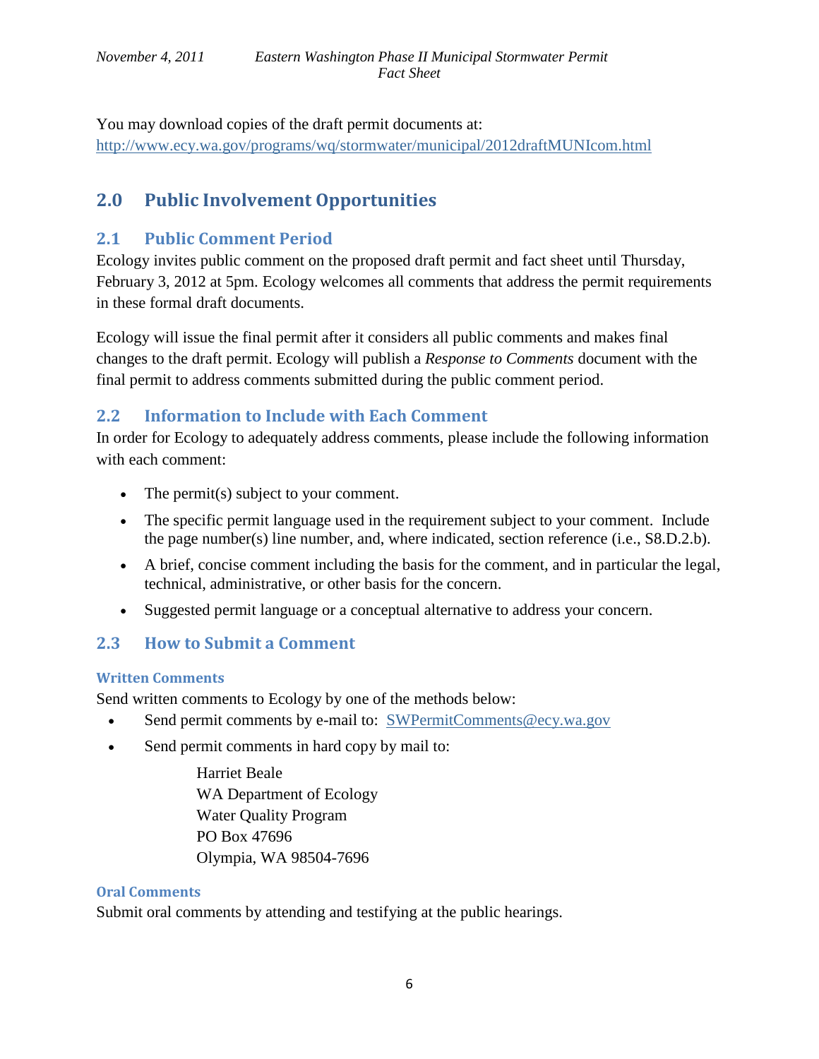You may download copies of the draft permit documents at:
http://www.ecy.wa.gov/programs/wq/stormwater/municipal/2012draftMUNIcom.html

# 2.0 Public Involvement Opportunities

## 2.1 Public Comment Period

Ecology invites public comment on the proposed draft permit and fact sheet until Thursday, February 3, 2012 at 5pm. Ecology welcomes all comments that address the permit requirements in these formal draft documents.

Ecology will issue the final permit after it considers all public comments and makes final changes to the draft permit. Ecology will publish a *Response to Comments* document with the final permit to address comments submitted during the public comment period.

## 2.2 Information to Include with Each Comment

In order for Ecology to adequately address comments, please include the following information with each comment:

- The permit(s) subject to your comment.
- The specific permit language used in the requirement subject to your comment. Include the page number(s) line number, and, where indicated, section reference (i.e., S8.D.2.b).
- A brief, concise comment including the basis for the comment, and in particular the legal, technical, administrative, or other basis for the concern.
- Suggested permit language or a conceptual alternative to address your concern.

## 2.3 How to Submit a Comment

### Written Comments

Send written comments to Ecology by one of the methods below:

- Send permit comments by e-mail to: SWPermitComments@ecy.wa.gov
- Send permit comments in hard copy by mail to:

  Harriet Beale
  WA Department of Ecology
  Water Quality Program
  PO Box 47696
  Olympia, WA 98504-7696

### Oral Comments

Submit oral comments by attending and testifying at the public hearings.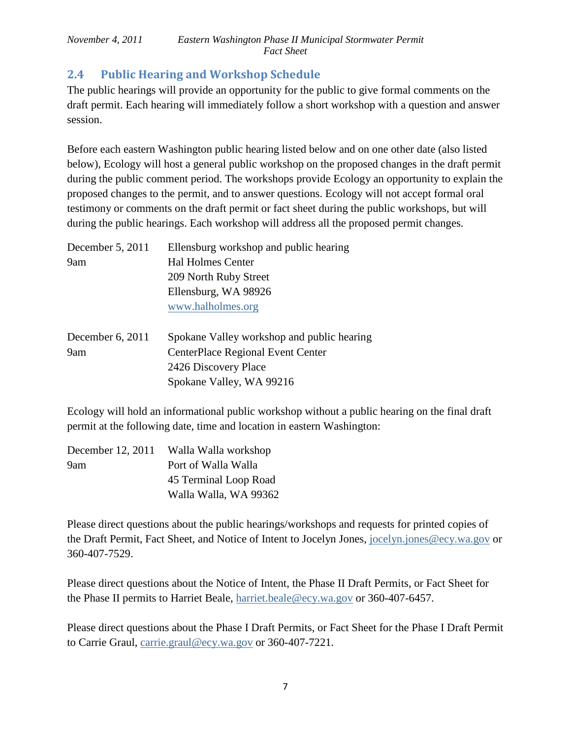## 2.4 Public Hearing and Workshop Schedule

The public hearings will provide an opportunity for the public to give formal comments on the draft permit. Each hearing will immediately follow a short workshop with a question and answer session.

Before each eastern Washington public hearing listed below and on one other date (also listed below), Ecology will host a general public workshop on the proposed changes in the draft permit during the public comment period. The workshops provide Ecology an opportunity to explain the proposed changes to the permit, and to answer questions. Ecology will not accept formal oral testimony or comments on the draft permit or fact sheet during the public workshops, but will during the public hearings. Each workshop will address all the proposed permit changes.

December 5, 2011
9am

Ellensburg workshop and public hearing
Hal Holmes Center
209 North Ruby Street
Ellensburg, WA 98926
www.halholmes.org

December 6, 2011
9am

Spokane Valley workshop and public hearing
CenterPlace Regional Event Center
2426 Discovery Place
Spokane Valley, WA 99216

Ecology will hold an informational public workshop without a public hearing on the final draft permit at the following date, time and location in eastern Washington:

December 12, 2011
9am

Walla Walla workshop
Port of Walla Walla
45 Terminal Loop Road
Walla Walla, WA 99362

Please direct questions about the public hearings/workshops and requests for printed copies of the Draft Permit, Fact Sheet, and Notice of Intent to Jocelyn Jones, jocelyn.jones@ecy.wa.gov or 360-407-7529.

Please direct questions about the Notice of Intent, the Phase II Draft Permits, or Fact Sheet for the Phase II permits to Harriet Beale, harriet.beale@ecy.wa.gov or 360-407-6457.

Please direct questions about the Phase I Draft Permits, or Fact Sheet for the Phase I Draft Permit to Carrie Graul, carrie.graul@ecy.wa.gov or 360-407-7221.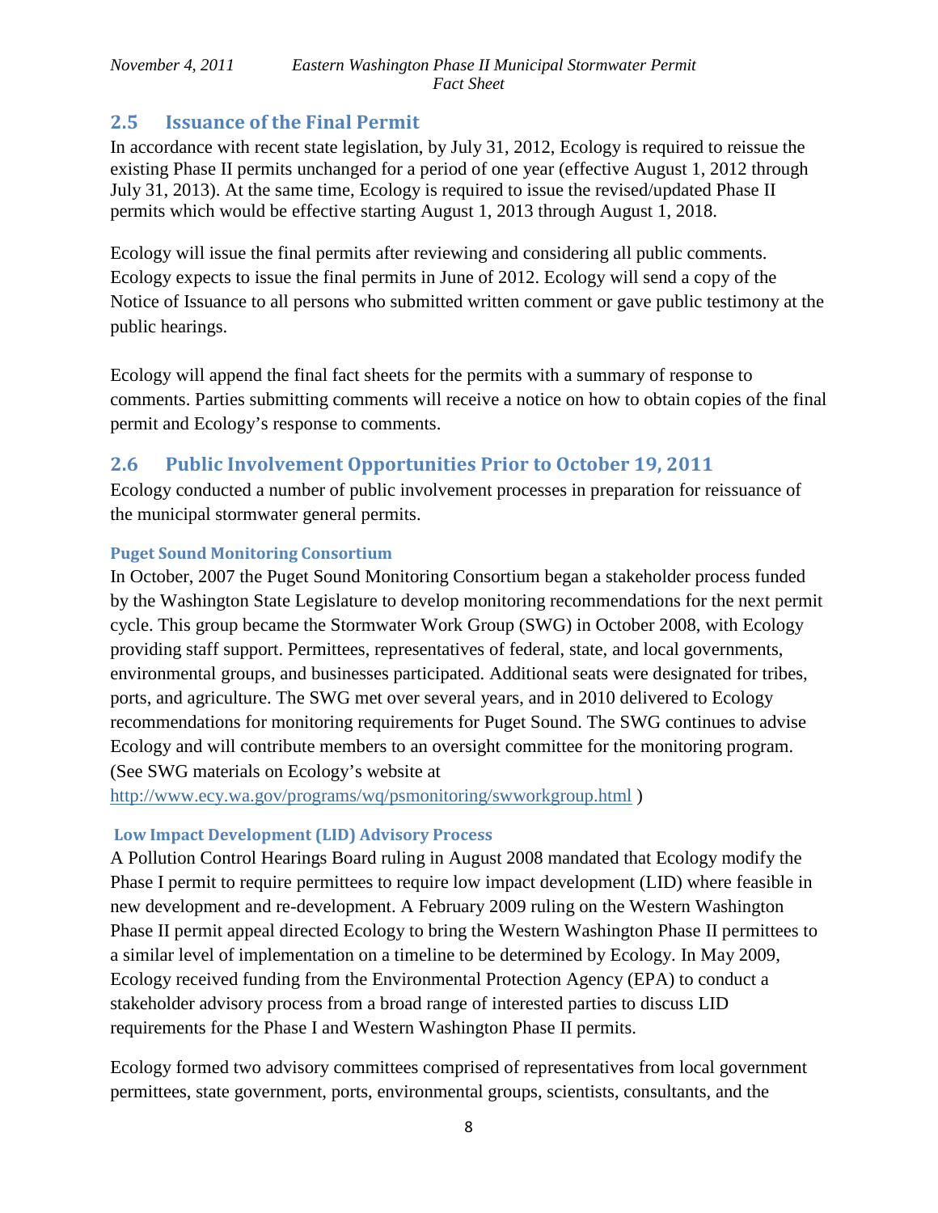## 2.5 Issuance of the Final Permit

In accordance with recent state legislation, by July 31, 2012, Ecology is required to reissue the existing Phase II permits unchanged for a period of one year (effective August 1, 2012 through July 31, 2013). At the same time, Ecology is required to issue the revised/updated Phase II permits which would be effective starting August 1, 2013 through August 1, 2018.

Ecology will issue the final permits after reviewing and considering all public comments. Ecology expects to issue the final permits in June of 2012. Ecology will send a copy of the Notice of Issuance to all persons who submitted written comment or gave public testimony at the public hearings.

Ecology will append the final fact sheets for the permits with a summary of response to comments. Parties submitting comments will receive a notice on how to obtain copies of the final permit and Ecology's response to comments.

## 2.6 Public Involvement Opportunities Prior to October 19, 2011

Ecology conducted a number of public involvement processes in preparation for reissuance of the municipal stormwater general permits.

### Puget Sound Monitoring Consortium

In October, 2007 the Puget Sound Monitoring Consortium began a stakeholder process funded by the Washington State Legislature to develop monitoring recommendations for the next permit cycle. This group became the Stormwater Work Group (SWG) in October 2008, with Ecology providing staff support. Permittees, representatives of federal, state, and local governments, environmental groups, and businesses participated. Additional seats were designated for tribes, ports, and agriculture. The SWG met over several years, and in 2010 delivered to Ecology recommendations for monitoring requirements for Puget Sound. The SWG continues to advise Ecology and will contribute members to an oversight committee for the monitoring program. (See SWG materials on Ecology's website at http://www.ecy.wa.gov/programs/wq/psmonitoring/swworkgroup.html )

### Low Impact Development (LID) Advisory Process

A Pollution Control Hearings Board ruling in August 2008 mandated that Ecology modify the Phase I permit to require permittees to require low impact development (LID) where feasible in new development and re-development. A February 2009 ruling on the Western Washington Phase II permit appeal directed Ecology to bring the Western Washington Phase II permittees to a similar level of implementation on a timeline to be determined by Ecology. In May 2009, Ecology received funding from the Environmental Protection Agency (EPA) to conduct a stakeholder advisory process from a broad range of interested parties to discuss LID requirements for the Phase I and Western Washington Phase II permits.

Ecology formed two advisory committees comprised of representatives from local government permittees, state government, ports, environmental groups, scientists, consultants, and the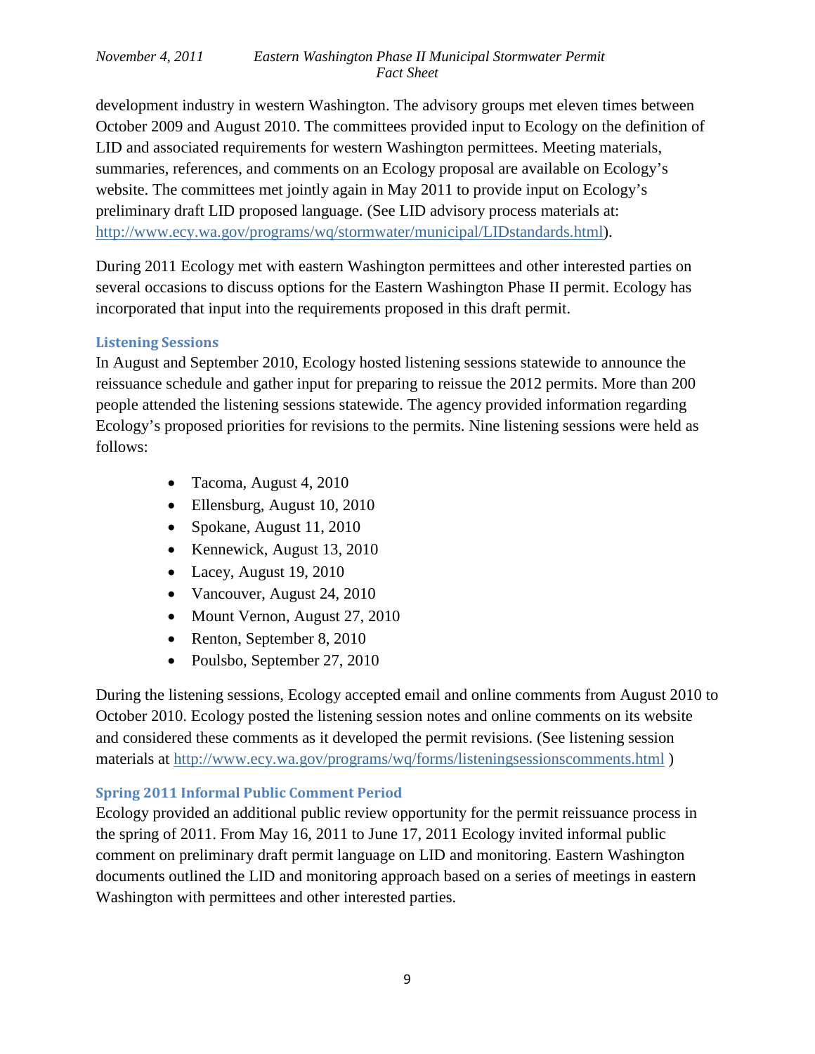development industry in western Washington. The advisory groups met eleven times between October 2009 and August 2010. The committees provided input to Ecology on the definition of LID and associated requirements for western Washington permittees. Meeting materials, summaries, references, and comments on an Ecology proposal are available on Ecology's website. The committees met jointly again in May 2011 to provide input on Ecology's preliminary draft LID proposed language. (See LID advisory process materials at: http://www.ecy.wa.gov/programs/wq/stormwater/municipal/LIDstandards.html).

During 2011 Ecology met with eastern Washington permittees and other interested parties on several occasions to discuss options for the Eastern Washington Phase II permit. Ecology has incorporated that input into the requirements proposed in this draft permit.

### Listening Sessions

In August and September 2010, Ecology hosted listening sessions statewide to announce the reissuance schedule and gather input for preparing to reissue the 2012 permits. More than 200 people attended the listening sessions statewide. The agency provided information regarding Ecology's proposed priorities for revisions to the permits. Nine listening sessions were held as follows:

- Tacoma, August 4, 2010
- Ellensburg, August 10, 2010
- Spokane, August 11, 2010
- Kennewick, August 13, 2010
- Lacey, August 19, 2010
- Vancouver, August 24, 2010
- Mount Vernon, August 27, 2010
- Renton, September 8, 2010
- Poulsbo, September 27, 2010

During the listening sessions, Ecology accepted email and online comments from August 2010 to October 2010. Ecology posted the listening session notes and online comments on its website and considered these comments as it developed the permit revisions. (See listening session materials at http://www.ecy.wa.gov/programs/wq/forms/listeningsessionscomments.html )

### Spring 2011 Informal Public Comment Period

Ecology provided an additional public review opportunity for the permit reissuance process in the spring of 2011. From May 16, 2011 to June 17, 2011 Ecology invited informal public comment on preliminary draft permit language on LID and monitoring. Eastern Washington documents outlined the LID and monitoring approach based on a series of meetings in eastern Washington with permittees and other interested parties.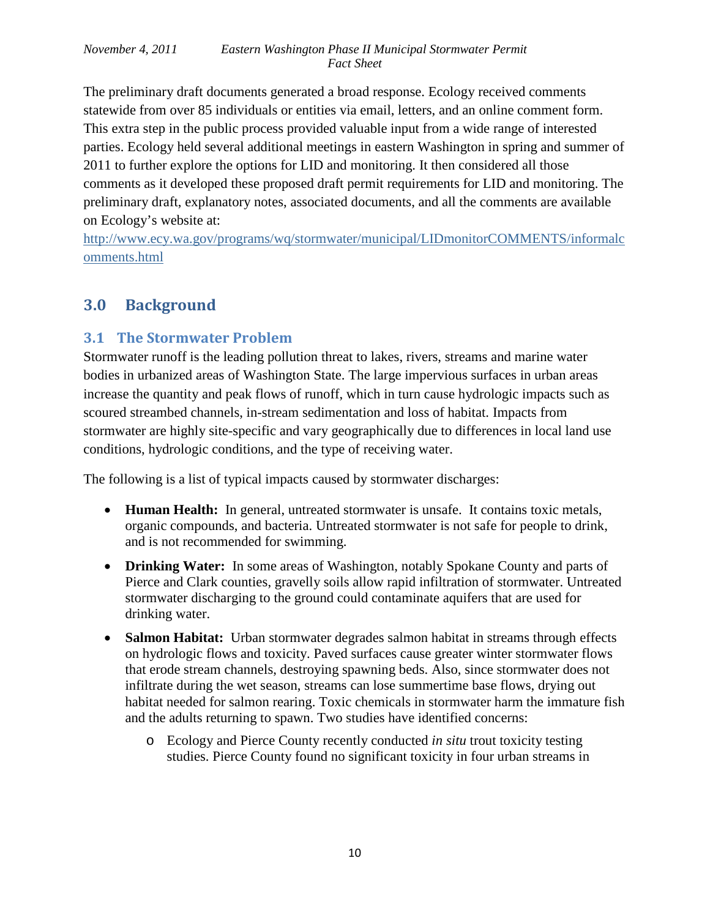The preliminary draft documents generated a broad response. Ecology received comments statewide from over 85 individuals or entities via email, letters, and an online comment form. This extra step in the public process provided valuable input from a wide range of interested parties. Ecology held several additional meetings in eastern Washington in spring and summer of 2011 to further explore the options for LID and monitoring. It then considered all those comments as it developed these proposed draft permit requirements for LID and monitoring. The preliminary draft, explanatory notes, associated documents, and all the comments are available on Ecology's website at:
http://www.ecy.wa.gov/programs/wq/stormwater/municipal/LIDmonitorCOMMENTS/informalcomments.html

# 3.0 Background

## 3.1 The Stormwater Problem

Stormwater runoff is the leading pollution threat to lakes, rivers, streams and marine water bodies in urbanized areas of Washington State. The large impervious surfaces in urban areas increase the quantity and peak flows of runoff, which in turn cause hydrologic impacts such as scoured streambed channels, in-stream sedimentation and loss of habitat. Impacts from stormwater are highly site-specific and vary geographically due to differences in local land use conditions, hydrologic conditions, and the type of receiving water.

The following is a list of typical impacts caused by stormwater discharges:

- **Human Health:** In general, untreated stormwater is unsafe. It contains toxic metals, organic compounds, and bacteria. Untreated stormwater is not safe for people to drink, and is not recommended for swimming.
- **Drinking Water:** In some areas of Washington, notably Spokane County and parts of Pierce and Clark counties, gravelly soils allow rapid infiltration of stormwater. Untreated stormwater discharging to the ground could contaminate aquifers that are used for drinking water.
- **Salmon Habitat:** Urban stormwater degrades salmon habitat in streams through effects on hydrologic flows and toxicity. Paved surfaces cause greater winter stormwater flows that erode stream channels, destroying spawning beds. Also, since stormwater does not infiltrate during the wet season, streams can lose summertime base flows, drying out habitat needed for salmon rearing. Toxic chemicals in stormwater harm the immature fish and the adults returning to spawn. Two studies have identified concerns:
    - Ecology and Pierce County recently conducted *in situ* trout toxicity testing studies. Pierce County found no significant toxicity in four urban streams in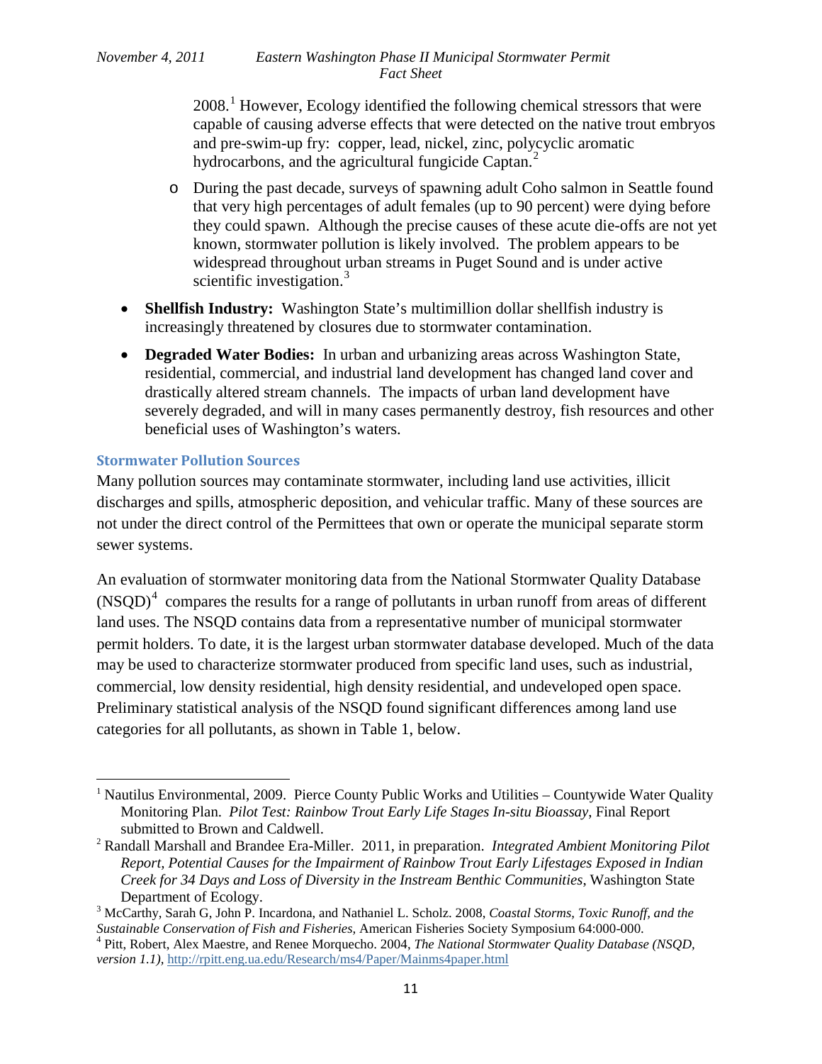2008.[1] However, Ecology identified the following chemical stressors that were capable of causing adverse effects that were detected on the native trout embryos and pre-swim-up fry: copper, lead, nickel, zinc, polycyclic aromatic hydrocarbons, and the agricultural fungicide Captan.[2]

  - During the past decade, surveys of spawning adult Coho salmon in Seattle found that very high percentages of adult females (up to 90 percent) were dying before they could spawn. Although the precise causes of these acute die-offs are not yet known, stormwater pollution is likely involved. The problem appears to be widespread throughout urban streams in Puget Sound and is under active scientific investigation.[3]

- **Shellfish Industry:** Washington State's multimillion dollar shellfish industry is increasingly threatened by closures due to stormwater contamination.
- **Degraded Water Bodies:** In urban and urbanizing areas across Washington State, residential, commercial, and industrial land development has changed land cover and drastically altered stream channels. The impacts of urban land development have severely degraded, and will in many cases permanently destroy, fish resources and other beneficial uses of Washington's waters.

### Stormwater Pollution Sources

Many pollution sources may contaminate stormwater, including land use activities, illicit discharges and spills, atmospheric deposition, and vehicular traffic. Many of these sources are not under the direct control of the Permittees that own or operate the municipal separate storm sewer systems.

An evaluation of stormwater monitoring data from the National Stormwater Quality Database (NSQD)[4] compares the results for a range of pollutants in urban runoff from areas of different land uses. The NSQD contains data from a representative number of municipal stormwater permit holders. To date, it is the largest urban stormwater database developed. Much of the data may be used to characterize stormwater produced from specific land uses, such as industrial, commercial, low density residential, high density residential, and undeveloped open space. Preliminary statistical analysis of the NSQD found significant differences among land use categories for all pollutants, as shown in Table 1, below.

---

[1] Nautilus Environmental, 2009. Pierce County Public Works and Utilities – Countywide Water Quality Monitoring Plan. *Pilot Test: Rainbow Trout Early Life Stages In-situ Bioassay,* Final Report submitted to Brown and Caldwell.

[2] Randall Marshall and Brandee Era-Miller. 2011, in preparation. *Integrated Ambient Monitoring Pilot Report, Potential Causes for the Impairment of Rainbow Trout Early Lifestages Exposed in Indian Creek for 34 Days and Loss of Diversity in the Instream Benthic Communities,* Washington State Department of Ecology.

[3] McCarthy, Sarah G, John P. Incardona, and Nathaniel L. Scholz. 2008, *Coastal Storms, Toxic Runoff, and the Sustainable Conservation of Fish and Fisheries,* American Fisheries Society Symposium 64:000-000.

[4] Pitt, Robert, Alex Maestre, and Renee Morquecho. 2004, *The National Stormwater Quality Database (NSQD, version 1.1),* http://rpitt.eng.ua.edu/Research/ms4/Paper/Mainms4paper.html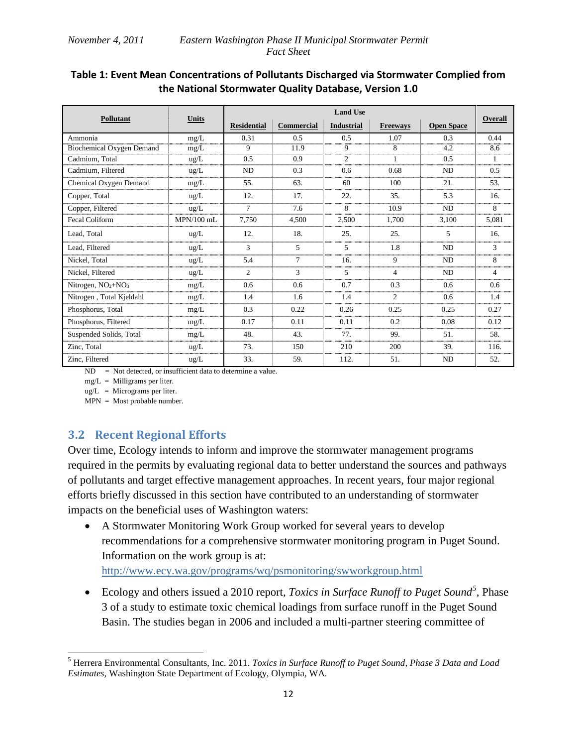**Table 1: Event Mean Concentrations of Pollutants Discharged via Stormwater Complied from the National Stormwater Quality Database, Version 1.0**

| Pollutant | Units | Land Use | | | | | Overall |
|---|---|---|---|---|---|---|---|
| | | Residential | Commercial | Industrial | Freeways | Open Space | |
| Ammonia | mg/L | 0.31 | 0.5 | 0.5 | 1.07 | 0.3 | 0.44 |
| Biochemical Oxygen Demand | mg/L | 9 | 11.9 | 9 | 8 | 4.2 | 8.6 |
| Cadmium, Total | ug/L | 0.5 | 0.9 | 2 | 1 | 0.5 | 1 |
| Cadmium, Filtered | ug/L | ND | 0.3 | 0.6 | 0.68 | ND | 0.5 |
| Chemical Oxygen Demand | mg/L | 55. | 63. | 60 | 100 | 21. | 53. |
| Copper, Total | ug/L | 12. | 17. | 22. | 35. | 5.3 | 16. |
| Copper, Filtered | ug/L | 7 | 7.6 | 8 | 10.9 | ND | 8 |
| Fecal Coliform | MPN/100 mL | 7,750 | 4,500 | 2,500 | 1,700 | 3,100 | 5,081 |
| Lead, Total | ug/L | 12. | 18. | 25. | 25. | 5 | 16. |
| Lead, Filtered | ug/L | 3 | 5 | 5 | 1.8 | ND | 3 |
| Nickel, Total | ug/L | 5.4 | 7 | 16. | 9 | ND | 8 |
| Nickel, Filtered | ug/L | 2 | 3 | 5 | 4 | ND | 4 |
| Nitrogen, $NO_2$+$NO_3$ | mg/L | 0.6 | 0.6 | 0.7 | 0.3 | 0.6 | 0.6 |
| Nitrogen , Total Kjeldahl | mg/L | 1.4 | 1.6 | 1.4 | 2 | 0.6 | 1.4 |
| Phosphorus, Total | mg/L | 0.3 | 0.22 | 0.26 | 0.25 | 0.25 | 0.27 |
| Phosphorus, Filtered | mg/L | 0.17 | 0.11 | 0.11 | 0.2 | 0.08 | 0.12 |
| Suspended Solids, Total | mg/L | 48. | 43. | 77. | 99. | 51. | 58. |
| Zinc, Total | ug/L | 73. | 150 | 210 | 200 | 39. | 116. |
| Zinc, Filtered | ug/L | 33. | 59. | 112. | 51. | ND | 52. |

ND = Not detected, or insufficient data to determine a value.
mg/L = Milligrams per liter.
ug/L = Micrograms per liter.
MPN = Most probable number.

## 3.2 Recent Regional Efforts

Over time, Ecology intends to inform and improve the stormwater management programs required in the permits by evaluating regional data to better understand the sources and pathways of pollutants and target effective management approaches. In recent years, four major regional efforts briefly discussed in this section have contributed to an understanding of stormwater impacts on the beneficial uses of Washington waters:

- A Stormwater Monitoring Work Group worked for several years to develop recommendations for a comprehensive stormwater monitoring program in Puget Sound. Information on the work group is at: http://www.ecy.wa.gov/programs/wq/psmonitoring/swworkgroup.html
- Ecology and others issued a 2010 report, *Toxics in Surface Runoff to Puget Sound*[5], Phase 3 of a study to estimate toxic chemical loadings from surface runoff in the Puget Sound Basin. The studies began in 2006 and included a multi-partner steering committee of

[5] Herrera Environmental Consultants, Inc. 2011. *Toxics in Surface Runoff to Puget Sound, Phase 3 Data and Load Estimates,* Washington State Department of Ecology, Olympia, WA.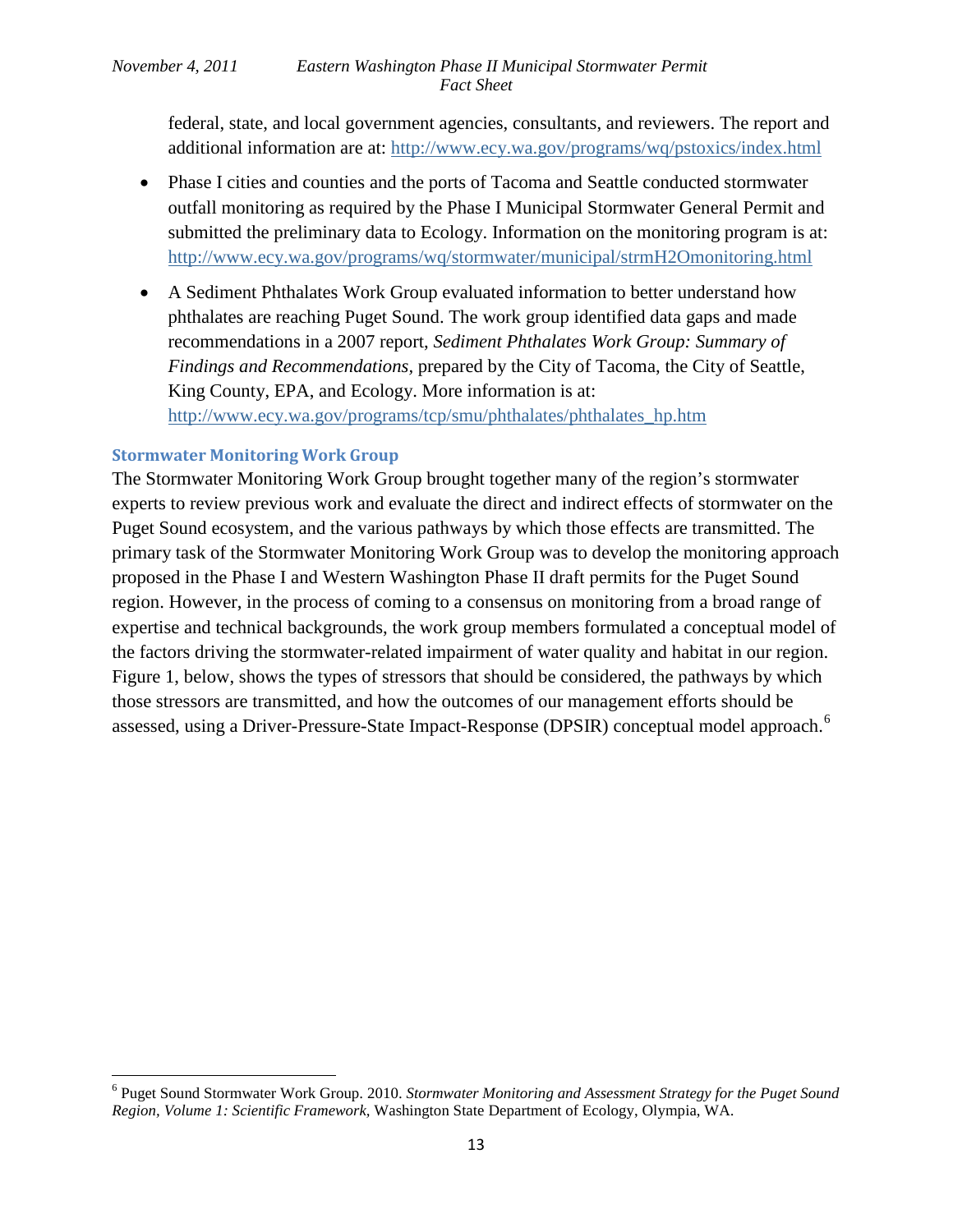federal, state, and local government agencies, consultants, and reviewers. The report and additional information are at: http://www.ecy.wa.gov/programs/wq/pstoxics/index.html

- Phase I cities and counties and the ports of Tacoma and Seattle conducted stormwater outfall monitoring as required by the Phase I Municipal Stormwater General Permit and submitted the preliminary data to Ecology. Information on the monitoring program is at: http://www.ecy.wa.gov/programs/wq/stormwater/municipal/strmH2Omonitoring.html
- A Sediment Phthalates Work Group evaluated information to better understand how phthalates are reaching Puget Sound. The work group identified data gaps and made recommendations in a 2007 report, *Sediment Phthalates Work Group: Summary of Findings and Recommendations,* prepared by the City of Tacoma, the City of Seattle, King County, EPA, and Ecology. More information is at: http://www.ecy.wa.gov/programs/tcp/smu/phthalates/phthalates_hp.htm

### Stormwater Monitoring Work Group

The Stormwater Monitoring Work Group brought together many of the region's stormwater experts to review previous work and evaluate the direct and indirect effects of stormwater on the Puget Sound ecosystem, and the various pathways by which those effects are transmitted. The primary task of the Stormwater Monitoring Work Group was to develop the monitoring approach proposed in the Phase I and Western Washington Phase II draft permits for the Puget Sound region. However, in the process of coming to a consensus on monitoring from a broad range of expertise and technical backgrounds, the work group members formulated a conceptual model of the factors driving the stormwater-related impairment of water quality and habitat in our region. Figure 1, below, shows the types of stressors that should be considered, the pathways by which those stressors are transmitted, and how the outcomes of our management efforts should be assessed, using a Driver-Pressure-State Impact-Response (DPSIR) conceptual model approach.[6]

---

[6] Puget Sound Stormwater Work Group. 2010. *Stormwater Monitoring and Assessment Strategy for the Puget Sound Region, Volume 1: Scientific Framework,* Washington State Department of Ecology, Olympia, WA.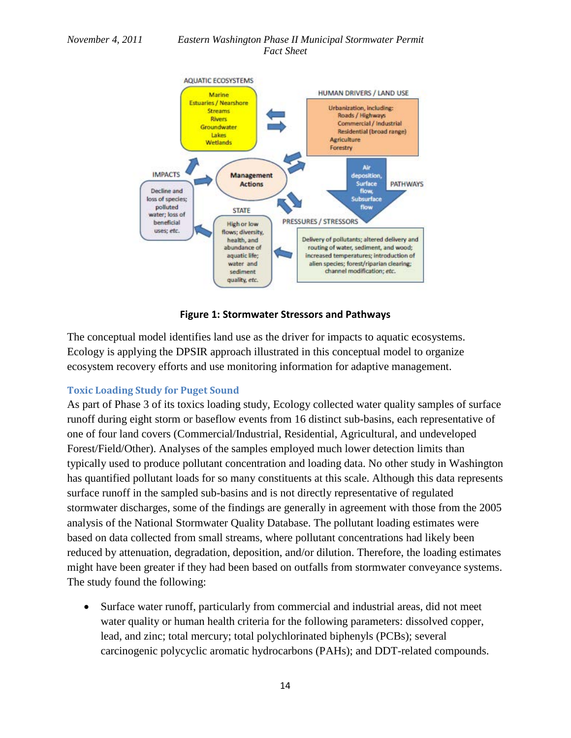**Figure 1: Stormwater Stressors and Pathways**

The conceptual model identifies land use as the driver for impacts to aquatic ecosystems. Ecology is applying the DPSIR approach illustrated in this conceptual model to organize ecosystem recovery efforts and use monitoring information for adaptive management.

### Toxic Loading Study for Puget Sound

As part of Phase 3 of its toxics loading study, Ecology collected water quality samples of surface runoff during eight storm or baseflow events from 16 distinct sub-basins, each representative of one of four land covers (Commercial/Industrial, Residential, Agricultural, and undeveloped Forest/Field/Other). Analyses of the samples employed much lower detection limits than typically used to produce pollutant concentration and loading data. No other study in Washington has quantified pollutant loads for so many constituents at this scale. Although this data represents surface runoff in the sampled sub-basins and is not directly representative of regulated stormwater discharges, some of the findings are generally in agreement with those from the 2005 analysis of the National Stormwater Quality Database. The pollutant loading estimates were based on data collected from small streams, where pollutant concentrations had likely been reduced by attenuation, degradation, deposition, and/or dilution. Therefore, the loading estimates might have been greater if they had been based on outfalls from stormwater conveyance systems. The study found the following:

- Surface water runoff, particularly from commercial and industrial areas, did not meet water quality or human health criteria for the following parameters: dissolved copper, lead, and zinc; total mercury; total polychlorinated biphenyls (PCBs); several carcinogenic polycyclic aromatic hydrocarbons (PAHs); and DDT-related compounds.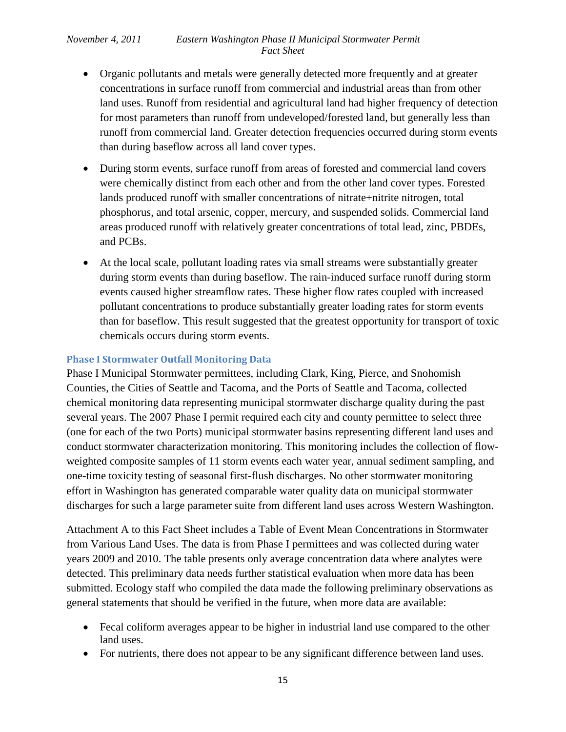- Organic pollutants and metals were generally detected more frequently and at greater concentrations in surface runoff from commercial and industrial areas than from other land uses. Runoff from residential and agricultural land had higher frequency of detection for most parameters than runoff from undeveloped/forested land, but generally less than runoff from commercial land. Greater detection frequencies occurred during storm events than during baseflow across all land cover types.
- During storm events, surface runoff from areas of forested and commercial land covers were chemically distinct from each other and from the other land cover types. Forested lands produced runoff with smaller concentrations of nitrate+nitrite nitrogen, total phosphorus, and total arsenic, copper, mercury, and suspended solids. Commercial land areas produced runoff with relatively greater concentrations of total lead, zinc, PBDEs, and PCBs.
- At the local scale, pollutant loading rates via small streams were substantially greater during storm events than during baseflow. The rain-induced surface runoff during storm events caused higher streamflow rates. These higher flow rates coupled with increased pollutant concentrations to produce substantially greater loading rates for storm events than for baseflow. This result suggested that the greatest opportunity for transport of toxic chemicals occurs during storm events.

### Phase I Stormwater Outfall Monitoring Data

Phase I Municipal Stormwater permittees, including Clark, King, Pierce, and Snohomish Counties, the Cities of Seattle and Tacoma, and the Ports of Seattle and Tacoma, collected chemical monitoring data representing municipal stormwater discharge quality during the past several years. The 2007 Phase I permit required each city and county permittee to select three (one for each of the two Ports) municipal stormwater basins representing different land uses and conduct stormwater characterization monitoring. This monitoring includes the collection of flow-weighted composite samples of 11 storm events each water year, annual sediment sampling, and one-time toxicity testing of seasonal first-flush discharges. No other stormwater monitoring effort in Washington has generated comparable water quality data on municipal stormwater discharges for such a large parameter suite from different land uses across Western Washington.

Attachment A to this Fact Sheet includes a Table of Event Mean Concentrations in Stormwater from Various Land Uses. The data is from Phase I permittees and was collected during water years 2009 and 2010. The table presents only average concentration data where analytes were detected. This preliminary data needs further statistical evaluation when more data has been submitted. Ecology staff who compiled the data made the following preliminary observations as general statements that should be verified in the future, when more data are available:

- Fecal coliform averages appear to be higher in industrial land use compared to the other land uses.
- For nutrients, there does not appear to be any significant difference between land uses.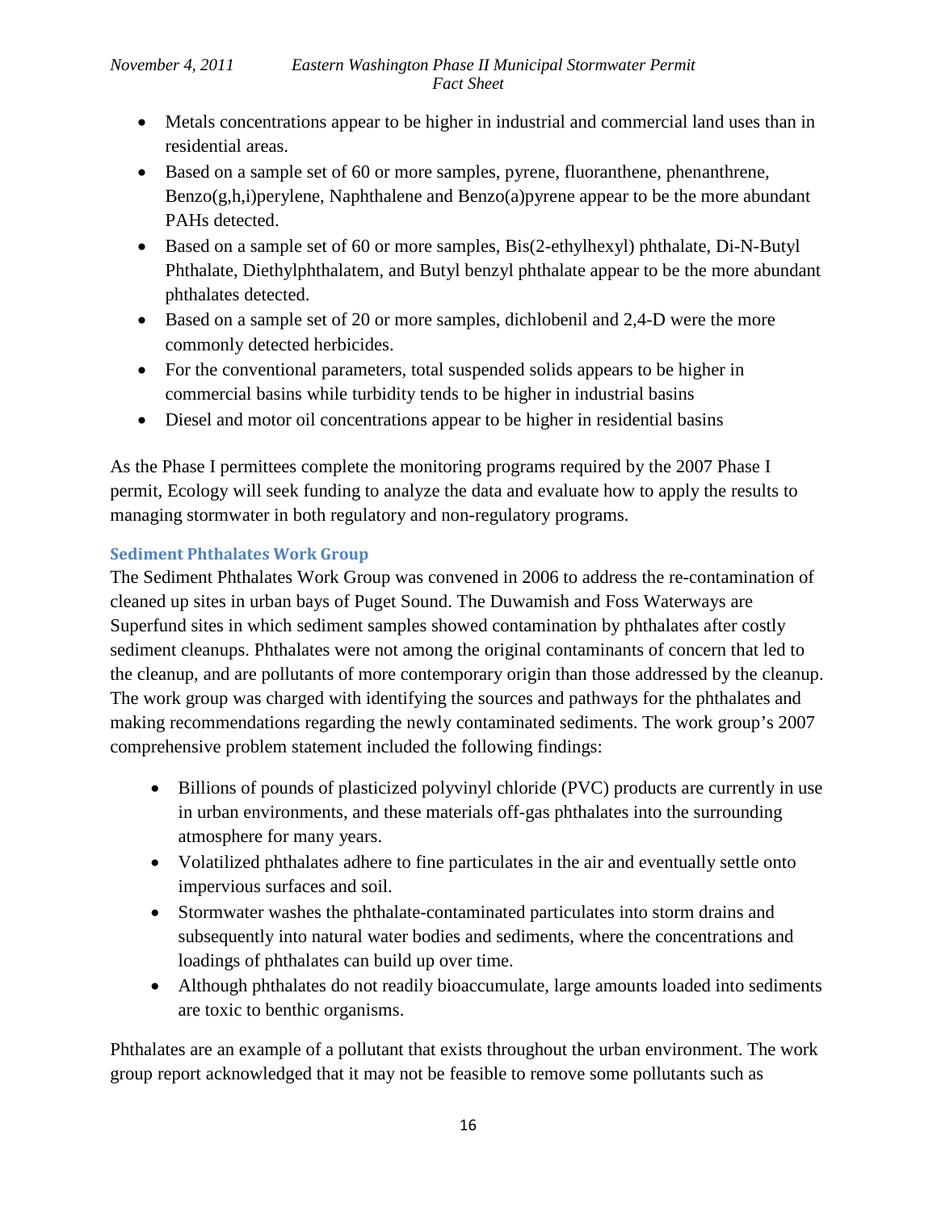- Metals concentrations appear to be higher in industrial and commercial land uses than in residential areas.
- Based on a sample set of 60 or more samples, pyrene, fluoranthene, phenanthrene, Benzo(g,h,i)perylene, Naphthalene and Benzo(a)pyrene appear to be the more abundant PAHs detected.
- Based on a sample set of 60 or more samples, Bis(2-ethylhexyl) phthalate, Di-N-Butyl Phthalate, Diethylphthalatem, and Butyl benzyl phthalate appear to be the more abundant phthalates detected.
- Based on a sample set of 20 or more samples, dichlobenil and 2,4-D were the more commonly detected herbicides.
- For the conventional parameters, total suspended solids appears to be higher in commercial basins while turbidity tends to be higher in industrial basins
- Diesel and motor oil concentrations appear to be higher in residential basins

As the Phase I permittees complete the monitoring programs required by the 2007 Phase I permit, Ecology will seek funding to analyze the data and evaluate how to apply the results to managing stormwater in both regulatory and non-regulatory programs.

### Sediment Phthalates Work Group

The Sediment Phthalates Work Group was convened in 2006 to address the re-contamination of cleaned up sites in urban bays of Puget Sound. The Duwamish and Foss Waterways are Superfund sites in which sediment samples showed contamination by phthalates after costly sediment cleanups. Phthalates were not among the original contaminants of concern that led to the cleanup, and are pollutants of more contemporary origin than those addressed by the cleanup. The work group was charged with identifying the sources and pathways for the phthalates and making recommendations regarding the newly contaminated sediments. The work group's 2007 comprehensive problem statement included the following findings:

- Billions of pounds of plasticized polyvinyl chloride (PVC) products are currently in use in urban environments, and these materials off-gas phthalates into the surrounding atmosphere for many years.
- Volatilized phthalates adhere to fine particulates in the air and eventually settle onto impervious surfaces and soil.
- Stormwater washes the phthalate-contaminated particulates into storm drains and subsequently into natural water bodies and sediments, where the concentrations and loadings of phthalates can build up over time.
- Although phthalates do not readily bioaccumulate, large amounts loaded into sediments are toxic to benthic organisms.

Phthalates are an example of a pollutant that exists throughout the urban environment. The work group report acknowledged that it may not be feasible to remove some pollutants such as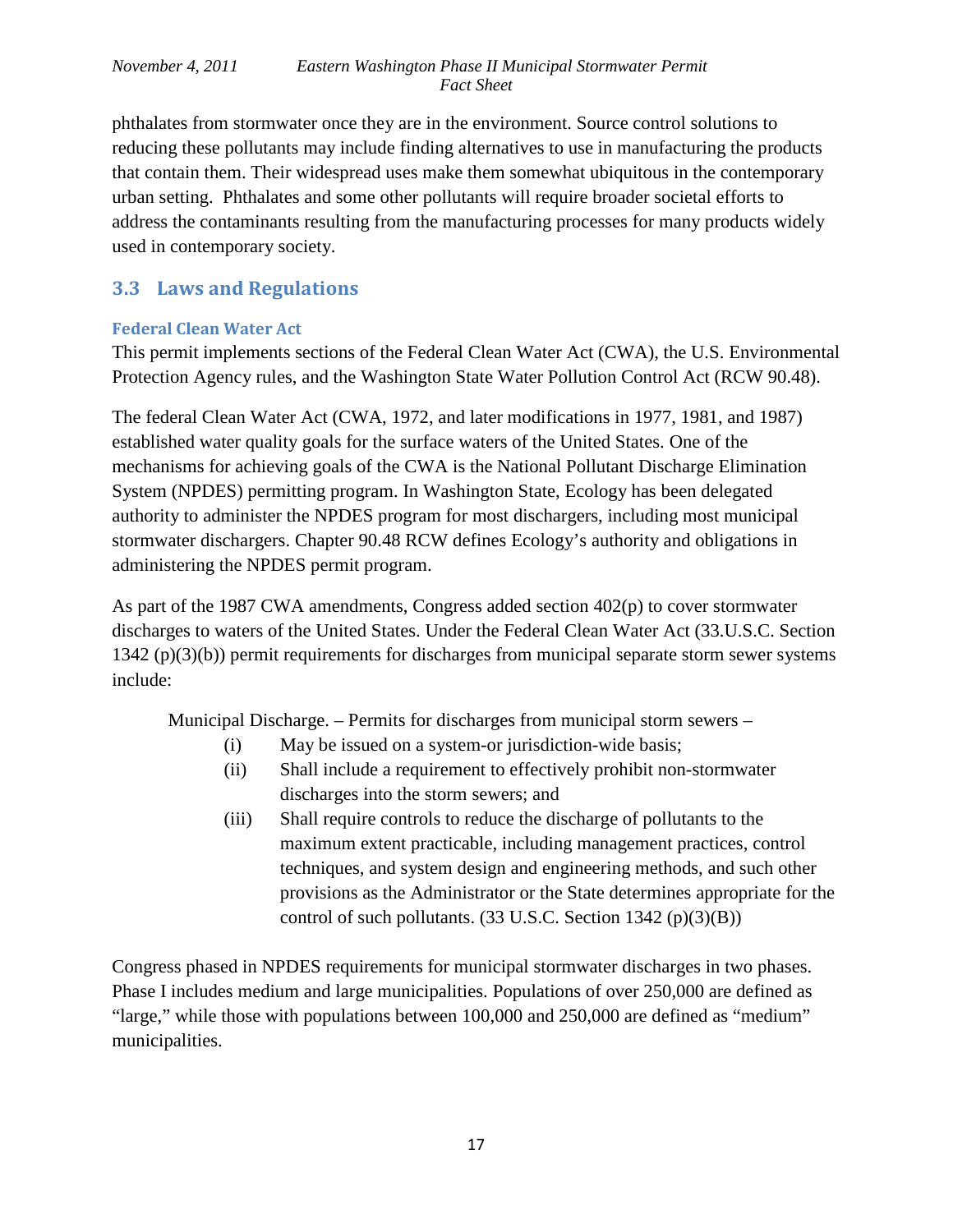phthalates from stormwater once they are in the environment. Source control solutions to reducing these pollutants may include finding alternatives to use in manufacturing the products that contain them. Their widespread uses make them somewhat ubiquitous in the contemporary urban setting. Phthalates and some other pollutants will require broader societal efforts to address the contaminants resulting from the manufacturing processes for many products widely used in contemporary society.

## 3.3 Laws and Regulations

### Federal Clean Water Act

This permit implements sections of the Federal Clean Water Act (CWA), the U.S. Environmental Protection Agency rules, and the Washington State Water Pollution Control Act (RCW 90.48).

The federal Clean Water Act (CWA, 1972, and later modifications in 1977, 1981, and 1987) established water quality goals for the surface waters of the United States. One of the mechanisms for achieving goals of the CWA is the National Pollutant Discharge Elimination System (NPDES) permitting program. In Washington State, Ecology has been delegated authority to administer the NPDES program for most dischargers, including most municipal stormwater dischargers. Chapter 90.48 RCW defines Ecology's authority and obligations in administering the NPDES permit program.

As part of the 1987 CWA amendments, Congress added section 402(p) to cover stormwater discharges to waters of the United States. Under the Federal Clean Water Act (33.U.S.C. Section 1342 (p)(3)(b)) permit requirements for discharges from municipal separate storm sewer systems include:

> Municipal Discharge. – Permits for discharges from municipal storm sewers –
>
> (i) May be issued on a system-or jurisdiction-wide basis;
>
> (ii) Shall include a requirement to effectively prohibit non-stormwater discharges into the storm sewers; and
>
> (iii) Shall require controls to reduce the discharge of pollutants to the maximum extent practicable, including management practices, control techniques, and system design and engineering methods, and such other provisions as the Administrator or the State determines appropriate for the control of such pollutants. (33 U.S.C. Section 1342 (p)(3)(B))

Congress phased in NPDES requirements for municipal stormwater discharges in two phases. Phase I includes medium and large municipalities. Populations of over 250,000 are defined as "large," while those with populations between 100,000 and 250,000 are defined as "medium" municipalities.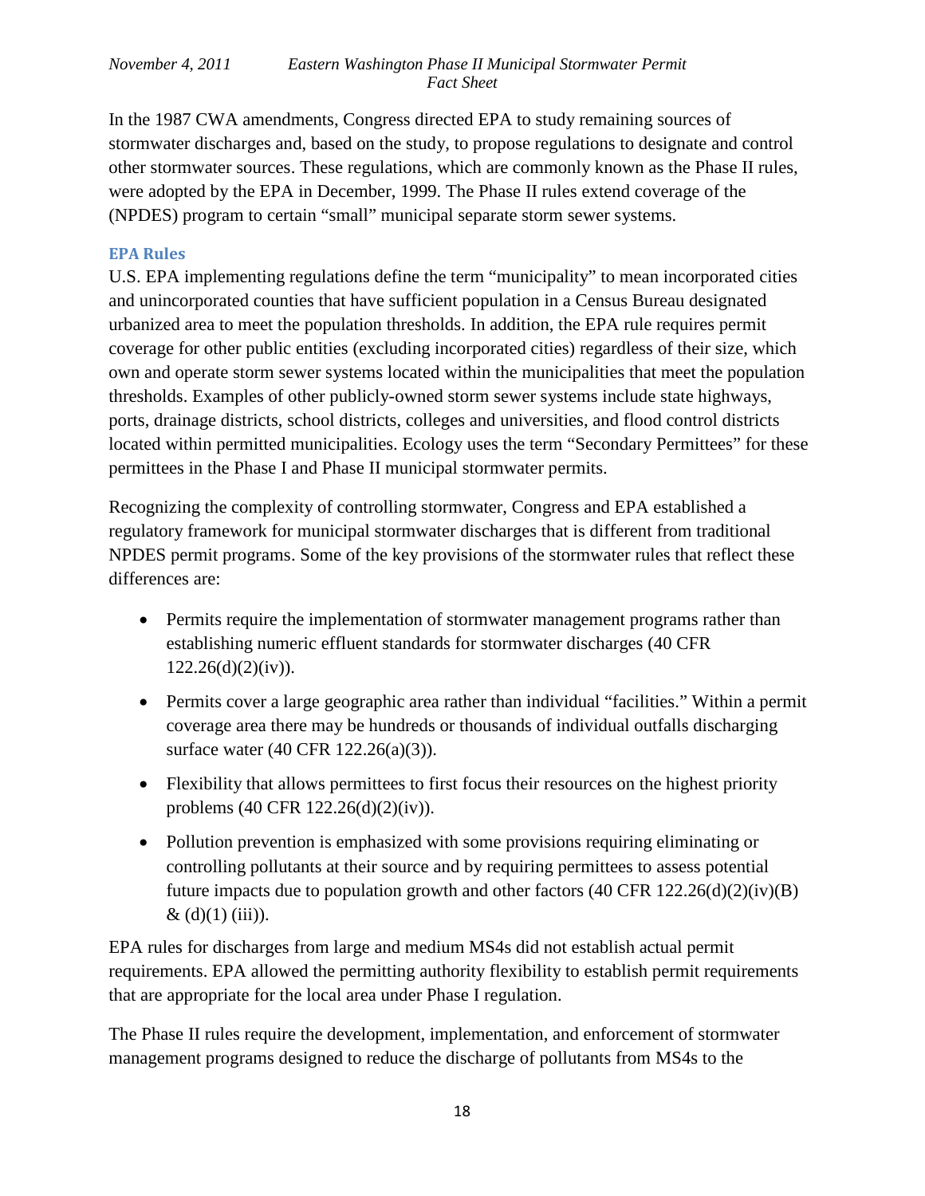In the 1987 CWA amendments, Congress directed EPA to study remaining sources of stormwater discharges and, based on the study, to propose regulations to designate and control other stormwater sources. These regulations, which are commonly known as the Phase II rules, were adopted by the EPA in December, 1999. The Phase II rules extend coverage of the (NPDES) program to certain "small" municipal separate storm sewer systems.

### EPA Rules

U.S. EPA implementing regulations define the term "municipality" to mean incorporated cities and unincorporated counties that have sufficient population in a Census Bureau designated urbanized area to meet the population thresholds. In addition, the EPA rule requires permit coverage for other public entities (excluding incorporated cities) regardless of their size, which own and operate storm sewer systems located within the municipalities that meet the population thresholds. Examples of other publicly-owned storm sewer systems include state highways, ports, drainage districts, school districts, colleges and universities, and flood control districts located within permitted municipalities. Ecology uses the term "Secondary Permittees" for these permittees in the Phase I and Phase II municipal stormwater permits.

Recognizing the complexity of controlling stormwater, Congress and EPA established a regulatory framework for municipal stormwater discharges that is different from traditional NPDES permit programs. Some of the key provisions of the stormwater rules that reflect these differences are:

- Permits require the implementation of stormwater management programs rather than establishing numeric effluent standards for stormwater discharges (40 CFR 122.26(d)(2)(iv)).
- Permits cover a large geographic area rather than individual "facilities." Within a permit coverage area there may be hundreds or thousands of individual outfalls discharging surface water (40 CFR 122.26(a)(3)).
- Flexibility that allows permittees to first focus their resources on the highest priority problems (40 CFR 122.26(d)(2)(iv)).
- Pollution prevention is emphasized with some provisions requiring eliminating or controlling pollutants at their source and by requiring permittees to assess potential future impacts due to population growth and other factors (40 CFR 122.26(d)(2)(iv)(B) & (d)(1) (iii)).

EPA rules for discharges from large and medium MS4s did not establish actual permit requirements. EPA allowed the permitting authority flexibility to establish permit requirements that are appropriate for the local area under Phase I regulation.

The Phase II rules require the development, implementation, and enforcement of stormwater management programs designed to reduce the discharge of pollutants from MS4s to the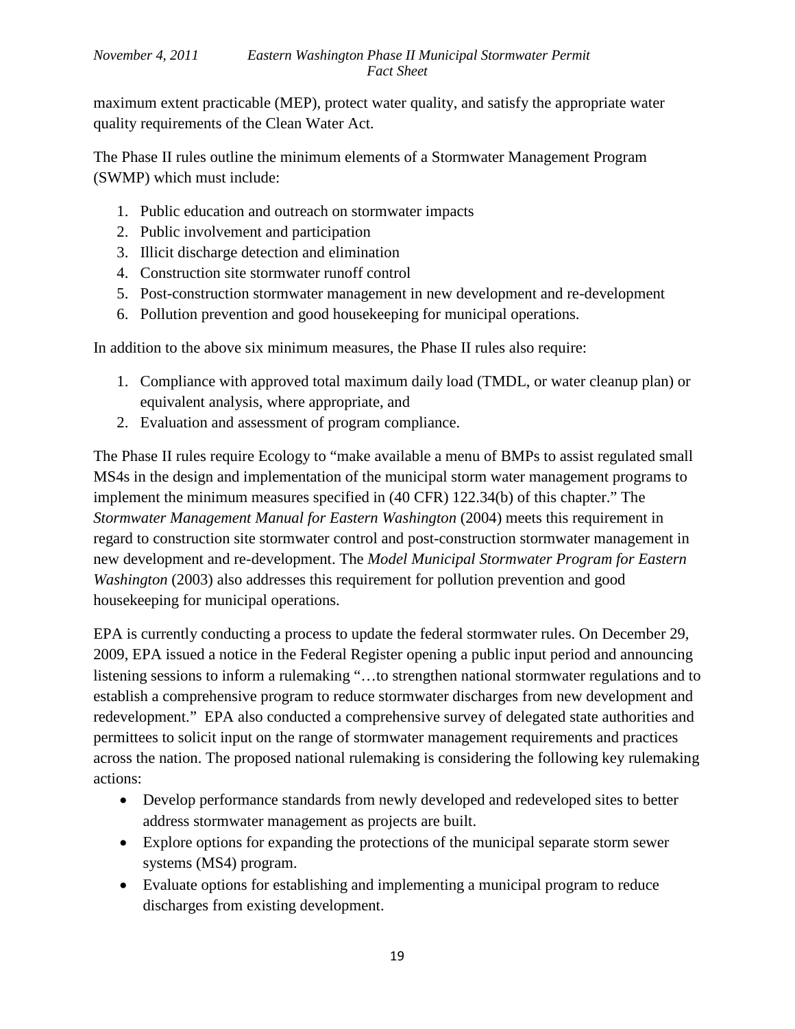maximum extent practicable (MEP), protect water quality, and satisfy the appropriate water quality requirements of the Clean Water Act.

The Phase II rules outline the minimum elements of a Stormwater Management Program (SWMP) which must include:

1. Public education and outreach on stormwater impacts
2. Public involvement and participation
3. Illicit discharge detection and elimination
4. Construction site stormwater runoff control
5. Post-construction stormwater management in new development and re-development
6. Pollution prevention and good housekeeping for municipal operations.

In addition to the above six minimum measures, the Phase II rules also require:

1. Compliance with approved total maximum daily load (TMDL, or water cleanup plan) or equivalent analysis, where appropriate, and
2. Evaluation and assessment of program compliance.

The Phase II rules require Ecology to "make available a menu of BMPs to assist regulated small MS4s in the design and implementation of the municipal storm water management programs to implement the minimum measures specified in (40 CFR) 122.34(b) of this chapter." The *Stormwater Management Manual for Eastern Washington* (2004) meets this requirement in regard to construction site stormwater control and post-construction stormwater management in new development and re-development. The *Model Municipal Stormwater Program for Eastern Washington* (2003) also addresses this requirement for pollution prevention and good housekeeping for municipal operations.

EPA is currently conducting a process to update the federal stormwater rules. On December 29, 2009, EPA issued a notice in the Federal Register opening a public input period and announcing listening sessions to inform a rulemaking "…to strengthen national stormwater regulations and to establish a comprehensive program to reduce stormwater discharges from new development and redevelopment." EPA also conducted a comprehensive survey of delegated state authorities and permittees to solicit input on the range of stormwater management requirements and practices across the nation. The proposed national rulemaking is considering the following key rulemaking actions:

- Develop performance standards from newly developed and redeveloped sites to better address stormwater management as projects are built.
- Explore options for expanding the protections of the municipal separate storm sewer systems (MS4) program.
- Evaluate options for establishing and implementing a municipal program to reduce discharges from existing development.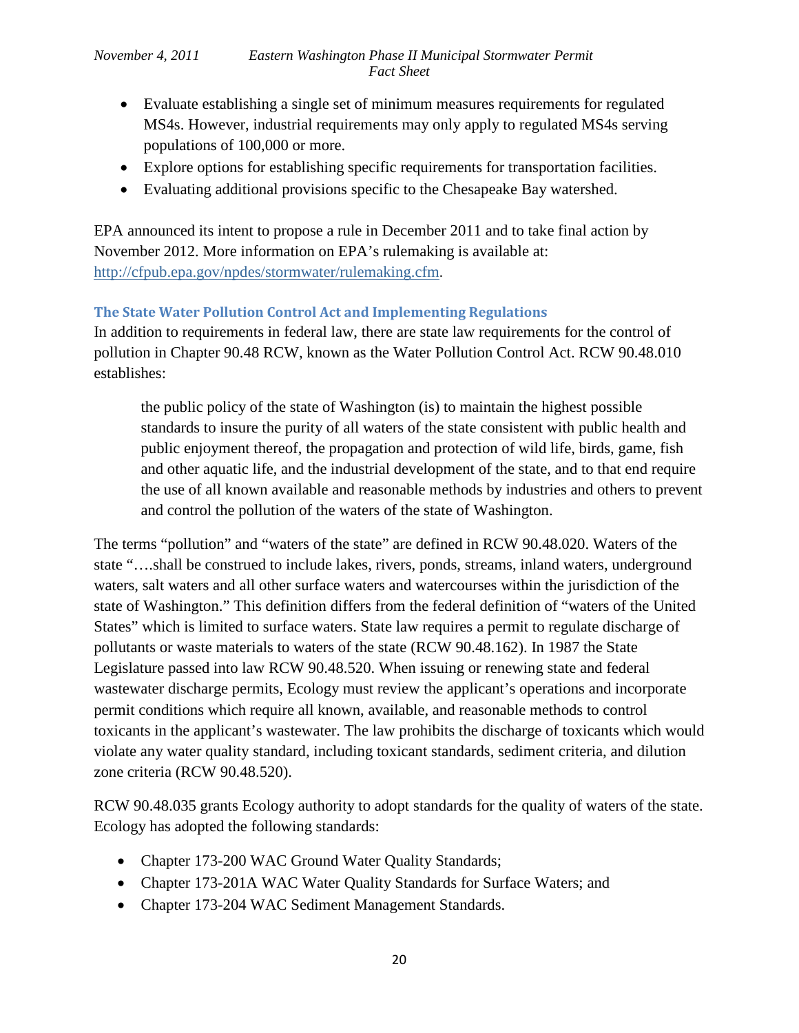- Evaluate establishing a single set of minimum measures requirements for regulated MS4s. However, industrial requirements may only apply to regulated MS4s serving populations of 100,000 or more.
- Explore options for establishing specific requirements for transportation facilities.
- Evaluating additional provisions specific to the Chesapeake Bay watershed.

EPA announced its intent to propose a rule in December 2011 and to take final action by November 2012. More information on EPA's rulemaking is available at: http://cfpub.epa.gov/npdes/stormwater/rulemaking.cfm.

### The State Water Pollution Control Act and Implementing Regulations

In addition to requirements in federal law, there are state law requirements for the control of pollution in Chapter 90.48 RCW, known as the Water Pollution Control Act. RCW 90.48.010 establishes:

> the public policy of the state of Washington (is) to maintain the highest possible standards to insure the purity of all waters of the state consistent with public health and public enjoyment thereof, the propagation and protection of wild life, birds, game, fish and other aquatic life, and the industrial development of the state, and to that end require the use of all known available and reasonable methods by industries and others to prevent and control the pollution of the waters of the state of Washington.

The terms "pollution" and "waters of the state" are defined in RCW 90.48.020. Waters of the state "….shall be construed to include lakes, rivers, ponds, streams, inland waters, underground waters, salt waters and all other surface waters and watercourses within the jurisdiction of the state of Washington." This definition differs from the federal definition of "waters of the United States" which is limited to surface waters. State law requires a permit to regulate discharge of pollutants or waste materials to waters of the state (RCW 90.48.162). In 1987 the State Legislature passed into law RCW 90.48.520. When issuing or renewing state and federal wastewater discharge permits, Ecology must review the applicant's operations and incorporate permit conditions which require all known, available, and reasonable methods to control toxicants in the applicant's wastewater. The law prohibits the discharge of toxicants which would violate any water quality standard, including toxicant standards, sediment criteria, and dilution zone criteria (RCW 90.48.520).

RCW 90.48.035 grants Ecology authority to adopt standards for the quality of waters of the state. Ecology has adopted the following standards:

- Chapter 173-200 WAC Ground Water Quality Standards;
- Chapter 173-201A WAC Water Quality Standards for Surface Waters; and
- Chapter 173-204 WAC Sediment Management Standards.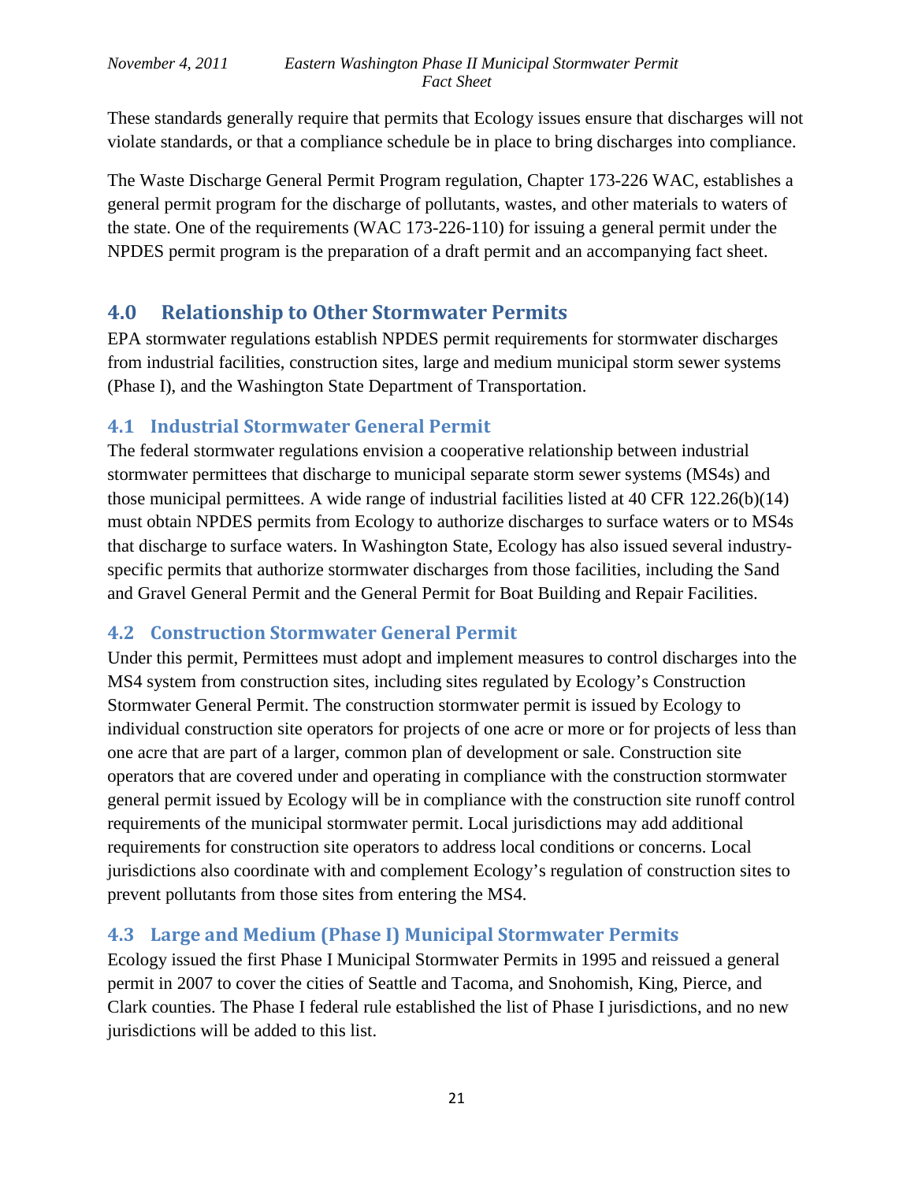These standards generally require that permits that Ecology issues ensure that discharges will not violate standards, or that a compliance schedule be in place to bring discharges into compliance.

The Waste Discharge General Permit Program regulation, Chapter 173-226 WAC, establishes a general permit program for the discharge of pollutants, wastes, and other materials to waters of the state. One of the requirements (WAC 173-226-110) for issuing a general permit under the NPDES permit program is the preparation of a draft permit and an accompanying fact sheet.

## 4.0 Relationship to Other Stormwater Permits

EPA stormwater regulations establish NPDES permit requirements for stormwater discharges from industrial facilities, construction sites, large and medium municipal storm sewer systems (Phase I), and the Washington State Department of Transportation.

### 4.1 Industrial Stormwater General Permit

The federal stormwater regulations envision a cooperative relationship between industrial stormwater permittees that discharge to municipal separate storm sewer systems (MS4s) and those municipal permittees. A wide range of industrial facilities listed at 40 CFR 122.26(b)(14) must obtain NPDES permits from Ecology to authorize discharges to surface waters or to MS4s that discharge to surface waters. In Washington State, Ecology has also issued several industry-specific permits that authorize stormwater discharges from those facilities, including the Sand and Gravel General Permit and the General Permit for Boat Building and Repair Facilities.

### 4.2 Construction Stormwater General Permit

Under this permit, Permittees must adopt and implement measures to control discharges into the MS4 system from construction sites, including sites regulated by Ecology's Construction Stormwater General Permit. The construction stormwater permit is issued by Ecology to individual construction site operators for projects of one acre or more or for projects of less than one acre that are part of a larger, common plan of development or sale. Construction site operators that are covered under and operating in compliance with the construction stormwater general permit issued by Ecology will be in compliance with the construction site runoff control requirements of the municipal stormwater permit. Local jurisdictions may add additional requirements for construction site operators to address local conditions or concerns. Local jurisdictions also coordinate with and complement Ecology's regulation of construction sites to prevent pollutants from those sites from entering the MS4.

### 4.3 Large and Medium (Phase I) Municipal Stormwater Permits

Ecology issued the first Phase I Municipal Stormwater Permits in 1995 and reissued a general permit in 2007 to cover the cities of Seattle and Tacoma, and Snohomish, King, Pierce, and Clark counties. The Phase I federal rule established the list of Phase I jurisdictions, and no new jurisdictions will be added to this list.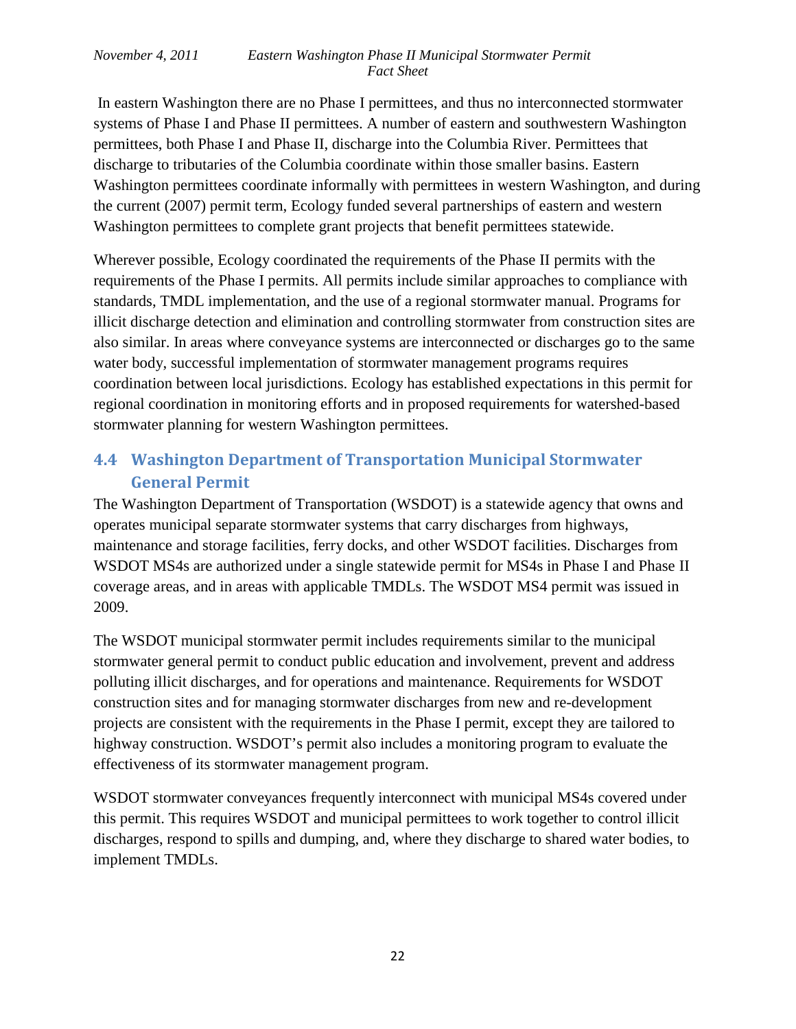In eastern Washington there are no Phase I permittees, and thus no interconnected stormwater systems of Phase I and Phase II permittees. A number of eastern and southwestern Washington permittees, both Phase I and Phase II, discharge into the Columbia River. Permittees that discharge to tributaries of the Columbia coordinate within those smaller basins. Eastern Washington permittees coordinate informally with permittees in western Washington, and during the current (2007) permit term, Ecology funded several partnerships of eastern and western Washington permittees to complete grant projects that benefit permittees statewide.

Wherever possible, Ecology coordinated the requirements of the Phase II permits with the requirements of the Phase I permits. All permits include similar approaches to compliance with standards, TMDL implementation, and the use of a regional stormwater manual. Programs for illicit discharge detection and elimination and controlling stormwater from construction sites are also similar. In areas where conveyance systems are interconnected or discharges go to the same water body, successful implementation of stormwater management programs requires coordination between local jurisdictions. Ecology has established expectations in this permit for regional coordination in monitoring efforts and in proposed requirements for watershed-based stormwater planning for western Washington permittees.

## 4.4 Washington Department of Transportation Municipal Stormwater General Permit

The Washington Department of Transportation (WSDOT) is a statewide agency that owns and operates municipal separate stormwater systems that carry discharges from highways, maintenance and storage facilities, ferry docks, and other WSDOT facilities. Discharges from WSDOT MS4s are authorized under a single statewide permit for MS4s in Phase I and Phase II coverage areas, and in areas with applicable TMDLs. The WSDOT MS4 permit was issued in 2009.

The WSDOT municipal stormwater permit includes requirements similar to the municipal stormwater general permit to conduct public education and involvement, prevent and address polluting illicit discharges, and for operations and maintenance. Requirements for WSDOT construction sites and for managing stormwater discharges from new and re-development projects are consistent with the requirements in the Phase I permit, except they are tailored to highway construction. WSDOT's permit also includes a monitoring program to evaluate the effectiveness of its stormwater management program.

WSDOT stormwater conveyances frequently interconnect with municipal MS4s covered under this permit. This requires WSDOT and municipal permittees to work together to control illicit discharges, respond to spills and dumping, and, where they discharge to shared water bodies, to implement TMDLs.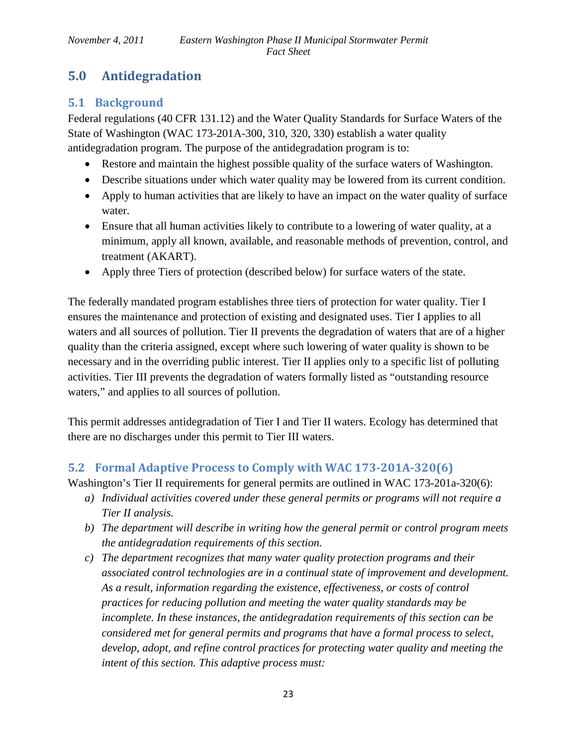## 5.0 Antidegradation

### 5.1 Background

Federal regulations (40 CFR 131.12) and the Water Quality Standards for Surface Waters of the State of Washington (WAC 173-201A-300, 310, 320, 330) establish a water quality antidegradation program. The purpose of the antidegradation program is to:

- Restore and maintain the highest possible quality of the surface waters of Washington.
- Describe situations under which water quality may be lowered from its current condition.
- Apply to human activities that are likely to have an impact on the water quality of surface water.
- Ensure that all human activities likely to contribute to a lowering of water quality, at a minimum, apply all known, available, and reasonable methods of prevention, control, and treatment (AKART).
- Apply three Tiers of protection (described below) for surface waters of the state.

The federally mandated program establishes three tiers of protection for water quality. Tier I ensures the maintenance and protection of existing and designated uses. Tier I applies to all waters and all sources of pollution. Tier II prevents the degradation of waters that are of a higher quality than the criteria assigned, except where such lowering of water quality is shown to be necessary and in the overriding public interest. Tier II applies only to a specific list of polluting activities. Tier III prevents the degradation of waters formally listed as "outstanding resource waters," and applies to all sources of pollution.

This permit addresses antidegradation of Tier I and Tier II waters. Ecology has determined that there are no discharges under this permit to Tier III waters.

### 5.2 Formal Adaptive Process to Comply with WAC 173-201A-320(6)

Washington's Tier II requirements for general permits are outlined in WAC 173-201a-320(6):

a) *Individual activities covered under these general permits or programs will not require a Tier II analysis.*
b) *The department will describe in writing how the general permit or control program meets the antidegradation requirements of this section.*
c) *The department recognizes that many water quality protection programs and their associated control technologies are in a continual state of improvement and development. As a result, information regarding the existence, effectiveness, or costs of control practices for reducing pollution and meeting the water quality standards may be incomplete. In these instances, the antidegradation requirements of this section can be considered met for general permits and programs that have a formal process to select, develop, adopt, and refine control practices for protecting water quality and meeting the intent of this section. This adaptive process must:*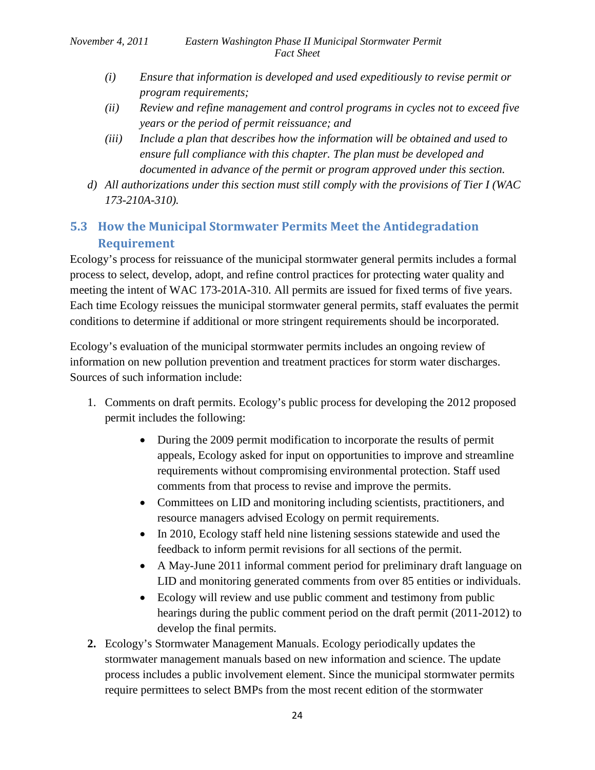*(i) Ensure that information is developed and used expeditiously to revise permit or program requirements;*

*(ii) Review and refine management and control programs in cycles not to exceed five years or the period of permit reissuance; and*

*(iii) Include a plan that describes how the information will be obtained and used to ensure full compliance with this chapter. The plan must be developed and documented in advance of the permit or program approved under this section.*

*d) All authorizations under this section must still comply with the provisions of Tier I (WAC 173-210A-310).*

## 5.3 How the Municipal Stormwater Permits Meet the Antidegradation Requirement

Ecology's process for reissuance of the municipal stormwater general permits includes a formal process to select, develop, adopt, and refine control practices for protecting water quality and meeting the intent of WAC 173-201A-310. All permits are issued for fixed terms of five years. Each time Ecology reissues the municipal stormwater general permits, staff evaluates the permit conditions to determine if additional or more stringent requirements should be incorporated.

Ecology's evaluation of the municipal stormwater permits includes an ongoing review of information on new pollution prevention and treatment practices for storm water discharges. Sources of such information include:

1. Comments on draft permits. Ecology's public process for developing the 2012 proposed permit includes the following:
   - During the 2009 permit modification to incorporate the results of permit appeals, Ecology asked for input on opportunities to improve and streamline requirements without compromising environmental protection. Staff used comments from that process to revise and improve the permits.
   - Committees on LID and monitoring including scientists, practitioners, and resource managers advised Ecology on permit requirements.
   - In 2010, Ecology staff held nine listening sessions statewide and used the feedback to inform permit revisions for all sections of the permit.
   - A May-June 2011 informal comment period for preliminary draft language on LID and monitoring generated comments from over 85 entities or individuals.
   - Ecology will review and use public comment and testimony from public hearings during the public comment period on the draft permit (2011-2012) to develop the final permits.
2. Ecology's Stormwater Management Manuals. Ecology periodically updates the stormwater management manuals based on new information and science. The update process includes a public involvement element. Since the municipal stormwater permits require permittees to select BMPs from the most recent edition of the stormwater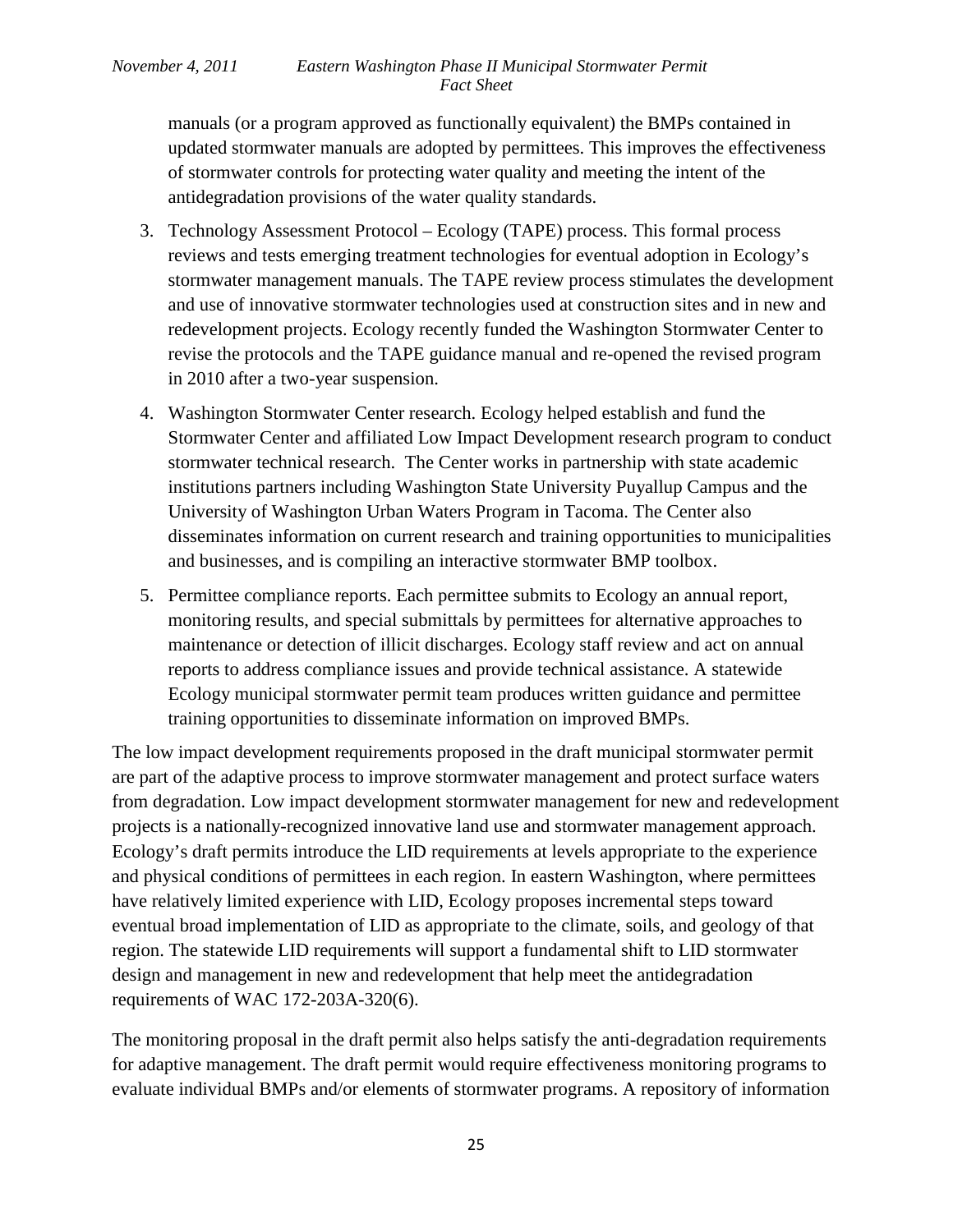manuals (or a program approved as functionally equivalent) the BMPs contained in updated stormwater manuals are adopted by permittees. This improves the effectiveness of stormwater controls for protecting water quality and meeting the intent of the antidegradation provisions of the water quality standards.

3. Technology Assessment Protocol – Ecology (TAPE) process. This formal process reviews and tests emerging treatment technologies for eventual adoption in Ecology's stormwater management manuals. The TAPE review process stimulates the development and use of innovative stormwater technologies used at construction sites and in new and redevelopment projects. Ecology recently funded the Washington Stormwater Center to revise the protocols and the TAPE guidance manual and re-opened the revised program in 2010 after a two-year suspension.

4. Washington Stormwater Center research. Ecology helped establish and fund the Stormwater Center and affiliated Low Impact Development research program to conduct stormwater technical research. The Center works in partnership with state academic institutions partners including Washington State University Puyallup Campus and the University of Washington Urban Waters Program in Tacoma. The Center also disseminates information on current research and training opportunities to municipalities and businesses, and is compiling an interactive stormwater BMP toolbox.

5. Permittee compliance reports. Each permittee submits to Ecology an annual report, monitoring results, and special submittals by permittees for alternative approaches to maintenance or detection of illicit discharges. Ecology staff review and act on annual reports to address compliance issues and provide technical assistance. A statewide Ecology municipal stormwater permit team produces written guidance and permittee training opportunities to disseminate information on improved BMPs.

The low impact development requirements proposed in the draft municipal stormwater permit are part of the adaptive process to improve stormwater management and protect surface waters from degradation. Low impact development stormwater management for new and redevelopment projects is a nationally-recognized innovative land use and stormwater management approach. Ecology's draft permits introduce the LID requirements at levels appropriate to the experience and physical conditions of permittees in each region. In eastern Washington, where permittees have relatively limited experience with LID, Ecology proposes incremental steps toward eventual broad implementation of LID as appropriate to the climate, soils, and geology of that region. The statewide LID requirements will support a fundamental shift to LID stormwater design and management in new and redevelopment that help meet the antidegradation requirements of WAC 172-203A-320(6).

The monitoring proposal in the draft permit also helps satisfy the anti-degradation requirements for adaptive management. The draft permit would require effectiveness monitoring programs to evaluate individual BMPs and/or elements of stormwater programs. A repository of information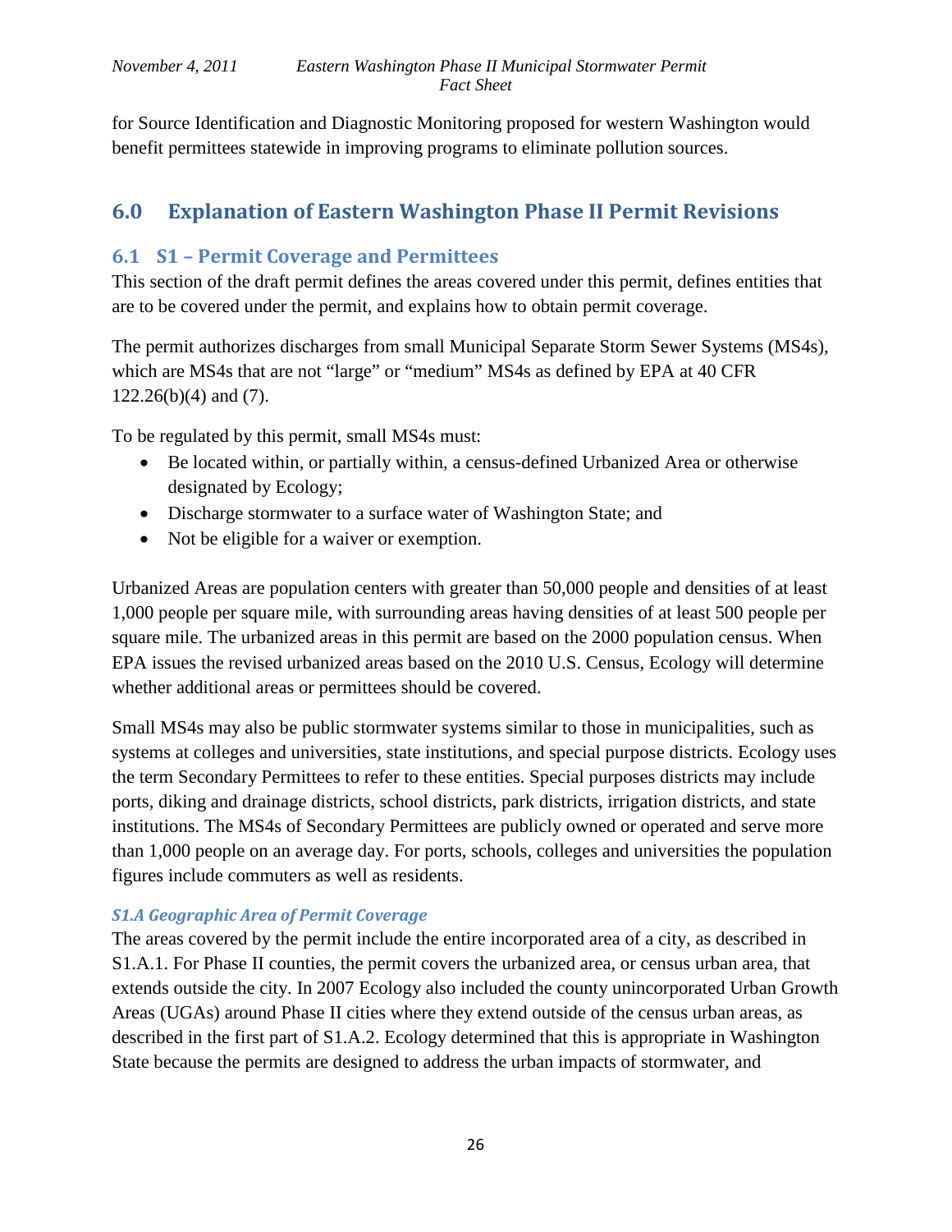for Source Identification and Diagnostic Monitoring proposed for western Washington would benefit permittees statewide in improving programs to eliminate pollution sources.

# 6.0 Explanation of Eastern Washington Phase II Permit Revisions

## 6.1 S1 – Permit Coverage and Permittees

This section of the draft permit defines the areas covered under this permit, defines entities that are to be covered under the permit, and explains how to obtain permit coverage.

The permit authorizes discharges from small Municipal Separate Storm Sewer Systems (MS4s), which are MS4s that are not "large" or "medium" MS4s as defined by EPA at 40 CFR 122.26(b)(4) and (7).

To be regulated by this permit, small MS4s must:

- Be located within, or partially within, a census-defined Urbanized Area or otherwise designated by Ecology;
- Discharge stormwater to a surface water of Washington State; and
- Not be eligible for a waiver or exemption.

Urbanized Areas are population centers with greater than 50,000 people and densities of at least 1,000 people per square mile, with surrounding areas having densities of at least 500 people per square mile. The urbanized areas in this permit are based on the 2000 population census. When EPA issues the revised urbanized areas based on the 2010 U.S. Census, Ecology will determine whether additional areas or permittees should be covered.

Small MS4s may also be public stormwater systems similar to those in municipalities, such as systems at colleges and universities, state institutions, and special purpose districts. Ecology uses the term Secondary Permittees to refer to these entities. Special purposes districts may include ports, diking and drainage districts, school districts, park districts, irrigation districts, and state institutions. The MS4s of Secondary Permittees are publicly owned or operated and serve more than 1,000 people on an average day. For ports, schools, colleges and universities the population figures include commuters as well as residents.

### *S1.A Geographic Area of Permit Coverage*

The areas covered by the permit include the entire incorporated area of a city, as described in S1.A.1. For Phase II counties, the permit covers the urbanized area, or census urban area, that extends outside the city. In 2007 Ecology also included the county unincorporated Urban Growth Areas (UGAs) around Phase II cities where they extend outside of the census urban areas, as described in the first part of S1.A.2. Ecology determined that this is appropriate in Washington State because the permits are designed to address the urban impacts of stormwater, and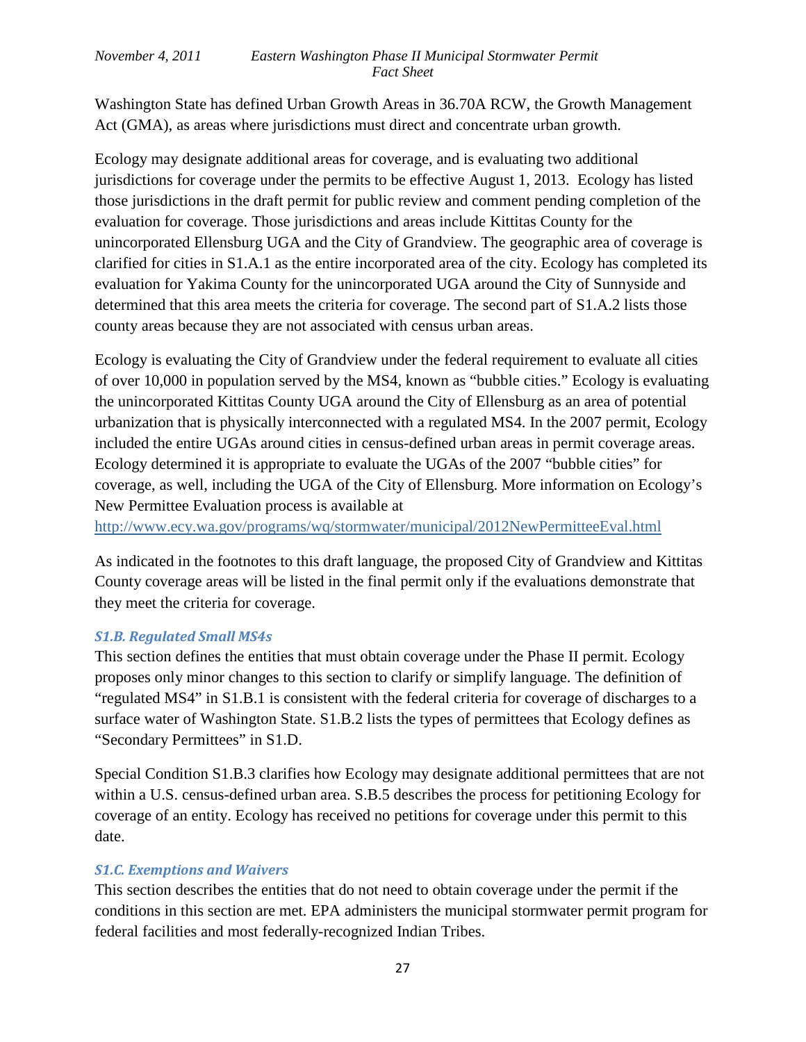Washington State has defined Urban Growth Areas in 36.70A RCW, the Growth Management Act (GMA), as areas where jurisdictions must direct and concentrate urban growth.

Ecology may designate additional areas for coverage, and is evaluating two additional jurisdictions for coverage under the permits to be effective August 1, 2013. Ecology has listed those jurisdictions in the draft permit for public review and comment pending completion of the evaluation for coverage. Those jurisdictions and areas include Kittitas County for the unincorporated Ellensburg UGA and the City of Grandview. The geographic area of coverage is clarified for cities in S1.A.1 as the entire incorporated area of the city. Ecology has completed its evaluation for Yakima County for the unincorporated UGA around the City of Sunnyside and determined that this area meets the criteria for coverage. The second part of S1.A.2 lists those county areas because they are not associated with census urban areas.

Ecology is evaluating the City of Grandview under the federal requirement to evaluate all cities of over 10,000 in population served by the MS4, known as "bubble cities." Ecology is evaluating the unincorporated Kittitas County UGA around the City of Ellensburg as an area of potential urbanization that is physically interconnected with a regulated MS4. In the 2007 permit, Ecology included the entire UGAs around cities in census-defined urban areas in permit coverage areas. Ecology determined it is appropriate to evaluate the UGAs of the 2007 "bubble cities" for coverage, as well, including the UGA of the City of Ellensburg. More information on Ecology's New Permittee Evaluation process is available at
http://www.ecy.wa.gov/programs/wq/stormwater/municipal/2012NewPermitteeEval.html

As indicated in the footnotes to this draft language, the proposed City of Grandview and Kittitas County coverage areas will be listed in the final permit only if the evaluations demonstrate that they meet the criteria for coverage.

### *S1.B. Regulated Small MS4s*

This section defines the entities that must obtain coverage under the Phase II permit. Ecology proposes only minor changes to this section to clarify or simplify language. The definition of "regulated MS4" in S1.B.1 is consistent with the federal criteria for coverage of discharges to a surface water of Washington State. S1.B.2 lists the types of permittees that Ecology defines as "Secondary Permittees" in S1.D.

Special Condition S1.B.3 clarifies how Ecology may designate additional permittees that are not within a U.S. census-defined urban area. S.B.5 describes the process for petitioning Ecology for coverage of an entity. Ecology has received no petitions for coverage under this permit to this date.

### *S1.C. Exemptions and Waivers*

This section describes the entities that do not need to obtain coverage under the permit if the conditions in this section are met. EPA administers the municipal stormwater permit program for federal facilities and most federally-recognized Indian Tribes.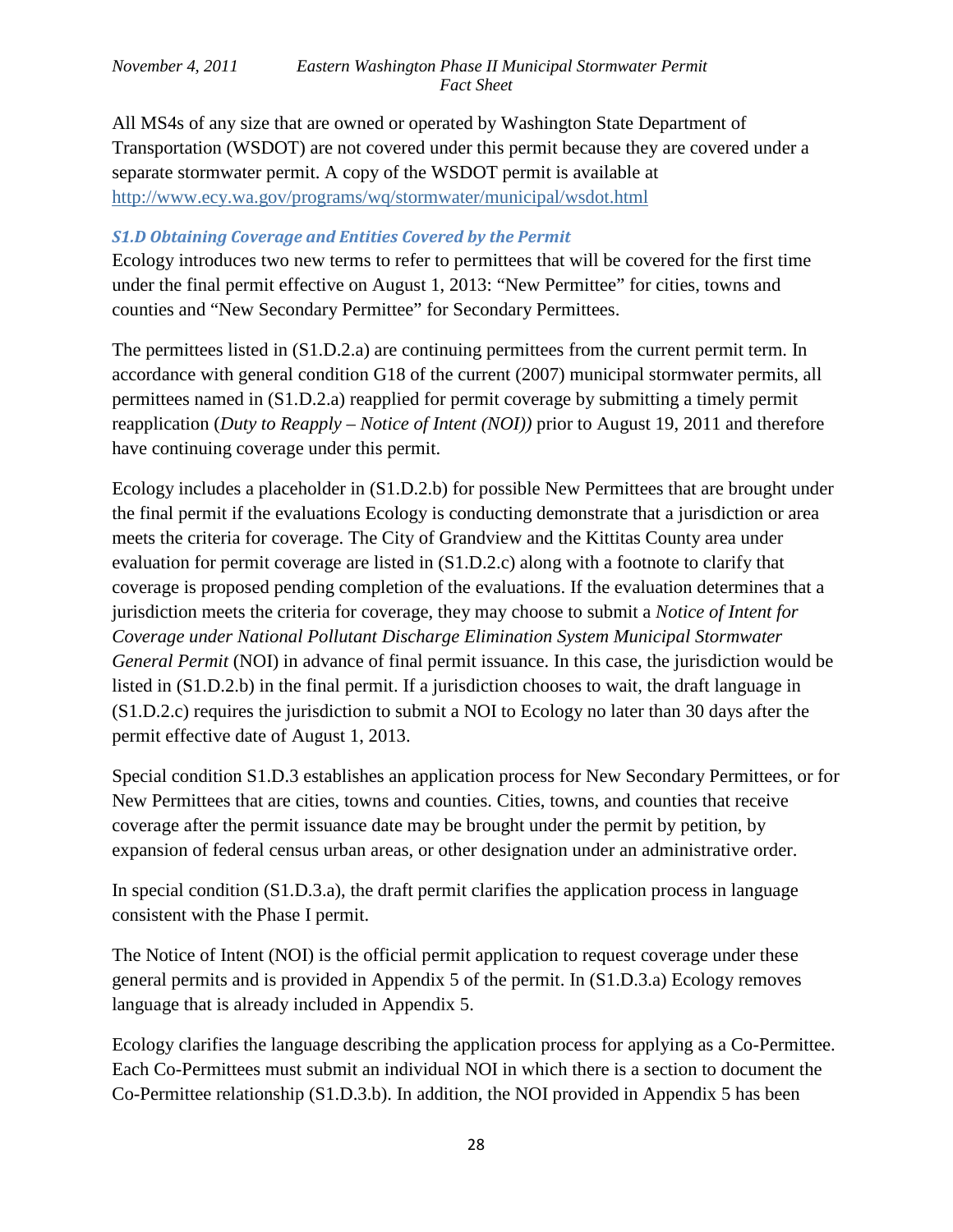All MS4s of any size that are owned or operated by Washington State Department of Transportation (WSDOT) are not covered under this permit because they are covered under a separate stormwater permit. A copy of the WSDOT permit is available at http://www.ecy.wa.gov/programs/wq/stormwater/municipal/wsdot.html

### *S1.D Obtaining Coverage and Entities Covered by the Permit*

Ecology introduces two new terms to refer to permittees that will be covered for the first time under the final permit effective on August 1, 2013: "New Permittee" for cities, towns and counties and "New Secondary Permittee" for Secondary Permittees.

The permittees listed in (S1.D.2.a) are continuing permittees from the current permit term. In accordance with general condition G18 of the current (2007) municipal stormwater permits, all permittees named in (S1.D.2.a) reapplied for permit coverage by submitting a timely permit reapplication (*Duty to Reapply – Notice of Intent (NOI))* prior to August 19, 2011 and therefore have continuing coverage under this permit.

Ecology includes a placeholder in (S1.D.2.b) for possible New Permittees that are brought under the final permit if the evaluations Ecology is conducting demonstrate that a jurisdiction or area meets the criteria for coverage. The City of Grandview and the Kittitas County area under evaluation for permit coverage are listed in (S1.D.2.c) along with a footnote to clarify that coverage is proposed pending completion of the evaluations. If the evaluation determines that a jurisdiction meets the criteria for coverage, they may choose to submit a *Notice of Intent for Coverage under National Pollutant Discharge Elimination System Municipal Stormwater General Permit* (NOI) in advance of final permit issuance. In this case, the jurisdiction would be listed in (S1.D.2.b) in the final permit. If a jurisdiction chooses to wait, the draft language in (S1.D.2.c) requires the jurisdiction to submit a NOI to Ecology no later than 30 days after the permit effective date of August 1, 2013.

Special condition S1.D.3 establishes an application process for New Secondary Permittees, or for New Permittees that are cities, towns and counties. Cities, towns, and counties that receive coverage after the permit issuance date may be brought under the permit by petition, by expansion of federal census urban areas, or other designation under an administrative order.

In special condition (S1.D.3.a), the draft permit clarifies the application process in language consistent with the Phase I permit.

The Notice of Intent (NOI) is the official permit application to request coverage under these general permits and is provided in Appendix 5 of the permit. In (S1.D.3.a) Ecology removes language that is already included in Appendix 5.

Ecology clarifies the language describing the application process for applying as a Co-Permittee. Each Co-Permittees must submit an individual NOI in which there is a section to document the Co-Permittee relationship (S1.D.3.b). In addition, the NOI provided in Appendix 5 has been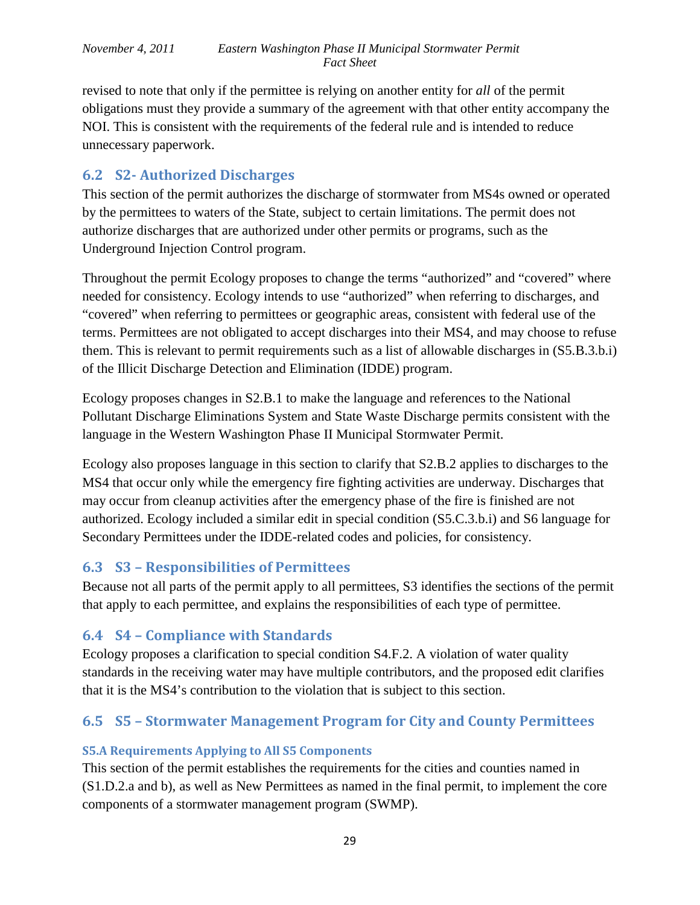revised to note that only if the permittee is relying on another entity for *all* of the permit obligations must they provide a summary of the agreement with that other entity accompany the NOI. This is consistent with the requirements of the federal rule and is intended to reduce unnecessary paperwork.

## 6.2 S2- Authorized Discharges

This section of the permit authorizes the discharge of stormwater from MS4s owned or operated by the permittees to waters of the State, subject to certain limitations. The permit does not authorize discharges that are authorized under other permits or programs, such as the Underground Injection Control program.

Throughout the permit Ecology proposes to change the terms "authorized" and "covered" where needed for consistency. Ecology intends to use "authorized" when referring to discharges, and "covered" when referring to permittees or geographic areas, consistent with federal use of the terms. Permittees are not obligated to accept discharges into their MS4, and may choose to refuse them. This is relevant to permit requirements such as a list of allowable discharges in (S5.B.3.b.i) of the Illicit Discharge Detection and Elimination (IDDE) program.

Ecology proposes changes in S2.B.1 to make the language and references to the National Pollutant Discharge Eliminations System and State Waste Discharge permits consistent with the language in the Western Washington Phase II Municipal Stormwater Permit.

Ecology also proposes language in this section to clarify that S2.B.2 applies to discharges to the MS4 that occur only while the emergency fire fighting activities are underway. Discharges that may occur from cleanup activities after the emergency phase of the fire is finished are not authorized. Ecology included a similar edit in special condition (S5.C.3.b.i) and S6 language for Secondary Permittees under the IDDE-related codes and policies, for consistency.

## 6.3 S3 – Responsibilities of Permittees

Because not all parts of the permit apply to all permittees, S3 identifies the sections of the permit that apply to each permittee, and explains the responsibilities of each type of permittee.

## 6.4 S4 – Compliance with Standards

Ecology proposes a clarification to special condition S4.F.2. A violation of water quality standards in the receiving water may have multiple contributors, and the proposed edit clarifies that it is the MS4's contribution to the violation that is subject to this section.

## 6.5 S5 – Stormwater Management Program for City and County Permittees

### S5.A Requirements Applying to All S5 Components

This section of the permit establishes the requirements for the cities and counties named in (S1.D.2.a and b), as well as New Permittees as named in the final permit, to implement the core components of a stormwater management program (SWMP).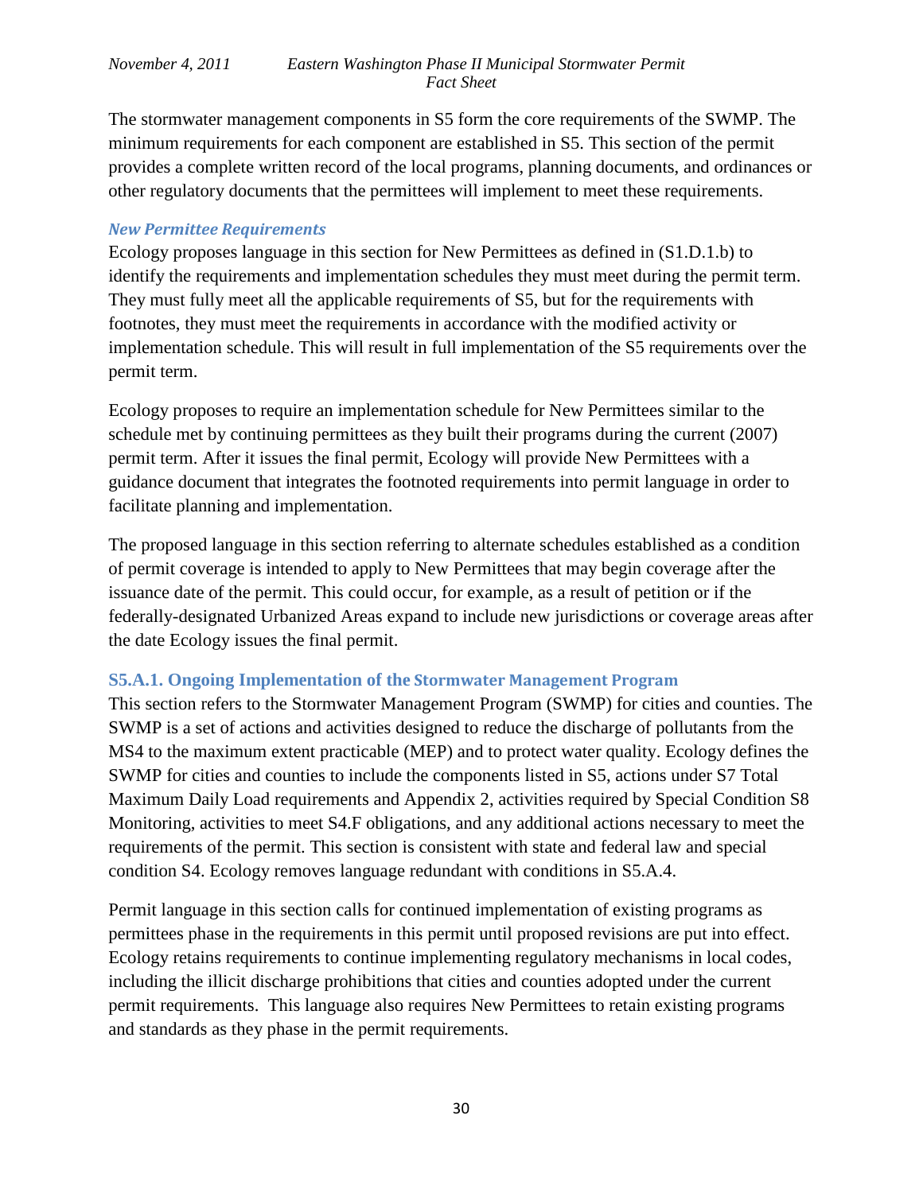The stormwater management components in S5 form the core requirements of the SWMP. The minimum requirements for each component are established in S5. This section of the permit provides a complete written record of the local programs, planning documents, and ordinances or other regulatory documents that the permittees will implement to meet these requirements.

### *New Permittee Requirements*

Ecology proposes language in this section for New Permittees as defined in (S1.D.1.b) to identify the requirements and implementation schedules they must meet during the permit term. They must fully meet all the applicable requirements of S5, but for the requirements with footnotes, they must meet the requirements in accordance with the modified activity or implementation schedule. This will result in full implementation of the S5 requirements over the permit term.

Ecology proposes to require an implementation schedule for New Permittees similar to the schedule met by continuing permittees as they built their programs during the current (2007) permit term. After it issues the final permit, Ecology will provide New Permittees with a guidance document that integrates the footnoted requirements into permit language in order to facilitate planning and implementation.

The proposed language in this section referring to alternate schedules established as a condition of permit coverage is intended to apply to New Permittees that may begin coverage after the issuance date of the permit. This could occur, for example, as a result of petition or if the federally-designated Urbanized Areas expand to include new jurisdictions or coverage areas after the date Ecology issues the final permit.

### S5.A.1. Ongoing Implementation of the Stormwater Management Program

This section refers to the Stormwater Management Program (SWMP) for cities and counties. The SWMP is a set of actions and activities designed to reduce the discharge of pollutants from the MS4 to the maximum extent practicable (MEP) and to protect water quality. Ecology defines the SWMP for cities and counties to include the components listed in S5, actions under S7 Total Maximum Daily Load requirements and Appendix 2, activities required by Special Condition S8 Monitoring, activities to meet S4.F obligations, and any additional actions necessary to meet the requirements of the permit. This section is consistent with state and federal law and special condition S4. Ecology removes language redundant with conditions in S5.A.4.

Permit language in this section calls for continued implementation of existing programs as permittees phase in the requirements in this permit until proposed revisions are put into effect. Ecology retains requirements to continue implementing regulatory mechanisms in local codes, including the illicit discharge prohibitions that cities and counties adopted under the current permit requirements. This language also requires New Permittees to retain existing programs and standards as they phase in the permit requirements.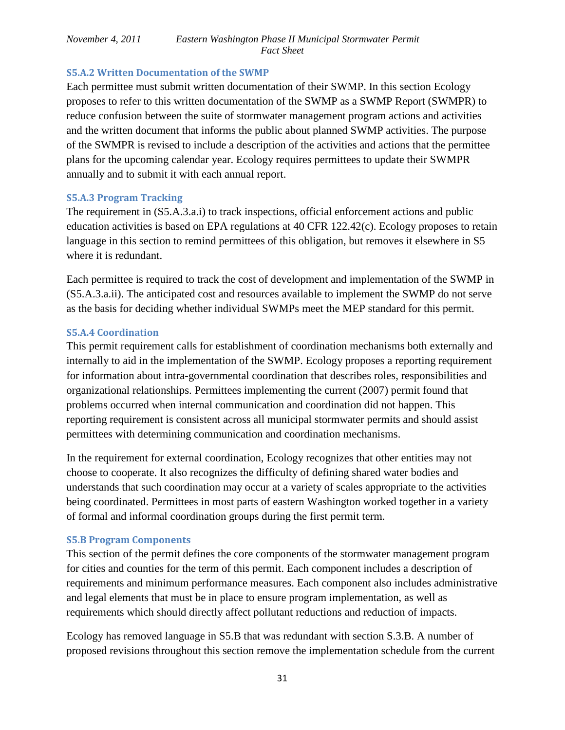### S5.A.2 Written Documentation of the SWMP

Each permittee must submit written documentation of their SWMP. In this section Ecology proposes to refer to this written documentation of the SWMP as a SWMP Report (SWMPR) to reduce confusion between the suite of stormwater management program actions and activities and the written document that informs the public about planned SWMP activities. The purpose of the SWMPR is revised to include a description of the activities and actions that the permittee plans for the upcoming calendar year. Ecology requires permittees to update their SWMPR annually and to submit it with each annual report.

### S5.A.3 Program Tracking

The requirement in (S5.A.3.a.i) to track inspections, official enforcement actions and public education activities is based on EPA regulations at 40 CFR 122.42(c). Ecology proposes to retain language in this section to remind permittees of this obligation, but removes it elsewhere in S5 where it is redundant.

Each permittee is required to track the cost of development and implementation of the SWMP in (S5.A.3.a.ii). The anticipated cost and resources available to implement the SWMP do not serve as the basis for deciding whether individual SWMPs meet the MEP standard for this permit.

### S5.A.4 Coordination

This permit requirement calls for establishment of coordination mechanisms both externally and internally to aid in the implementation of the SWMP. Ecology proposes a reporting requirement for information about intra-governmental coordination that describes roles, responsibilities and organizational relationships. Permittees implementing the current (2007) permit found that problems occurred when internal communication and coordination did not happen. This reporting requirement is consistent across all municipal stormwater permits and should assist permittees with determining communication and coordination mechanisms.

In the requirement for external coordination, Ecology recognizes that other entities may not choose to cooperate. It also recognizes the difficulty of defining shared water bodies and understands that such coordination may occur at a variety of scales appropriate to the activities being coordinated. Permittees in most parts of eastern Washington worked together in a variety of formal and informal coordination groups during the first permit term.

### S5.B Program Components

This section of the permit defines the core components of the stormwater management program for cities and counties for the term of this permit. Each component includes a description of requirements and minimum performance measures. Each component also includes administrative and legal elements that must be in place to ensure program implementation, as well as requirements which should directly affect pollutant reductions and reduction of impacts.

Ecology has removed language in S5.B that was redundant with section S.3.B. A number of proposed revisions throughout this section remove the implementation schedule from the current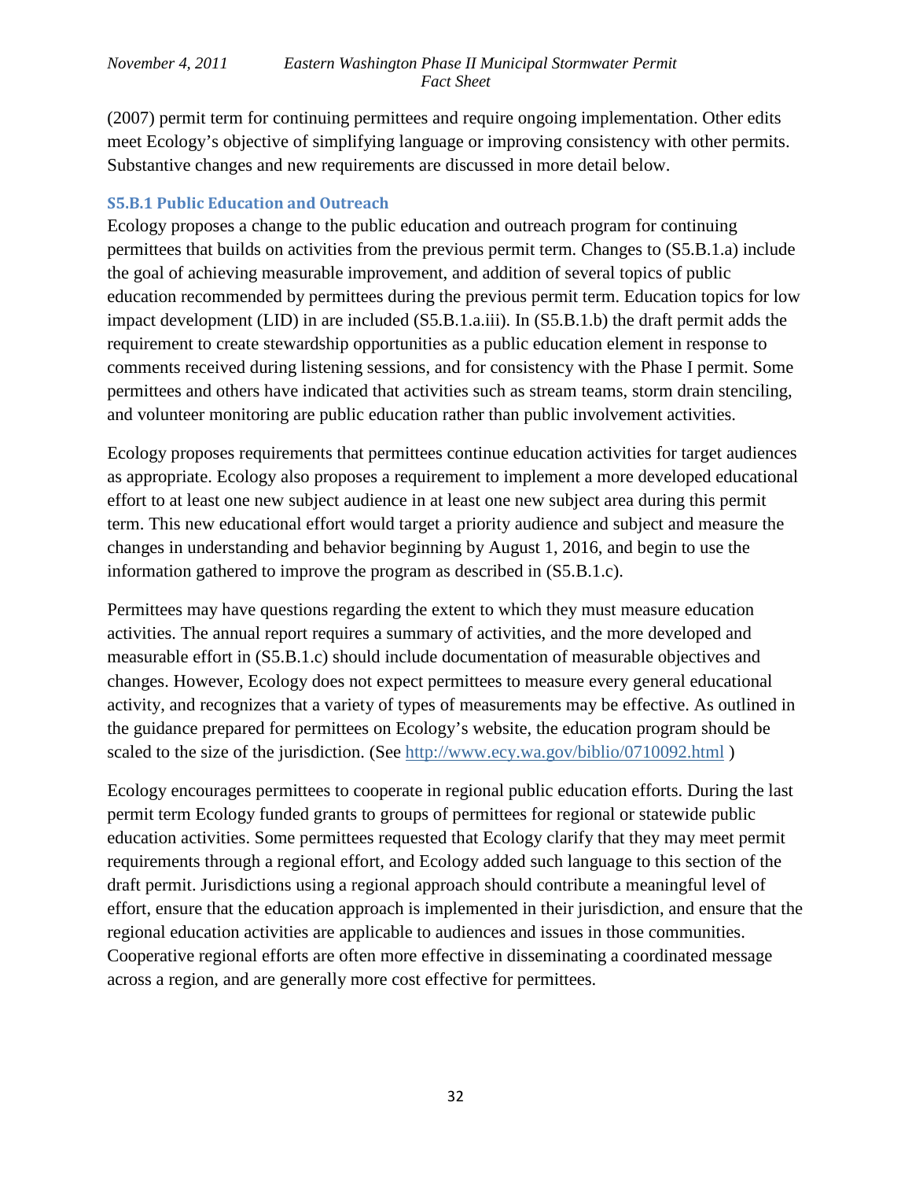(2007) permit term for continuing permittees and require ongoing implementation. Other edits meet Ecology's objective of simplifying language or improving consistency with other permits. Substantive changes and new requirements are discussed in more detail below.

### S5.B.1 Public Education and Outreach

Ecology proposes a change to the public education and outreach program for continuing permittees that builds on activities from the previous permit term. Changes to (S5.B.1.a) include the goal of achieving measurable improvement, and addition of several topics of public education recommended by permittees during the previous permit term. Education topics for low impact development (LID) in are included (S5.B.1.a.iii). In (S5.B.1.b) the draft permit adds the requirement to create stewardship opportunities as a public education element in response to comments received during listening sessions, and for consistency with the Phase I permit. Some permittees and others have indicated that activities such as stream teams, storm drain stenciling, and volunteer monitoring are public education rather than public involvement activities.

Ecology proposes requirements that permittees continue education activities for target audiences as appropriate. Ecology also proposes a requirement to implement a more developed educational effort to at least one new subject audience in at least one new subject area during this permit term. This new educational effort would target a priority audience and subject and measure the changes in understanding and behavior beginning by August 1, 2016, and begin to use the information gathered to improve the program as described in (S5.B.1.c).

Permittees may have questions regarding the extent to which they must measure education activities. The annual report requires a summary of activities, and the more developed and measurable effort in (S5.B.1.c) should include documentation of measurable objectives and changes. However, Ecology does not expect permittees to measure every general educational activity, and recognizes that a variety of types of measurements may be effective. As outlined in the guidance prepared for permittees on Ecology's website, the education program should be scaled to the size of the jurisdiction. (See http://www.ecy.wa.gov/biblio/0710092.html )

Ecology encourages permittees to cooperate in regional public education efforts. During the last permit term Ecology funded grants to groups of permittees for regional or statewide public education activities. Some permittees requested that Ecology clarify that they may meet permit requirements through a regional effort, and Ecology added such language to this section of the draft permit. Jurisdictions using a regional approach should contribute a meaningful level of effort, ensure that the education approach is implemented in their jurisdiction, and ensure that the regional education activities are applicable to audiences and issues in those communities. Cooperative regional efforts are often more effective in disseminating a coordinated message across a region, and are generally more cost effective for permittees.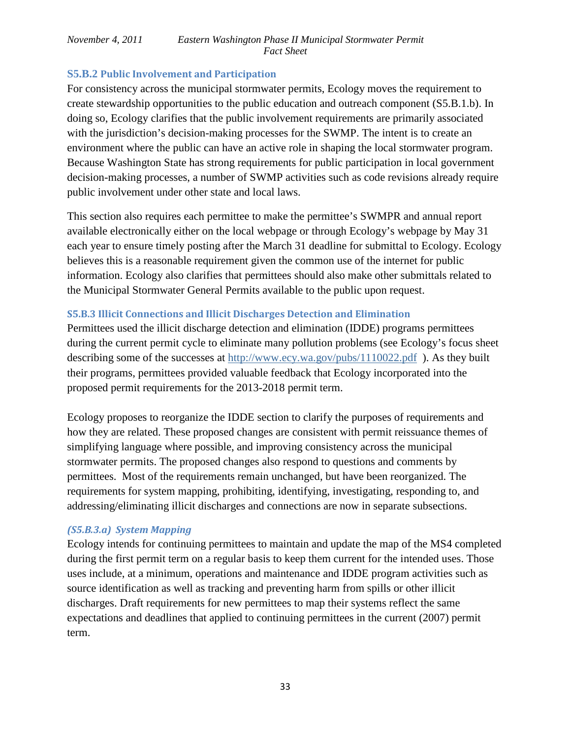### S5.B.2 Public Involvement and Participation

For consistency across the municipal stormwater permits, Ecology moves the requirement to create stewardship opportunities to the public education and outreach component (S5.B.1.b). In doing so, Ecology clarifies that the public involvement requirements are primarily associated with the jurisdiction's decision-making processes for the SWMP. The intent is to create an environment where the public can have an active role in shaping the local stormwater program. Because Washington State has strong requirements for public participation in local government decision-making processes, a number of SWMP activities such as code revisions already require public involvement under other state and local laws.

This section also requires each permittee to make the permittee's SWMPR and annual report available electronically either on the local webpage or through Ecology's webpage by May 31 each year to ensure timely posting after the March 31 deadline for submittal to Ecology. Ecology believes this is a reasonable requirement given the common use of the internet for public information. Ecology also clarifies that permittees should also make other submittals related to the Municipal Stormwater General Permits available to the public upon request.

### S5.B.3 Illicit Connections and Illicit Discharges Detection and Elimination

Permittees used the illicit discharge detection and elimination (IDDE) programs permittees during the current permit cycle to eliminate many pollution problems (see Ecology's focus sheet describing some of the successes at http://www.ecy.wa.gov/pubs/1110022.pdf ). As they built their programs, permittees provided valuable feedback that Ecology incorporated into the proposed permit requirements for the 2013-2018 permit term.

Ecology proposes to reorganize the IDDE section to clarify the purposes of requirements and how they are related. These proposed changes are consistent with permit reissuance themes of simplifying language where possible, and improving consistency across the municipal stormwater permits. The proposed changes also respond to questions and comments by permittees. Most of the requirements remain unchanged, but have been reorganized. The requirements for system mapping, prohibiting, identifying, investigating, responding to, and addressing/eliminating illicit discharges and connections are now in separate subsections.

#### *(S5.B.3.a) System Mapping*

Ecology intends for continuing permittees to maintain and update the map of the MS4 completed during the first permit term on a regular basis to keep them current for the intended uses. Those uses include, at a minimum, operations and maintenance and IDDE program activities such as source identification as well as tracking and preventing harm from spills or other illicit discharges. Draft requirements for new permittees to map their systems reflect the same expectations and deadlines that applied to continuing permittees in the current (2007) permit term.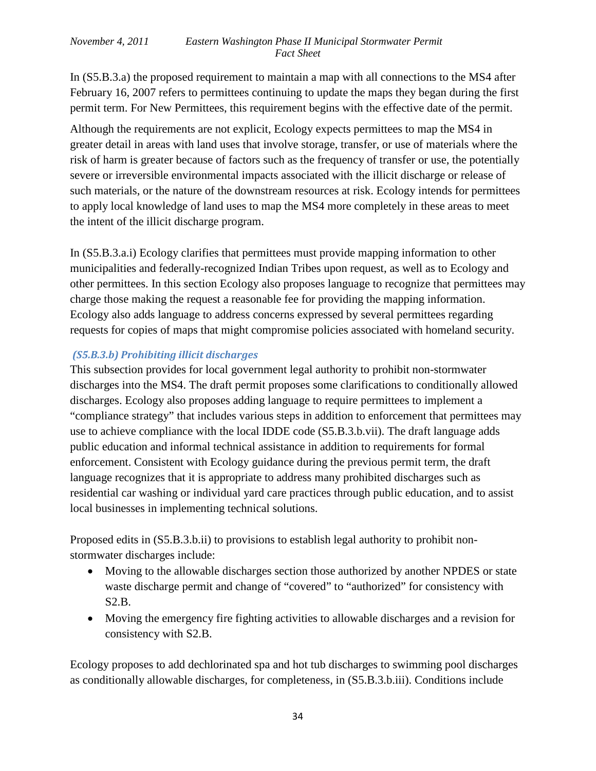In (S5.B.3.a) the proposed requirement to maintain a map with all connections to the MS4 after February 16, 2007 refers to permittees continuing to update the maps they began during the first permit term. For New Permittees, this requirement begins with the effective date of the permit.

Although the requirements are not explicit, Ecology expects permittees to map the MS4 in greater detail in areas with land uses that involve storage, transfer, or use of materials where the risk of harm is greater because of factors such as the frequency of transfer or use, the potentially severe or irreversible environmental impacts associated with the illicit discharge or release of such materials, or the nature of the downstream resources at risk. Ecology intends for permittees to apply local knowledge of land uses to map the MS4 more completely in these areas to meet the intent of the illicit discharge program.

In (S5.B.3.a.i) Ecology clarifies that permittees must provide mapping information to other municipalities and federally-recognized Indian Tribes upon request, as well as to Ecology and other permittees. In this section Ecology also proposes language to recognize that permittees may charge those making the request a reasonable fee for providing the mapping information. Ecology also adds language to address concerns expressed by several permittees regarding requests for copies of maps that might compromise policies associated with homeland security.

### *(S5.B.3.b) Prohibiting illicit discharges*

This subsection provides for local government legal authority to prohibit non-stormwater discharges into the MS4. The draft permit proposes some clarifications to conditionally allowed discharges. Ecology also proposes adding language to require permittees to implement a "compliance strategy" that includes various steps in addition to enforcement that permittees may use to achieve compliance with the local IDDE code (S5.B.3.b.vii). The draft language adds public education and informal technical assistance in addition to requirements for formal enforcement. Consistent with Ecology guidance during the previous permit term, the draft language recognizes that it is appropriate to address many prohibited discharges such as residential car washing or individual yard care practices through public education, and to assist local businesses in implementing technical solutions.

Proposed edits in (S5.B.3.b.ii) to provisions to establish legal authority to prohibit non-stormwater discharges include:

- Moving to the allowable discharges section those authorized by another NPDES or state waste discharge permit and change of "covered" to "authorized" for consistency with S2.B.
- Moving the emergency fire fighting activities to allowable discharges and a revision for consistency with S2.B.

Ecology proposes to add dechlorinated spa and hot tub discharges to swimming pool discharges as conditionally allowable discharges, for completeness, in (S5.B.3.b.iii). Conditions include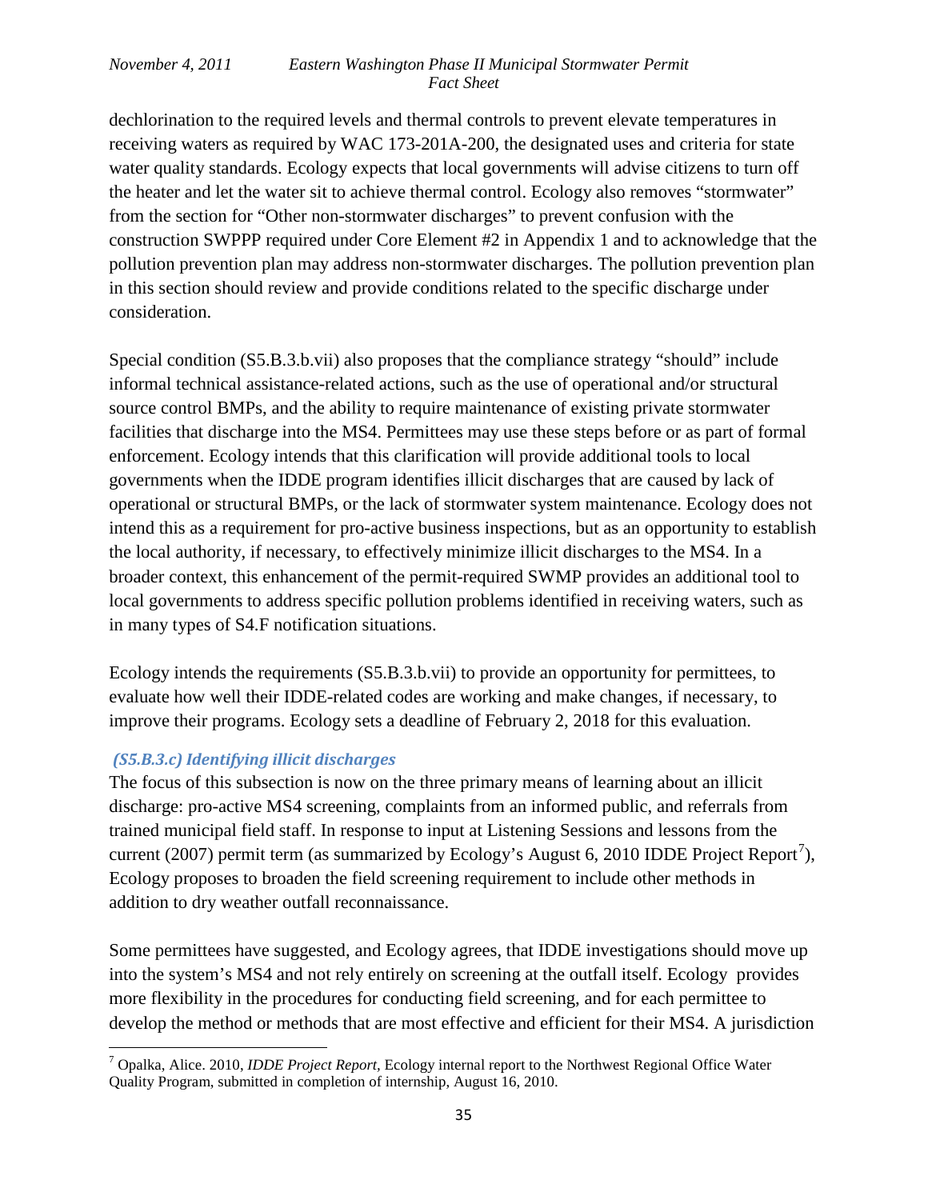dechlorination to the required levels and thermal controls to prevent elevate temperatures in receiving waters as required by WAC 173-201A-200, the designated uses and criteria for state water quality standards. Ecology expects that local governments will advise citizens to turn off the heater and let the water sit to achieve thermal control. Ecology also removes "stormwater" from the section for "Other non-stormwater discharges" to prevent confusion with the construction SWPPP required under Core Element #2 in Appendix 1 and to acknowledge that the pollution prevention plan may address non-stormwater discharges. The pollution prevention plan in this section should review and provide conditions related to the specific discharge under consideration.

Special condition (S5.B.3.b.vii) also proposes that the compliance strategy "should" include informal technical assistance-related actions, such as the use of operational and/or structural source control BMPs, and the ability to require maintenance of existing private stormwater facilities that discharge into the MS4. Permittees may use these steps before or as part of formal enforcement. Ecology intends that this clarification will provide additional tools to local governments when the IDDE program identifies illicit discharges that are caused by lack of operational or structural BMPs, or the lack of stormwater system maintenance. Ecology does not intend this as a requirement for pro-active business inspections, but as an opportunity to establish the local authority, if necessary, to effectively minimize illicit discharges to the MS4. In a broader context, this enhancement of the permit-required SWMP provides an additional tool to local governments to address specific pollution problems identified in receiving waters, such as in many types of S4.F notification situations.

Ecology intends the requirements (S5.B.3.b.vii) to provide an opportunity for permittees, to evaluate how well their IDDE-related codes are working and make changes, if necessary, to improve their programs. Ecology sets a deadline of February 2, 2018 for this evaluation.

### *(S5.B.3.c) Identifying illicit discharges*

The focus of this subsection is now on the three primary means of learning about an illicit discharge: pro-active MS4 screening, complaints from an informed public, and referrals from trained municipal field staff. In response to input at Listening Sessions and lessons from the current (2007) permit term (as summarized by Ecology's August 6, 2010 IDDE Project Report[7]), Ecology proposes to broaden the field screening requirement to include other methods in addition to dry weather outfall reconnaissance.

Some permittees have suggested, and Ecology agrees, that IDDE investigations should move up into the system's MS4 and not rely entirely on screening at the outfall itself. Ecology provides more flexibility in the procedures for conducting field screening, and for each permittee to develop the method or methods that are most effective and efficient for their MS4. A jurisdiction

---

[7] Opalka, Alice. 2010, *IDDE Project Report*, Ecology internal report to the Northwest Regional Office Water Quality Program, submitted in completion of internship, August 16, 2010.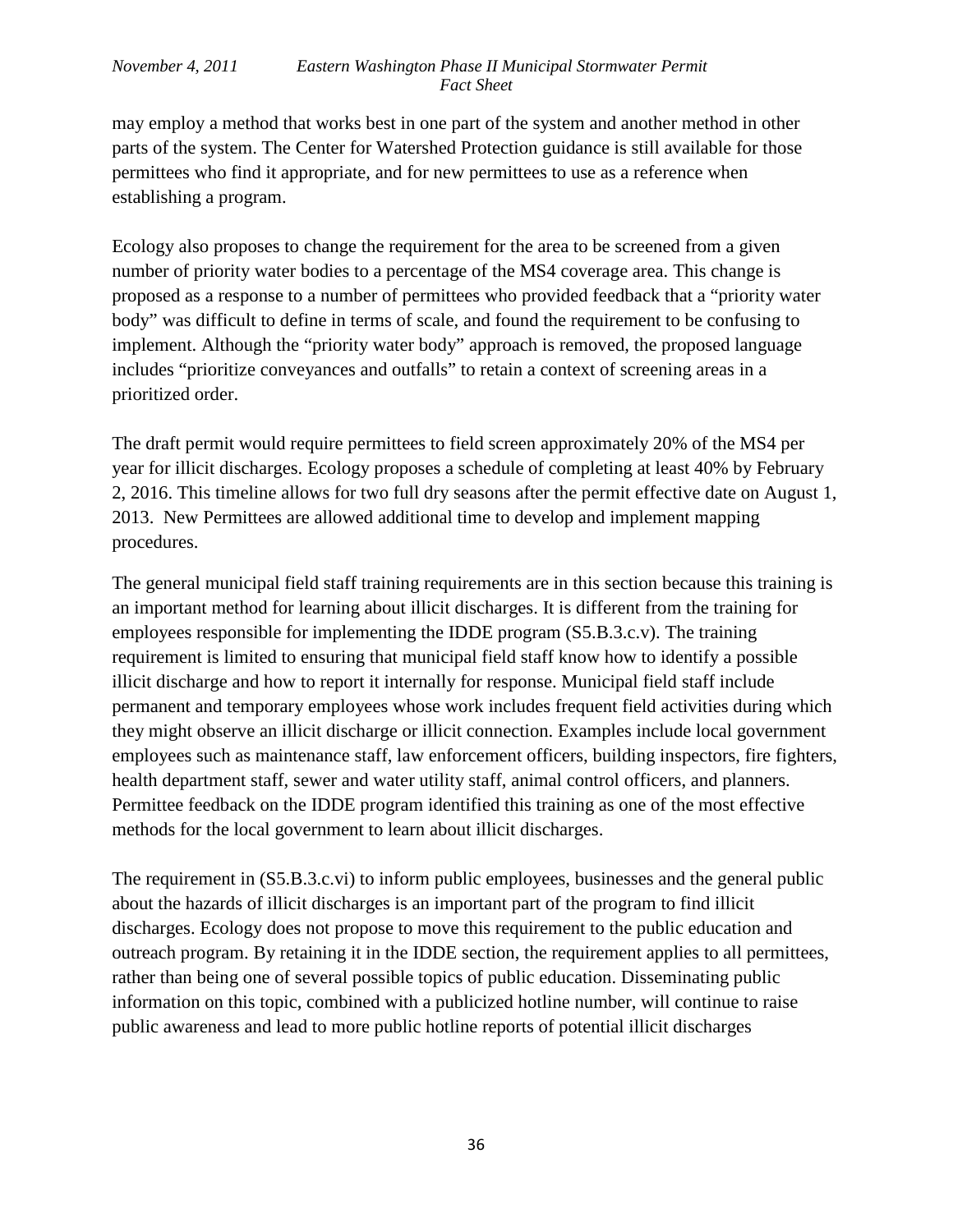may employ a method that works best in one part of the system and another method in other parts of the system. The Center for Watershed Protection guidance is still available for those permittees who find it appropriate, and for new permittees to use as a reference when establishing a program.

Ecology also proposes to change the requirement for the area to be screened from a given number of priority water bodies to a percentage of the MS4 coverage area. This change is proposed as a response to a number of permittees who provided feedback that a "priority water body" was difficult to define in terms of scale, and found the requirement to be confusing to implement. Although the "priority water body" approach is removed, the proposed language includes "prioritize conveyances and outfalls" to retain a context of screening areas in a prioritized order.

The draft permit would require permittees to field screen approximately 20% of the MS4 per year for illicit discharges. Ecology proposes a schedule of completing at least 40% by February 2, 2016. This timeline allows for two full dry seasons after the permit effective date on August 1, 2013. New Permittees are allowed additional time to develop and implement mapping procedures.

The general municipal field staff training requirements are in this section because this training is an important method for learning about illicit discharges. It is different from the training for employees responsible for implementing the IDDE program (S5.B.3.c.v). The training requirement is limited to ensuring that municipal field staff know how to identify a possible illicit discharge and how to report it internally for response. Municipal field staff include permanent and temporary employees whose work includes frequent field activities during which they might observe an illicit discharge or illicit connection. Examples include local government employees such as maintenance staff, law enforcement officers, building inspectors, fire fighters, health department staff, sewer and water utility staff, animal control officers, and planners. Permittee feedback on the IDDE program identified this training as one of the most effective methods for the local government to learn about illicit discharges.

The requirement in (S5.B.3.c.vi) to inform public employees, businesses and the general public about the hazards of illicit discharges is an important part of the program to find illicit discharges. Ecology does not propose to move this requirement to the public education and outreach program. By retaining it in the IDDE section, the requirement applies to all permittees, rather than being one of several possible topics of public education. Disseminating public information on this topic, combined with a publicized hotline number, will continue to raise public awareness and lead to more public hotline reports of potential illicit discharges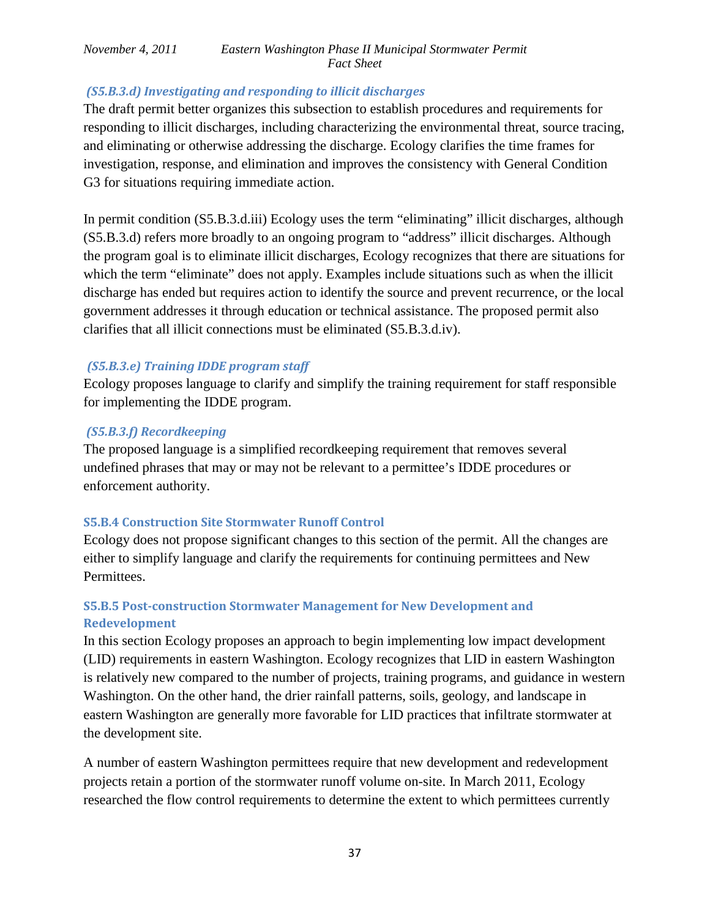#### *(S5.B.3.d) Investigating and responding to illicit discharges*

The draft permit better organizes this subsection to establish procedures and requirements for responding to illicit discharges, including characterizing the environmental threat, source tracing, and eliminating or otherwise addressing the discharge. Ecology clarifies the time frames for investigation, response, and elimination and improves the consistency with General Condition G3 for situations requiring immediate action.

In permit condition (S5.B.3.d.iii) Ecology uses the term "eliminating" illicit discharges, although (S5.B.3.d) refers more broadly to an ongoing program to "address" illicit discharges. Although the program goal is to eliminate illicit discharges, Ecology recognizes that there are situations for which the term "eliminate" does not apply. Examples include situations such as when the illicit discharge has ended but requires action to identify the source and prevent recurrence, or the local government addresses it through education or technical assistance. The proposed permit also clarifies that all illicit connections must be eliminated (S5.B.3.d.iv).

#### *(S5.B.3.e) Training IDDE program staff*

Ecology proposes language to clarify and simplify the training requirement for staff responsible for implementing the IDDE program.

#### *(S5.B.3.f) Recordkeeping*

The proposed language is a simplified recordkeeping requirement that removes several undefined phrases that may or may not be relevant to a permittee's IDDE procedures or enforcement authority.

### S5.B.4 Construction Site Stormwater Runoff Control

Ecology does not propose significant changes to this section of the permit. All the changes are either to simplify language and clarify the requirements for continuing permittees and New Permittees.

### S5.B.5 Post-construction Stormwater Management for New Development and Redevelopment

In this section Ecology proposes an approach to begin implementing low impact development (LID) requirements in eastern Washington. Ecology recognizes that LID in eastern Washington is relatively new compared to the number of projects, training programs, and guidance in western Washington. On the other hand, the drier rainfall patterns, soils, geology, and landscape in eastern Washington are generally more favorable for LID practices that infiltrate stormwater at the development site.

A number of eastern Washington permittees require that new development and redevelopment projects retain a portion of the stormwater runoff volume on-site. In March 2011, Ecology researched the flow control requirements to determine the extent to which permittees currently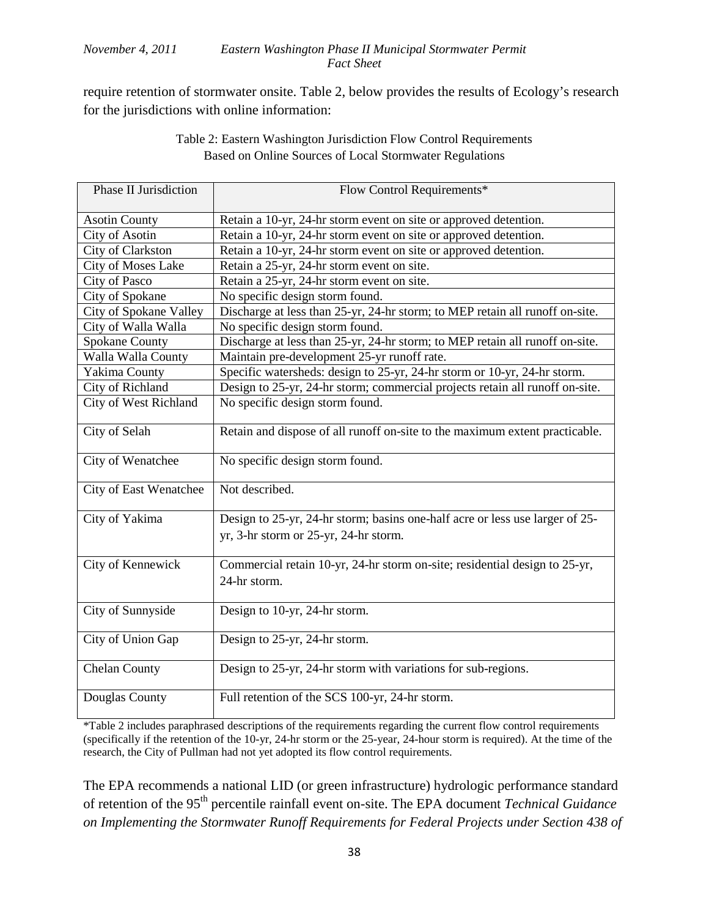require retention of stormwater onsite. Table 2, below provides the results of Ecology's research for the jurisdictions with online information:

Table 2: Eastern Washington Jurisdiction Flow Control Requirements Based on Online Sources of Local Stormwater Regulations

| Phase II Jurisdiction | Flow Control Requirements* |
|---|---|
| Asotin County | Retain a 10-yr, 24-hr storm event on site or approved detention. |
| City of Asotin | Retain a 10-yr, 24-hr storm event on site or approved detention. |
| City of Clarkston | Retain a 10-yr, 24-hr storm event on site or approved detention. |
| City of Moses Lake | Retain a 25-yr, 24-hr storm event on site. |
| City of Pasco | Retain a 25-yr, 24-hr storm event on site. |
| City of Spokane | No specific design storm found. |
| City of Spokane Valley | Discharge at less than 25-yr, 24-hr storm; to MEP retain all runoff on-site. |
| City of Walla Walla | No specific design storm found. |
| Spokane County | Discharge at less than 25-yr, 24-hr storm; to MEP retain all runoff on-site. |
| Walla Walla County | Maintain pre-development 25-yr runoff rate. |
| Yakima County | Specific watersheds: design to 25-yr, 24-hr storm or 10-yr, 24-hr storm. |
| City of Richland | Design to 25-yr, 24-hr storm; commercial projects retain all runoff on-site. |
| City of West Richland | No specific design storm found. |
| City of Selah | Retain and dispose of all runoff on-site to the maximum extent practicable. |
| City of Wenatchee | No specific design storm found. |
| City of East Wenatchee | Not described. |
| City of Yakima | Design to 25-yr, 24-hr storm; basins one-half acre or less use larger of 25-yr, 3-hr storm or 25-yr, 24-hr storm. |
| City of Kennewick | Commercial retain 10-yr, 24-hr storm on-site; residential design to 25-yr, 24-hr storm. |
| City of Sunnyside | Design to 10-yr, 24-hr storm. |
| City of Union Gap | Design to 25-yr, 24-hr storm. |
| Chelan County | Design to 25-yr, 24-hr storm with variations for sub-regions. |
| Douglas County | Full retention of the SCS 100-yr, 24-hr storm. |

*Table 2 includes paraphrased descriptions of the requirements regarding the current flow control requirements (specifically if the retention of the 10-yr, 24-hr storm or the 25-year, 24-hour storm is required). At the time of the research, the City of Pullman had not yet adopted its flow control requirements.

The EPA recommends a national LID (or green infrastructure) hydrologic performance standard of retention of the 95th percentile rainfall event on-site. The EPA document *Technical Guidance on Implementing the Stormwater Runoff Requirements for Federal Projects under Section 438 of*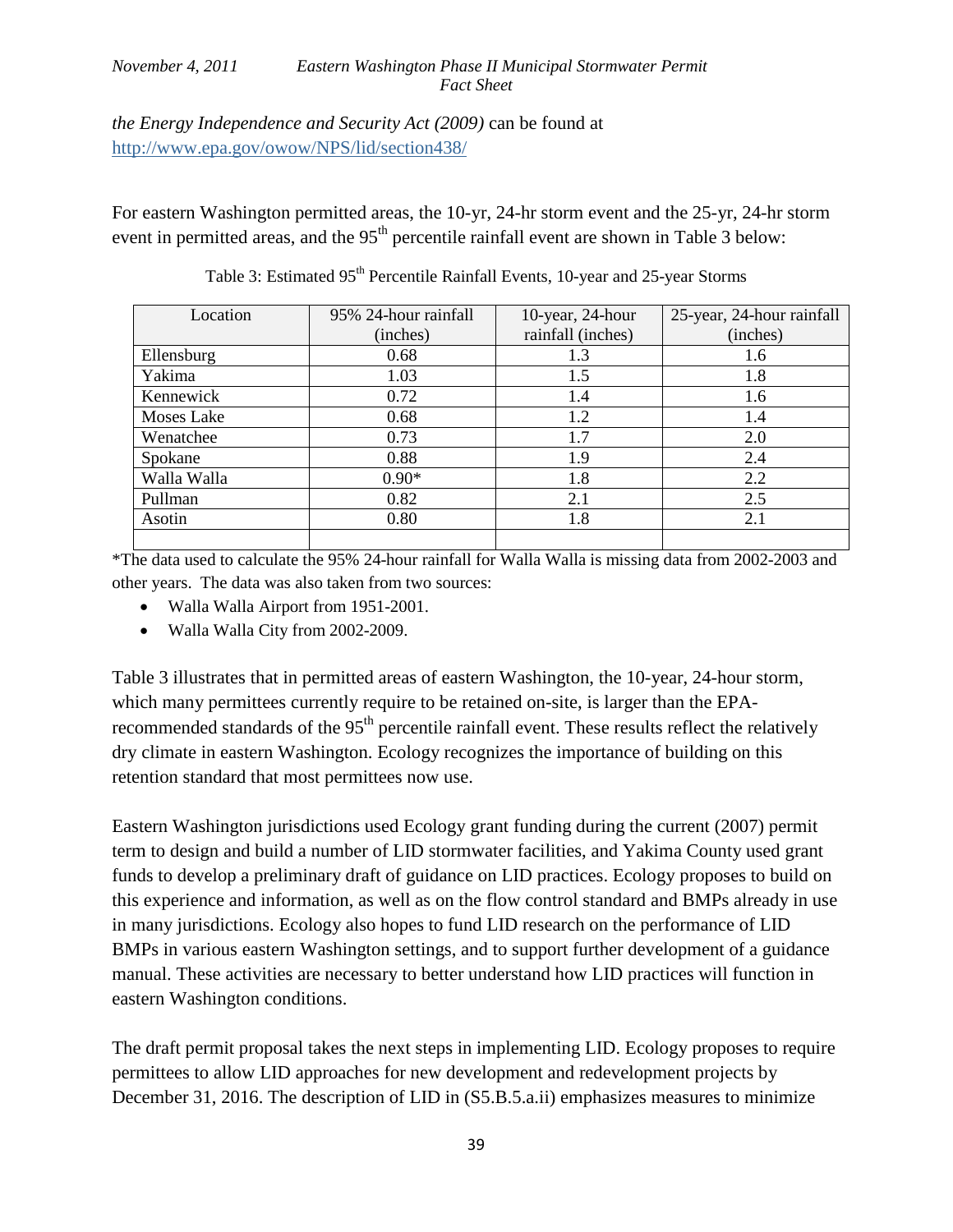*the Energy Independence and Security Act (2009)* can be found at http://www.epa.gov/owow/NPS/lid/section438/

For eastern Washington permitted areas, the 10-yr, 24-hr storm event and the 25-yr, 24-hr storm event in permitted areas, and the 95th percentile rainfall event are shown in Table 3 below:

Table 3: Estimated 95th Percentile Rainfall Events, 10-year and 25-year Storms

| Location | 95% 24-hour rainfall (inches) | 10-year, 24-hour rainfall (inches) | 25-year, 24-hour rainfall (inches) |
|---|---|---|---|
| Ellensburg | 0.68 | 1.3 | 1.6 |
| Yakima | 1.03 | 1.5 | 1.8 |
| Kennewick | 0.72 | 1.4 | 1.6 |
| Moses Lake | 0.68 | 1.2 | 1.4 |
| Wenatchee | 0.73 | 1.7 | 2.0 |
| Spokane | 0.88 | 1.9 | 2.4 |
| Walla Walla | 0.90* | 1.8 | 2.2 |
| Pullman | 0.82 | 2.1 | 2.5 |
| Asotin | 0.80 | 1.8 | 2.1 |
| | | | |

*The data used to calculate the 95% 24-hour rainfall for Walla Walla is missing data from 2002-2003 and other years. The data was also taken from two sources:

- Walla Walla Airport from 1951-2001.
- Walla Walla City from 2002-2009.

Table 3 illustrates that in permitted areas of eastern Washington, the 10-year, 24-hour storm, which many permittees currently require to be retained on-site, is larger than the EPA-recommended standards of the 95th percentile rainfall event. These results reflect the relatively dry climate in eastern Washington. Ecology recognizes the importance of building on this retention standard that most permittees now use.

Eastern Washington jurisdictions used Ecology grant funding during the current (2007) permit term to design and build a number of LID stormwater facilities, and Yakima County used grant funds to develop a preliminary draft of guidance on LID practices. Ecology proposes to build on this experience and information, as well as on the flow control standard and BMPs already in use in many jurisdictions. Ecology also hopes to fund LID research on the performance of LID BMPs in various eastern Washington settings, and to support further development of a guidance manual. These activities are necessary to better understand how LID practices will function in eastern Washington conditions.

The draft permit proposal takes the next steps in implementing LID. Ecology proposes to require permittees to allow LID approaches for new development and redevelopment projects by December 31, 2016. The description of LID in (S5.B.5.a.ii) emphasizes measures to minimize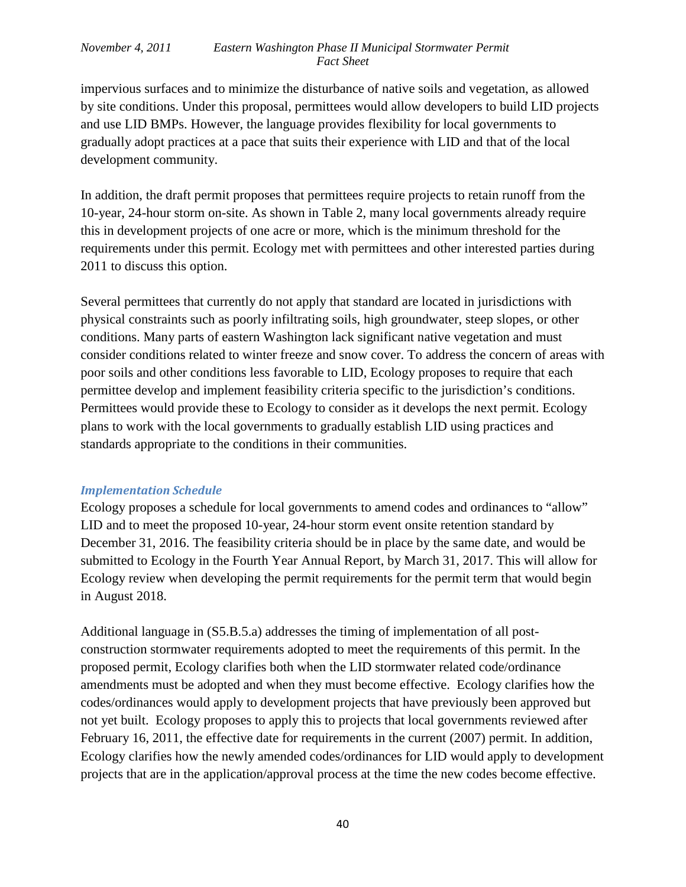impervious surfaces and to minimize the disturbance of native soils and vegetation, as allowed by site conditions. Under this proposal, permittees would allow developers to build LID projects and use LID BMPs. However, the language provides flexibility for local governments to gradually adopt practices at a pace that suits their experience with LID and that of the local development community.

In addition, the draft permit proposes that permittees require projects to retain runoff from the 10-year, 24-hour storm on-site. As shown in Table 2, many local governments already require this in development projects of one acre or more, which is the minimum threshold for the requirements under this permit. Ecology met with permittees and other interested parties during 2011 to discuss this option.

Several permittees that currently do not apply that standard are located in jurisdictions with physical constraints such as poorly infiltrating soils, high groundwater, steep slopes, or other conditions. Many parts of eastern Washington lack significant native vegetation and must consider conditions related to winter freeze and snow cover. To address the concern of areas with poor soils and other conditions less favorable to LID, Ecology proposes to require that each permittee develop and implement feasibility criteria specific to the jurisdiction's conditions. Permittees would provide these to Ecology to consider as it develops the next permit. Ecology plans to work with the local governments to gradually establish LID using practices and standards appropriate to the conditions in their communities.

#### *Implementation Schedule*

Ecology proposes a schedule for local governments to amend codes and ordinances to "allow" LID and to meet the proposed 10-year, 24-hour storm event onsite retention standard by December 31, 2016. The feasibility criteria should be in place by the same date, and would be submitted to Ecology in the Fourth Year Annual Report, by March 31, 2017. This will allow for Ecology review when developing the permit requirements for the permit term that would begin in August 2018.

Additional language in (S5.B.5.a) addresses the timing of implementation of all post-construction stormwater requirements adopted to meet the requirements of this permit. In the proposed permit, Ecology clarifies both when the LID stormwater related code/ordinance amendments must be adopted and when they must become effective. Ecology clarifies how the codes/ordinances would apply to development projects that have previously been approved but not yet built. Ecology proposes to apply this to projects that local governments reviewed after February 16, 2011, the effective date for requirements in the current (2007) permit. In addition, Ecology clarifies how the newly amended codes/ordinances for LID would apply to development projects that are in the application/approval process at the time the new codes become effective.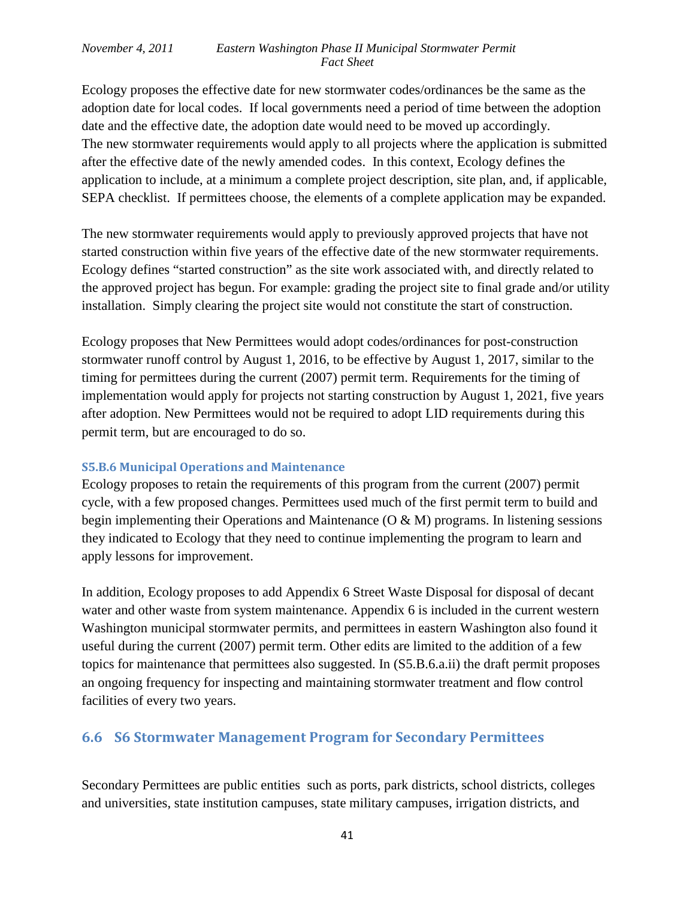Ecology proposes the effective date for new stormwater codes/ordinances be the same as the adoption date for local codes. If local governments need a period of time between the adoption date and the effective date, the adoption date would need to be moved up accordingly. The new stormwater requirements would apply to all projects where the application is submitted after the effective date of the newly amended codes. In this context, Ecology defines the application to include, at a minimum a complete project description, site plan, and, if applicable, SEPA checklist. If permittees choose, the elements of a complete application may be expanded.

The new stormwater requirements would apply to previously approved projects that have not started construction within five years of the effective date of the new stormwater requirements. Ecology defines "started construction" as the site work associated with, and directly related to the approved project has begun. For example: grading the project site to final grade and/or utility installation. Simply clearing the project site would not constitute the start of construction.

Ecology proposes that New Permittees would adopt codes/ordinances for post-construction stormwater runoff control by August 1, 2016, to be effective by August 1, 2017, similar to the timing for permittees during the current (2007) permit term. Requirements for the timing of implementation would apply for projects not starting construction by August 1, 2021, five years after adoption. New Permittees would not be required to adopt LID requirements during this permit term, but are encouraged to do so.

#### S5.B.6 Municipal Operations and Maintenance

Ecology proposes to retain the requirements of this program from the current (2007) permit cycle, with a few proposed changes. Permittees used much of the first permit term to build and begin implementing their Operations and Maintenance (O & M) programs. In listening sessions they indicated to Ecology that they need to continue implementing the program to learn and apply lessons for improvement.

In addition, Ecology proposes to add Appendix 6 Street Waste Disposal for disposal of decant water and other waste from system maintenance. Appendix 6 is included in the current western Washington municipal stormwater permits, and permittees in eastern Washington also found it useful during the current (2007) permit term. Other edits are limited to the addition of a few topics for maintenance that permittees also suggested. In (S5.B.6.a.ii) the draft permit proposes an ongoing frequency for inspecting and maintaining stormwater treatment and flow control facilities of every two years.

## 6.6 S6 Stormwater Management Program for Secondary Permittees

Secondary Permittees are public entities such as ports, park districts, school districts, colleges and universities, state institution campuses, state military campuses, irrigation districts, and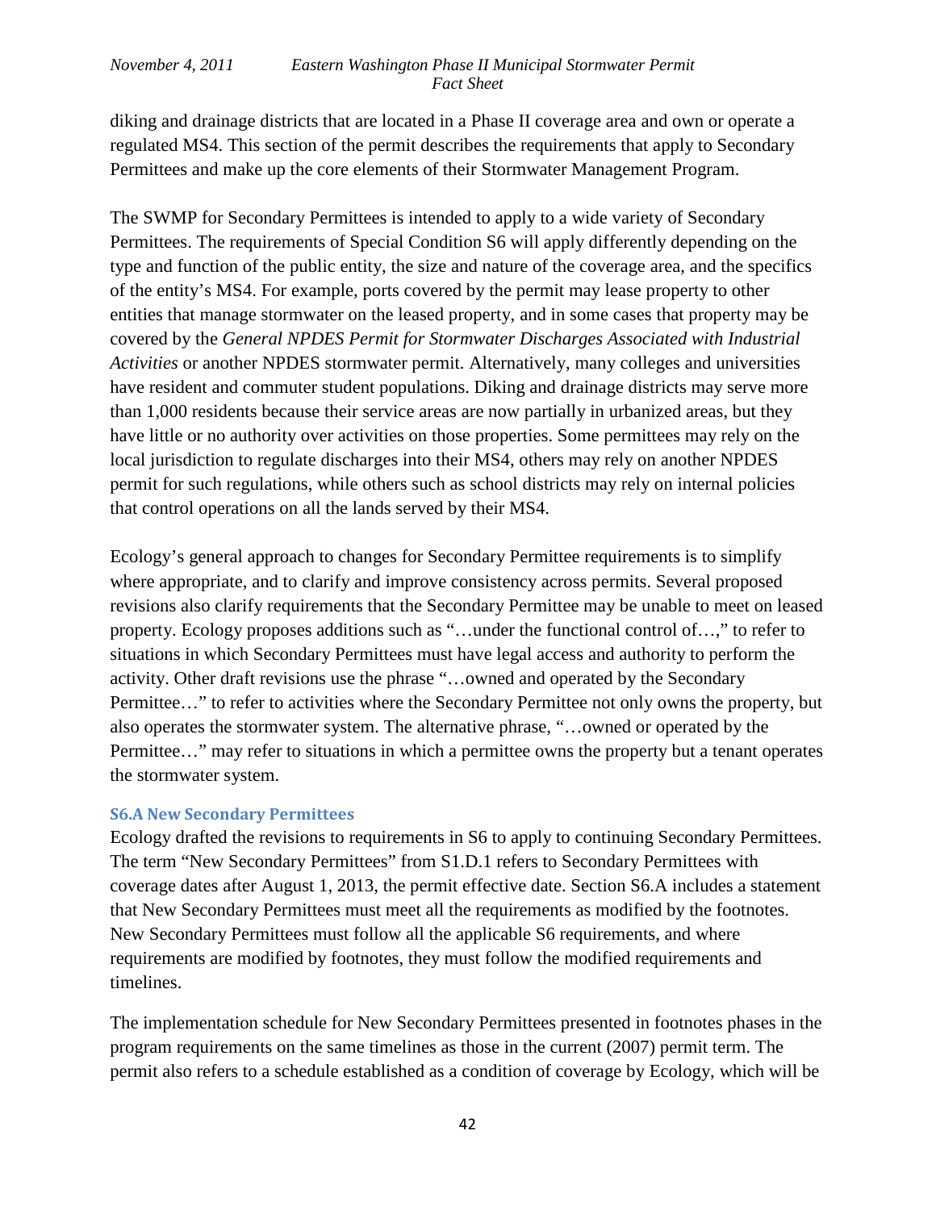diking and drainage districts that are located in a Phase II coverage area and own or operate a regulated MS4. This section of the permit describes the requirements that apply to Secondary Permittees and make up the core elements of their Stormwater Management Program.

The SWMP for Secondary Permittees is intended to apply to a wide variety of Secondary Permittees. The requirements of Special Condition S6 will apply differently depending on the type and function of the public entity, the size and nature of the coverage area, and the specifics of the entity's MS4. For example, ports covered by the permit may lease property to other entities that manage stormwater on the leased property, and in some cases that property may be covered by the *General NPDES Permit for Stormwater Discharges Associated with Industrial Activities* or another NPDES stormwater permit. Alternatively, many colleges and universities have resident and commuter student populations. Diking and drainage districts may serve more than 1,000 residents because their service areas are now partially in urbanized areas, but they have little or no authority over activities on those properties. Some permittees may rely on the local jurisdiction to regulate discharges into their MS4, others may rely on another NPDES permit for such regulations, while others such as school districts may rely on internal policies that control operations on all the lands served by their MS4.

Ecology's general approach to changes for Secondary Permittee requirements is to simplify where appropriate, and to clarify and improve consistency across permits. Several proposed revisions also clarify requirements that the Secondary Permittee may be unable to meet on leased property. Ecology proposes additions such as "…under the functional control of…," to refer to situations in which Secondary Permittees must have legal access and authority to perform the activity. Other draft revisions use the phrase "…owned and operated by the Secondary Permittee…" to refer to activities where the Secondary Permittee not only owns the property, but also operates the stormwater system. The alternative phrase, "…owned or operated by the Permittee…" may refer to situations in which a permittee owns the property but a tenant operates the stormwater system.

### S6.A New Secondary Permittees

Ecology drafted the revisions to requirements in S6 to apply to continuing Secondary Permittees. The term "New Secondary Permittees" from S1.D.1 refers to Secondary Permittees with coverage dates after August 1, 2013, the permit effective date. Section S6.A includes a statement that New Secondary Permittees must meet all the requirements as modified by the footnotes. New Secondary Permittees must follow all the applicable S6 requirements, and where requirements are modified by footnotes, they must follow the modified requirements and timelines.

The implementation schedule for New Secondary Permittees presented in footnotes phases in the program requirements on the same timelines as those in the current (2007) permit term. The permit also refers to a schedule established as a condition of coverage by Ecology, which will be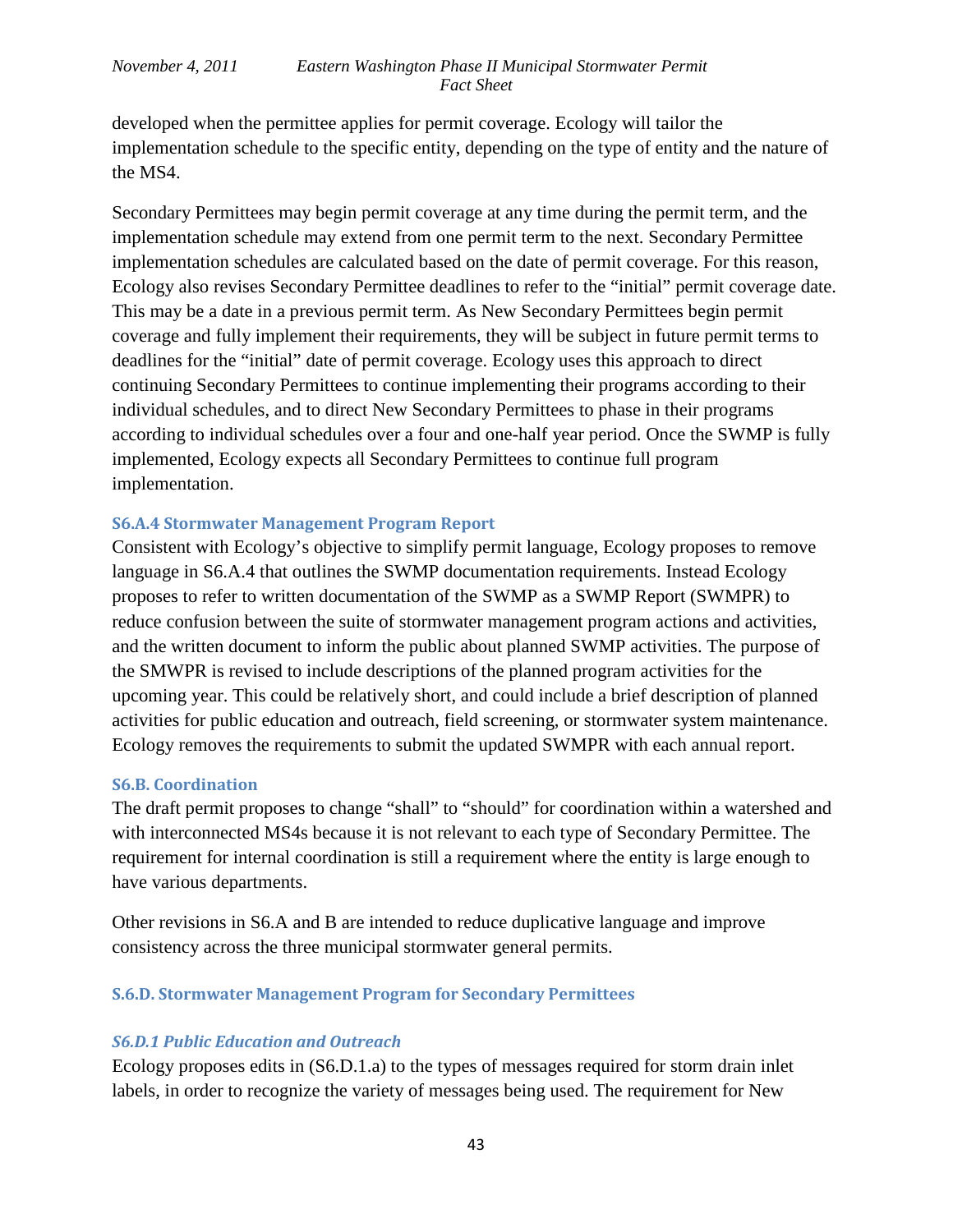developed when the permittee applies for permit coverage. Ecology will tailor the implementation schedule to the specific entity, depending on the type of entity and the nature of the MS4.

Secondary Permittees may begin permit coverage at any time during the permit term, and the implementation schedule may extend from one permit term to the next. Secondary Permittee implementation schedules are calculated based on the date of permit coverage. For this reason, Ecology also revises Secondary Permittee deadlines to refer to the "initial" permit coverage date. This may be a date in a previous permit term. As New Secondary Permittees begin permit coverage and fully implement their requirements, they will be subject in future permit terms to deadlines for the "initial" date of permit coverage. Ecology uses this approach to direct continuing Secondary Permittees to continue implementing their programs according to their individual schedules, and to direct New Secondary Permittees to phase in their programs according to individual schedules over a four and one-half year period. Once the SWMP is fully implemented, Ecology expects all Secondary Permittees to continue full program implementation.

### S6.A.4 Stormwater Management Program Report

Consistent with Ecology's objective to simplify permit language, Ecology proposes to remove language in S6.A.4 that outlines the SWMP documentation requirements. Instead Ecology proposes to refer to written documentation of the SWMP as a SWMP Report (SWMPR) to reduce confusion between the suite of stormwater management program actions and activities, and the written document to inform the public about planned SWMP activities. The purpose of the SMWPR is revised to include descriptions of the planned program activities for the upcoming year. This could be relatively short, and could include a brief description of planned activities for public education and outreach, field screening, or stormwater system maintenance. Ecology removes the requirements to submit the updated SWMPR with each annual report.

### S6.B. Coordination

The draft permit proposes to change "shall" to "should" for coordination within a watershed and with interconnected MS4s because it is not relevant to each type of Secondary Permittee. The requirement for internal coordination is still a requirement where the entity is large enough to have various departments.

Other revisions in S6.A and B are intended to reduce duplicative language and improve consistency across the three municipal stormwater general permits.

### S.6.D. Stormwater Management Program for Secondary Permittees

#### *S6.D.1 Public Education and Outreach*

Ecology proposes edits in (S6.D.1.a) to the types of messages required for storm drain inlet labels, in order to recognize the variety of messages being used. The requirement for New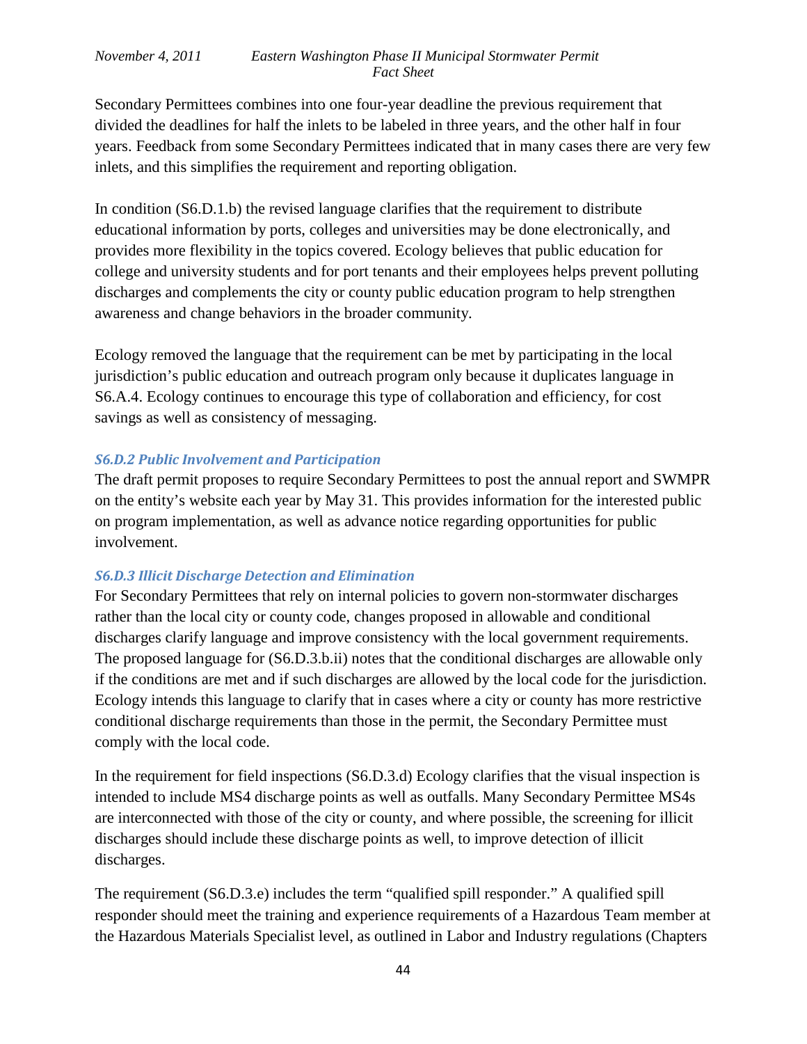Secondary Permittees combines into one four-year deadline the previous requirement that divided the deadlines for half the inlets to be labeled in three years, and the other half in four years. Feedback from some Secondary Permittees indicated that in many cases there are very few inlets, and this simplifies the requirement and reporting obligation.

In condition (S6.D.1.b) the revised language clarifies that the requirement to distribute educational information by ports, colleges and universities may be done electronically, and provides more flexibility in the topics covered. Ecology believes that public education for college and university students and for port tenants and their employees helps prevent polluting discharges and complements the city or county public education program to help strengthen awareness and change behaviors in the broader community.

Ecology removed the language that the requirement can be met by participating in the local jurisdiction's public education and outreach program only because it duplicates language in S6.A.4. Ecology continues to encourage this type of collaboration and efficiency, for cost savings as well as consistency of messaging.

### *S6.D.2 Public Involvement and Participation*

The draft permit proposes to require Secondary Permittees to post the annual report and SWMPR on the entity's website each year by May 31. This provides information for the interested public on program implementation, as well as advance notice regarding opportunities for public involvement.

### *S6.D.3 Illicit Discharge Detection and Elimination*

For Secondary Permittees that rely on internal policies to govern non-stormwater discharges rather than the local city or county code, changes proposed in allowable and conditional discharges clarify language and improve consistency with the local government requirements. The proposed language for (S6.D.3.b.ii) notes that the conditional discharges are allowable only if the conditions are met and if such discharges are allowed by the local code for the jurisdiction. Ecology intends this language to clarify that in cases where a city or county has more restrictive conditional discharge requirements than those in the permit, the Secondary Permittee must comply with the local code.

In the requirement for field inspections (S6.D.3.d) Ecology clarifies that the visual inspection is intended to include MS4 discharge points as well as outfalls. Many Secondary Permittee MS4s are interconnected with those of the city or county, and where possible, the screening for illicit discharges should include these discharge points as well, to improve detection of illicit discharges.

The requirement (S6.D.3.e) includes the term "qualified spill responder." A qualified spill responder should meet the training and experience requirements of a Hazardous Team member at the Hazardous Materials Specialist level, as outlined in Labor and Industry regulations (Chapters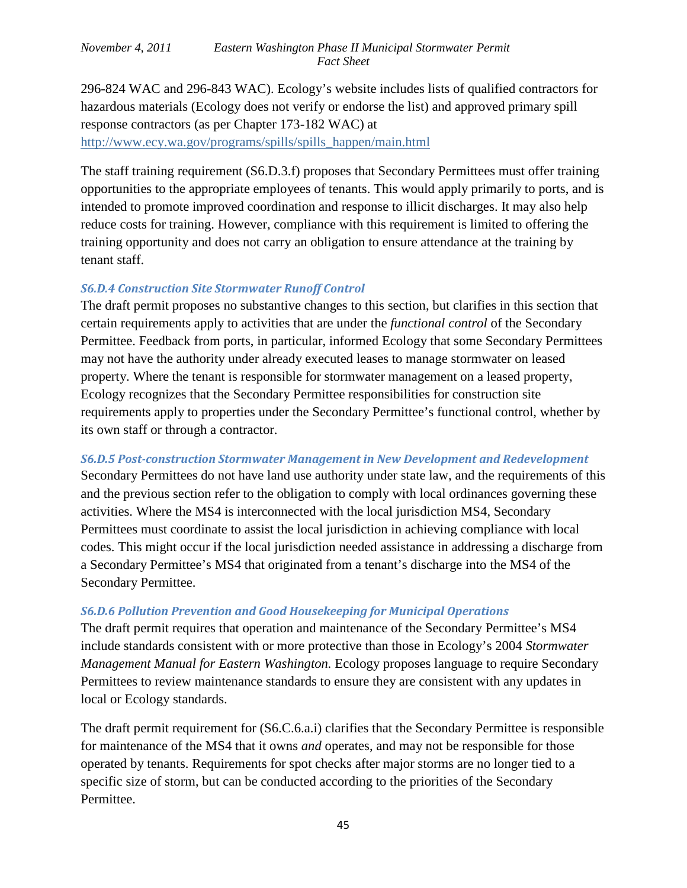296-824 WAC and 296-843 WAC). Ecology's website includes lists of qualified contractors for hazardous materials (Ecology does not verify or endorse the list) and approved primary spill response contractors (as per Chapter 173-182 WAC) at http://www.ecy.wa.gov/programs/spills/spills_happen/main.html

The staff training requirement (S6.D.3.f) proposes that Secondary Permittees must offer training opportunities to the appropriate employees of tenants. This would apply primarily to ports, and is intended to promote improved coordination and response to illicit discharges. It may also help reduce costs for training. However, compliance with this requirement is limited to offering the training opportunity and does not carry an obligation to ensure attendance at the training by tenant staff.

### *S6.D.4 Construction Site Stormwater Runoff Control*

The draft permit proposes no substantive changes to this section, but clarifies in this section that certain requirements apply to activities that are under the *functional control* of the Secondary Permittee. Feedback from ports, in particular, informed Ecology that some Secondary Permittees may not have the authority under already executed leases to manage stormwater on leased property. Where the tenant is responsible for stormwater management on a leased property, Ecology recognizes that the Secondary Permittee responsibilities for construction site requirements apply to properties under the Secondary Permittee's functional control, whether by its own staff or through a contractor.

### *S6.D.5 Post-construction Stormwater Management in New Development and Redevelopment*

Secondary Permittees do not have land use authority under state law, and the requirements of this and the previous section refer to the obligation to comply with local ordinances governing these activities. Where the MS4 is interconnected with the local jurisdiction MS4, Secondary Permittees must coordinate to assist the local jurisdiction in achieving compliance with local codes. This might occur if the local jurisdiction needed assistance in addressing a discharge from a Secondary Permittee's MS4 that originated from a tenant's discharge into the MS4 of the Secondary Permittee.

### *S6.D.6 Pollution Prevention and Good Housekeeping for Municipal Operations*

The draft permit requires that operation and maintenance of the Secondary Permittee's MS4 include standards consistent with or more protective than those in Ecology's 2004 *Stormwater Management Manual for Eastern Washington.* Ecology proposes language to require Secondary Permittees to review maintenance standards to ensure they are consistent with any updates in local or Ecology standards.

The draft permit requirement for (S6.C.6.a.i) clarifies that the Secondary Permittee is responsible for maintenance of the MS4 that it owns *and* operates, and may not be responsible for those operated by tenants. Requirements for spot checks after major storms are no longer tied to a specific size of storm, but can be conducted according to the priorities of the Secondary Permittee.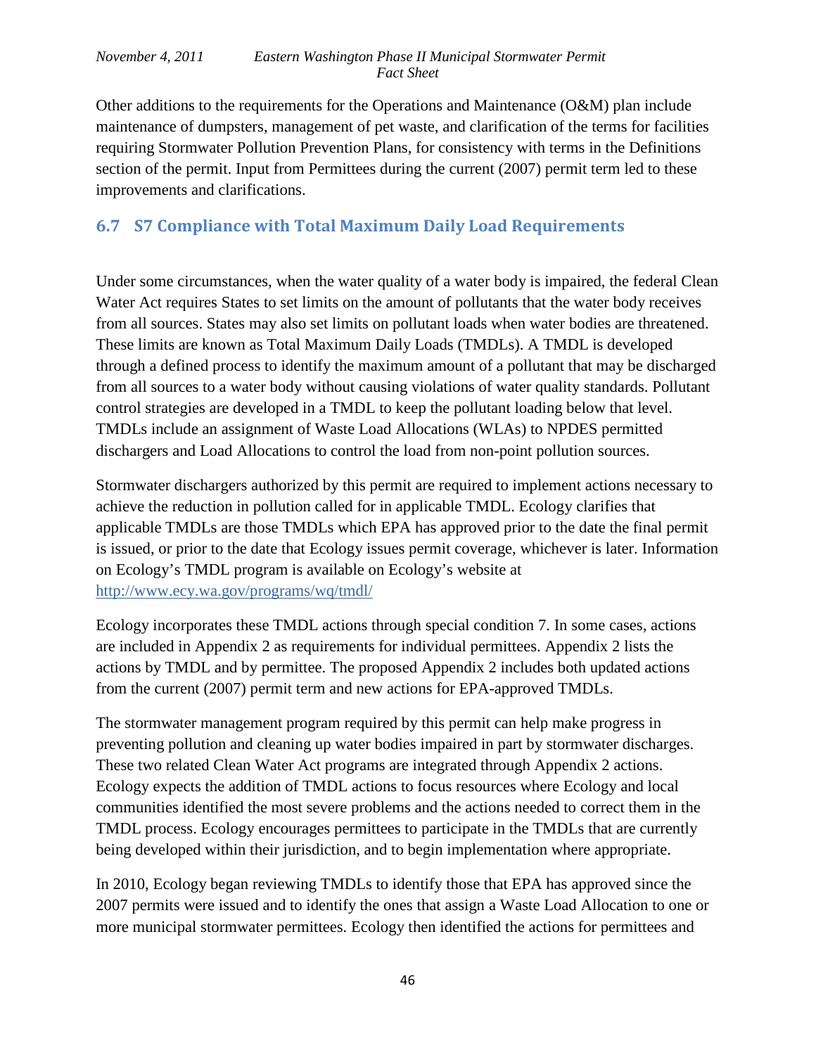Other additions to the requirements for the Operations and Maintenance (O&M) plan include maintenance of dumpsters, management of pet waste, and clarification of the terms for facilities requiring Stormwater Pollution Prevention Plans, for consistency with terms in the Definitions section of the permit. Input from Permittees during the current (2007) permit term led to these improvements and clarifications.

## 6.7 S7 Compliance with Total Maximum Daily Load Requirements

Under some circumstances, when the water quality of a water body is impaired, the federal Clean Water Act requires States to set limits on the amount of pollutants that the water body receives from all sources. States may also set limits on pollutant loads when water bodies are threatened. These limits are known as Total Maximum Daily Loads (TMDLs). A TMDL is developed through a defined process to identify the maximum amount of a pollutant that may be discharged from all sources to a water body without causing violations of water quality standards. Pollutant control strategies are developed in a TMDL to keep the pollutant loading below that level. TMDLs include an assignment of Waste Load Allocations (WLAs) to NPDES permitted dischargers and Load Allocations to control the load from non-point pollution sources.

Stormwater dischargers authorized by this permit are required to implement actions necessary to achieve the reduction in pollution called for in applicable TMDL. Ecology clarifies that applicable TMDLs are those TMDLs which EPA has approved prior to the date the final permit is issued, or prior to the date that Ecology issues permit coverage, whichever is later. Information on Ecology's TMDL program is available on Ecology's website at http://www.ecy.wa.gov/programs/wq/tmdl/

Ecology incorporates these TMDL actions through special condition 7. In some cases, actions are included in Appendix 2 as requirements for individual permittees. Appendix 2 lists the actions by TMDL and by permittee. The proposed Appendix 2 includes both updated actions from the current (2007) permit term and new actions for EPA-approved TMDLs.

The stormwater management program required by this permit can help make progress in preventing pollution and cleaning up water bodies impaired in part by stormwater discharges. These two related Clean Water Act programs are integrated through Appendix 2 actions. Ecology expects the addition of TMDL actions to focus resources where Ecology and local communities identified the most severe problems and the actions needed to correct them in the TMDL process. Ecology encourages permittees to participate in the TMDLs that are currently being developed within their jurisdiction, and to begin implementation where appropriate.

In 2010, Ecology began reviewing TMDLs to identify those that EPA has approved since the 2007 permits were issued and to identify the ones that assign a Waste Load Allocation to one or more municipal stormwater permittees. Ecology then identified the actions for permittees and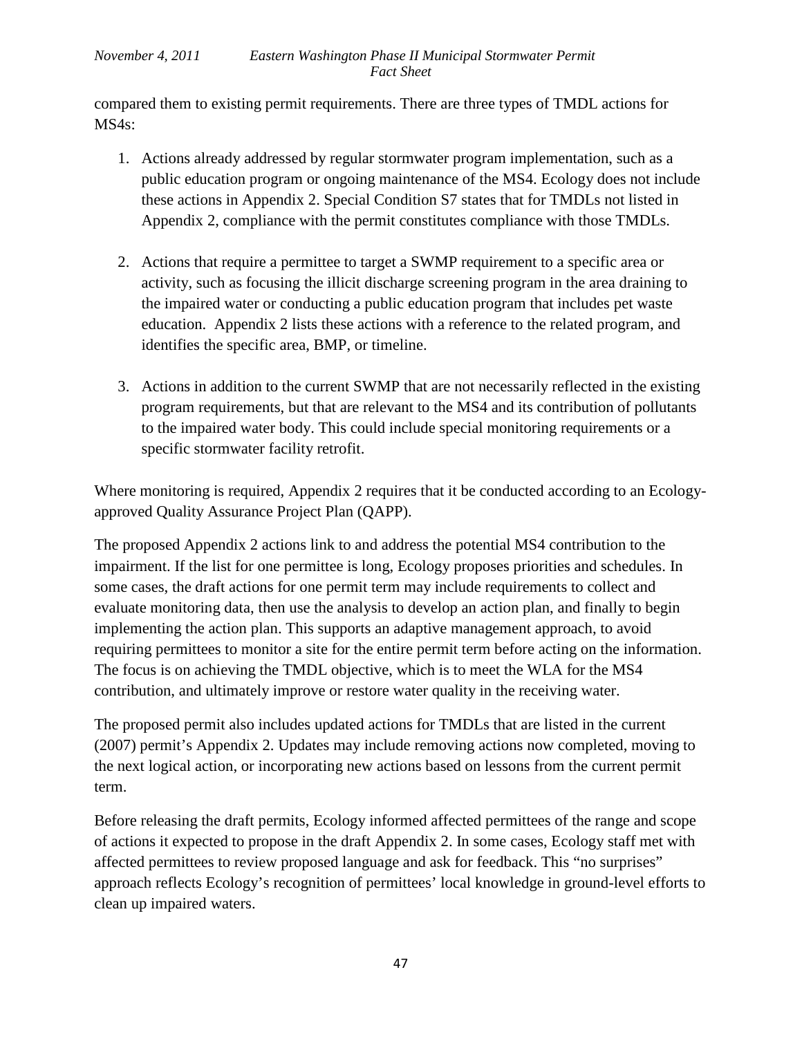compared them to existing permit requirements. There are three types of TMDL actions for MS4s:

1. Actions already addressed by regular stormwater program implementation, such as a public education program or ongoing maintenance of the MS4. Ecology does not include these actions in Appendix 2. Special Condition S7 states that for TMDLs not listed in Appendix 2, compliance with the permit constitutes compliance with those TMDLs.

2. Actions that require a permittee to target a SWMP requirement to a specific area or activity, such as focusing the illicit discharge screening program in the area draining to the impaired water or conducting a public education program that includes pet waste education. Appendix 2 lists these actions with a reference to the related program, and identifies the specific area, BMP, or timeline.

3. Actions in addition to the current SWMP that are not necessarily reflected in the existing program requirements, but that are relevant to the MS4 and its contribution of pollutants to the impaired water body. This could include special monitoring requirements or a specific stormwater facility retrofit.

Where monitoring is required, Appendix 2 requires that it be conducted according to an Ecology-approved Quality Assurance Project Plan (QAPP).

The proposed Appendix 2 actions link to and address the potential MS4 contribution to the impairment. If the list for one permittee is long, Ecology proposes priorities and schedules. In some cases, the draft actions for one permit term may include requirements to collect and evaluate monitoring data, then use the analysis to develop an action plan, and finally to begin implementing the action plan. This supports an adaptive management approach, to avoid requiring permittees to monitor a site for the entire permit term before acting on the information. The focus is on achieving the TMDL objective, which is to meet the WLA for the MS4 contribution, and ultimately improve or restore water quality in the receiving water.

The proposed permit also includes updated actions for TMDLs that are listed in the current (2007) permit's Appendix 2. Updates may include removing actions now completed, moving to the next logical action, or incorporating new actions based on lessons from the current permit term.

Before releasing the draft permits, Ecology informed affected permittees of the range and scope of actions it expected to propose in the draft Appendix 2. In some cases, Ecology staff met with affected permittees to review proposed language and ask for feedback. This "no surprises" approach reflects Ecology's recognition of permittees' local knowledge in ground-level efforts to clean up impaired waters.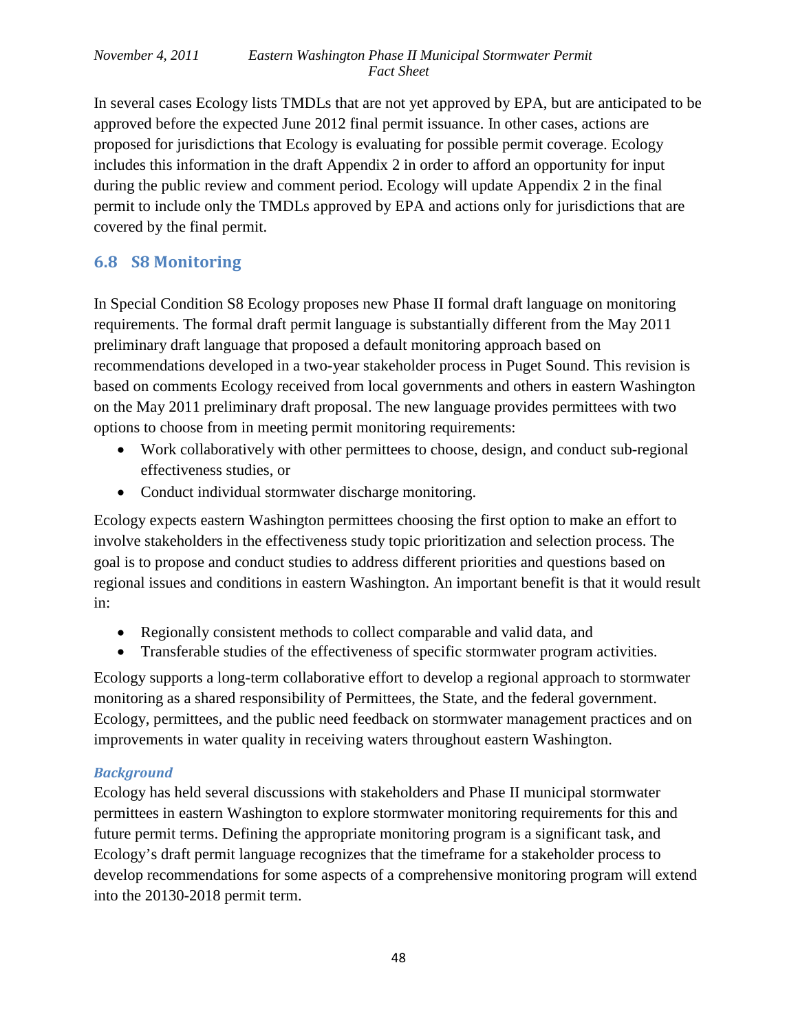In several cases Ecology lists TMDLs that are not yet approved by EPA, but are anticipated to be approved before the expected June 2012 final permit issuance. In other cases, actions are proposed for jurisdictions that Ecology is evaluating for possible permit coverage. Ecology includes this information in the draft Appendix 2 in order to afford an opportunity for input during the public review and comment period. Ecology will update Appendix 2 in the final permit to include only the TMDLs approved by EPA and actions only for jurisdictions that are covered by the final permit.

## 6.8 S8 Monitoring

In Special Condition S8 Ecology proposes new Phase II formal draft language on monitoring requirements. The formal draft permit language is substantially different from the May 2011 preliminary draft language that proposed a default monitoring approach based on recommendations developed in a two-year stakeholder process in Puget Sound. This revision is based on comments Ecology received from local governments and others in eastern Washington on the May 2011 preliminary draft proposal. The new language provides permittees with two options to choose from in meeting permit monitoring requirements:

- Work collaboratively with other permittees to choose, design, and conduct sub-regional effectiveness studies, or
- Conduct individual stormwater discharge monitoring.

Ecology expects eastern Washington permittees choosing the first option to make an effort to involve stakeholders in the effectiveness study topic prioritization and selection process. The goal is to propose and conduct studies to address different priorities and questions based on regional issues and conditions in eastern Washington. An important benefit is that it would result in:

- Regionally consistent methods to collect comparable and valid data, and
- Transferable studies of the effectiveness of specific stormwater program activities.

Ecology supports a long-term collaborative effort to develop a regional approach to stormwater monitoring as a shared responsibility of Permittees, the State, and the federal government. Ecology, permittees, and the public need feedback on stormwater management practices and on improvements in water quality in receiving waters throughout eastern Washington.

### *Background*

Ecology has held several discussions with stakeholders and Phase II municipal stormwater permittees in eastern Washington to explore stormwater monitoring requirements for this and future permit terms. Defining the appropriate monitoring program is a significant task, and Ecology's draft permit language recognizes that the timeframe for a stakeholder process to develop recommendations for some aspects of a comprehensive monitoring program will extend into the 20130-2018 permit term.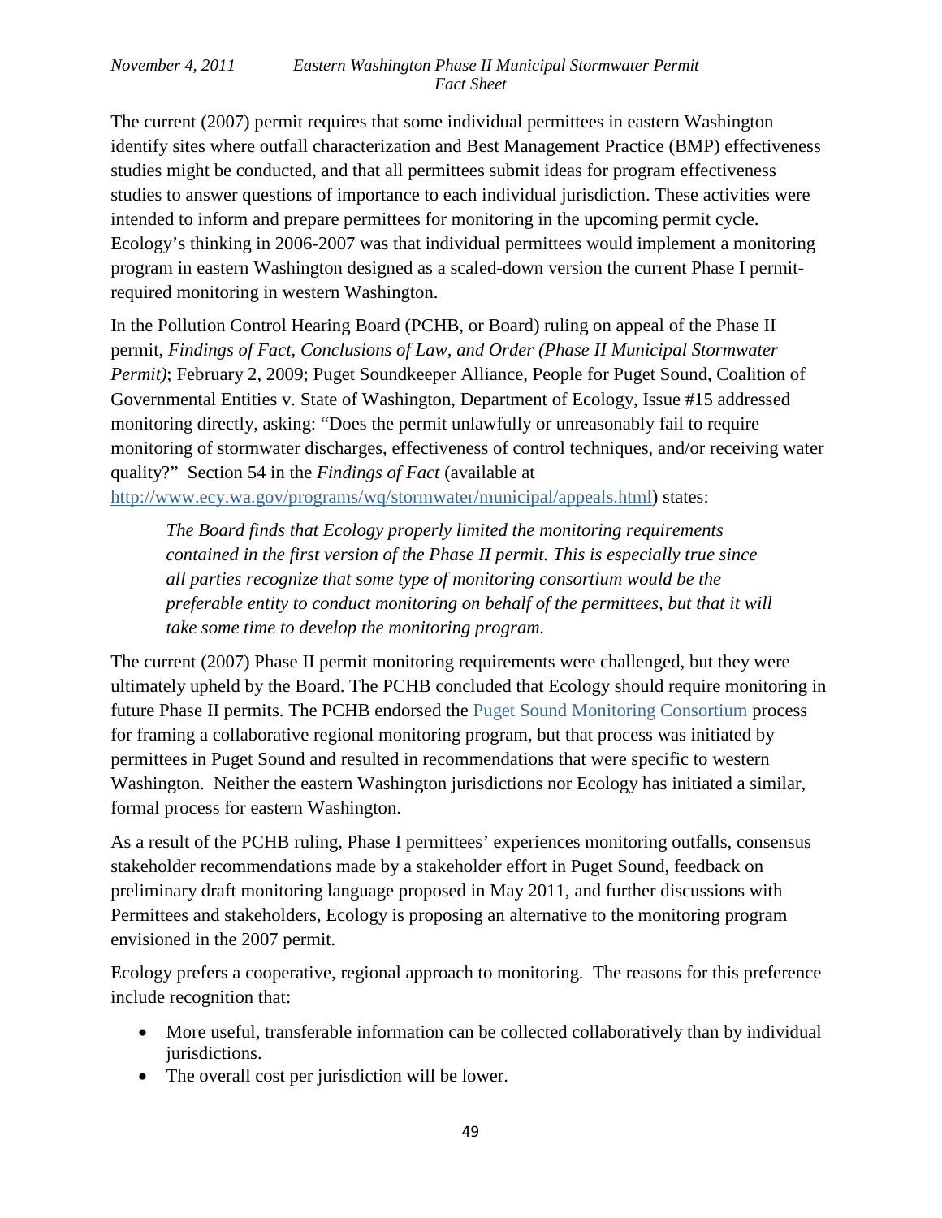The current (2007) permit requires that some individual permittees in eastern Washington identify sites where outfall characterization and Best Management Practice (BMP) effectiveness studies might be conducted, and that all permittees submit ideas for program effectiveness studies to answer questions of importance to each individual jurisdiction. These activities were intended to inform and prepare permittees for monitoring in the upcoming permit cycle. Ecology's thinking in 2006-2007 was that individual permittees would implement a monitoring program in eastern Washington designed as a scaled-down version the current Phase I permit-required monitoring in western Washington.

In the Pollution Control Hearing Board (PCHB, or Board) ruling on appeal of the Phase II permit, *Findings of Fact, Conclusions of Law, and Order (Phase II Municipal Stormwater Permit)*; February 2, 2009; Puget Soundkeeper Alliance, People for Puget Sound, Coalition of Governmental Entities v. State of Washington, Department of Ecology, Issue #15 addressed monitoring directly, asking: "Does the permit unlawfully or unreasonably fail to require monitoring of stormwater discharges, effectiveness of control techniques, and/or receiving water quality?" Section 54 in the *Findings of Fact* (available at http://www.ecy.wa.gov/programs/wq/stormwater/municipal/appeals.html) states:

> *The Board finds that Ecology properly limited the monitoring requirements contained in the first version of the Phase II permit. This is especially true since all parties recognize that some type of monitoring consortium would be the preferable entity to conduct monitoring on behalf of the permittees, but that it will take some time to develop the monitoring program.*

The current (2007) Phase II permit monitoring requirements were challenged, but they were ultimately upheld by the Board. The PCHB concluded that Ecology should require monitoring in future Phase II permits. The PCHB endorsed the Puget Sound Monitoring Consortium process for framing a collaborative regional monitoring program, but that process was initiated by permittees in Puget Sound and resulted in recommendations that were specific to western Washington. Neither the eastern Washington jurisdictions nor Ecology has initiated a similar, formal process for eastern Washington.

As a result of the PCHB ruling, Phase I permittees' experiences monitoring outfalls, consensus stakeholder recommendations made by a stakeholder effort in Puget Sound, feedback on preliminary draft monitoring language proposed in May 2011, and further discussions with Permittees and stakeholders, Ecology is proposing an alternative to the monitoring program envisioned in the 2007 permit.

Ecology prefers a cooperative, regional approach to monitoring. The reasons for this preference include recognition that:

- More useful, transferable information can be collected collaboratively than by individual jurisdictions.
- The overall cost per jurisdiction will be lower.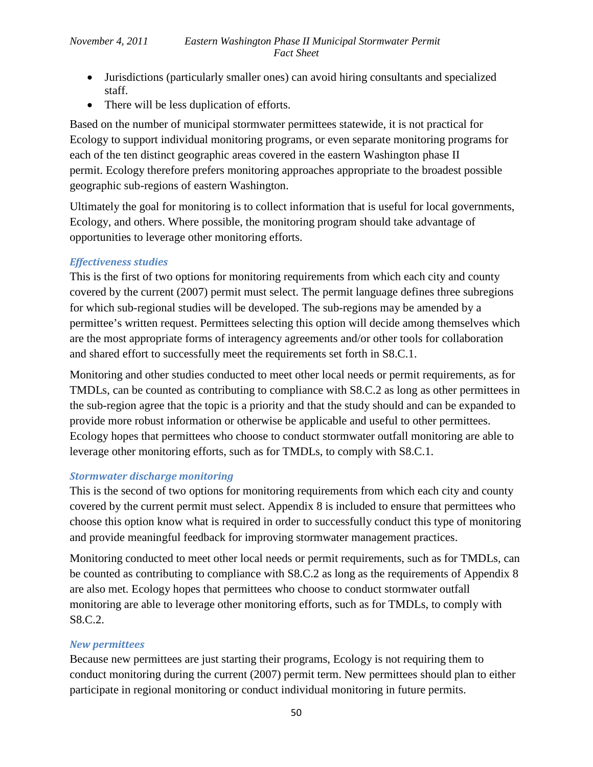- Jurisdictions (particularly smaller ones) can avoid hiring consultants and specialized staff.
- There will be less duplication of efforts.

Based on the number of municipal stormwater permittees statewide, it is not practical for Ecology to support individual monitoring programs, or even separate monitoring programs for each of the ten distinct geographic areas covered in the eastern Washington phase II permit. Ecology therefore prefers monitoring approaches appropriate to the broadest possible geographic sub-regions of eastern Washington.

Ultimately the goal for monitoring is to collect information that is useful for local governments, Ecology, and others. Where possible, the monitoring program should take advantage of opportunities to leverage other monitoring efforts.

### *Effectiveness studies*

This is the first of two options for monitoring requirements from which each city and county covered by the current (2007) permit must select. The permit language defines three subregions for which sub-regional studies will be developed. The sub-regions may be amended by a permittee's written request. Permittees selecting this option will decide among themselves which are the most appropriate forms of interagency agreements and/or other tools for collaboration and shared effort to successfully meet the requirements set forth in S8.C.1.

Monitoring and other studies conducted to meet other local needs or permit requirements, as for TMDLs, can be counted as contributing to compliance with S8.C.2 as long as other permittees in the sub-region agree that the topic is a priority and that the study should and can be expanded to provide more robust information or otherwise be applicable and useful to other permittees. Ecology hopes that permittees who choose to conduct stormwater outfall monitoring are able to leverage other monitoring efforts, such as for TMDLs, to comply with S8.C.1.

### *Stormwater discharge monitoring*

This is the second of two options for monitoring requirements from which each city and county covered by the current permit must select. Appendix 8 is included to ensure that permittees who choose this option know what is required in order to successfully conduct this type of monitoring and provide meaningful feedback for improving stormwater management practices.

Monitoring conducted to meet other local needs or permit requirements, such as for TMDLs, can be counted as contributing to compliance with S8.C.2 as long as the requirements of Appendix 8 are also met. Ecology hopes that permittees who choose to conduct stormwater outfall monitoring are able to leverage other monitoring efforts, such as for TMDLs, to comply with S8.C.2.

### *New permittees*

Because new permittees are just starting their programs, Ecology is not requiring them to conduct monitoring during the current (2007) permit term. New permittees should plan to either participate in regional monitoring or conduct individual monitoring in future permits.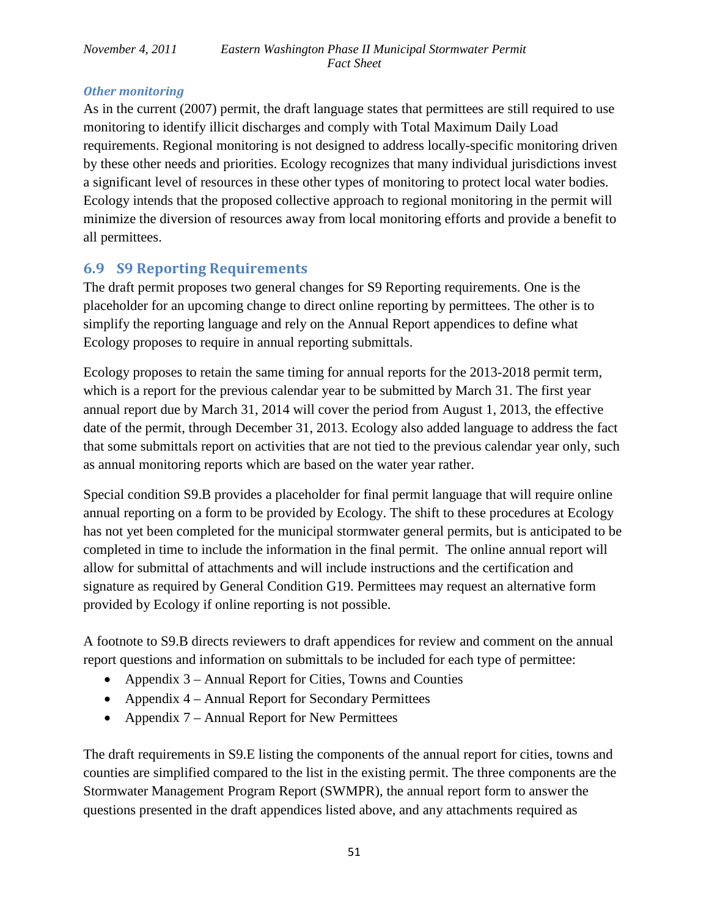### *Other monitoring*

As in the current (2007) permit, the draft language states that permittees are still required to use monitoring to identify illicit discharges and comply with Total Maximum Daily Load requirements. Regional monitoring is not designed to address locally-specific monitoring driven by these other needs and priorities. Ecology recognizes that many individual jurisdictions invest a significant level of resources in these other types of monitoring to protect local water bodies. Ecology intends that the proposed collective approach to regional monitoring in the permit will minimize the diversion of resources away from local monitoring efforts and provide a benefit to all permittees.

## 6.9 S9 Reporting Requirements

The draft permit proposes two general changes for S9 Reporting requirements. One is the placeholder for an upcoming change to direct online reporting by permittees. The other is to simplify the reporting language and rely on the Annual Report appendices to define what Ecology proposes to require in annual reporting submittals.

Ecology proposes to retain the same timing for annual reports for the 2013-2018 permit term, which is a report for the previous calendar year to be submitted by March 31. The first year annual report due by March 31, 2014 will cover the period from August 1, 2013, the effective date of the permit, through December 31, 2013. Ecology also added language to address the fact that some submittals report on activities that are not tied to the previous calendar year only, such as annual monitoring reports which are based on the water year rather.

Special condition S9.B provides a placeholder for final permit language that will require online annual reporting on a form to be provided by Ecology. The shift to these procedures at Ecology has not yet been completed for the municipal stormwater general permits, but is anticipated to be completed in time to include the information in the final permit. The online annual report will allow for submittal of attachments and will include instructions and the certification and signature as required by General Condition G19. Permittees may request an alternative form provided by Ecology if online reporting is not possible.

A footnote to S9.B directs reviewers to draft appendices for review and comment on the annual report questions and information on submittals to be included for each type of permittee:

- Appendix 3 – Annual Report for Cities, Towns and Counties
- Appendix 4 – Annual Report for Secondary Permittees
- Appendix 7 – Annual Report for New Permittees

The draft requirements in S9.E listing the components of the annual report for cities, towns and counties are simplified compared to the list in the existing permit. The three components are the Stormwater Management Program Report (SWMPR), the annual report form to answer the questions presented in the draft appendices listed above, and any attachments required as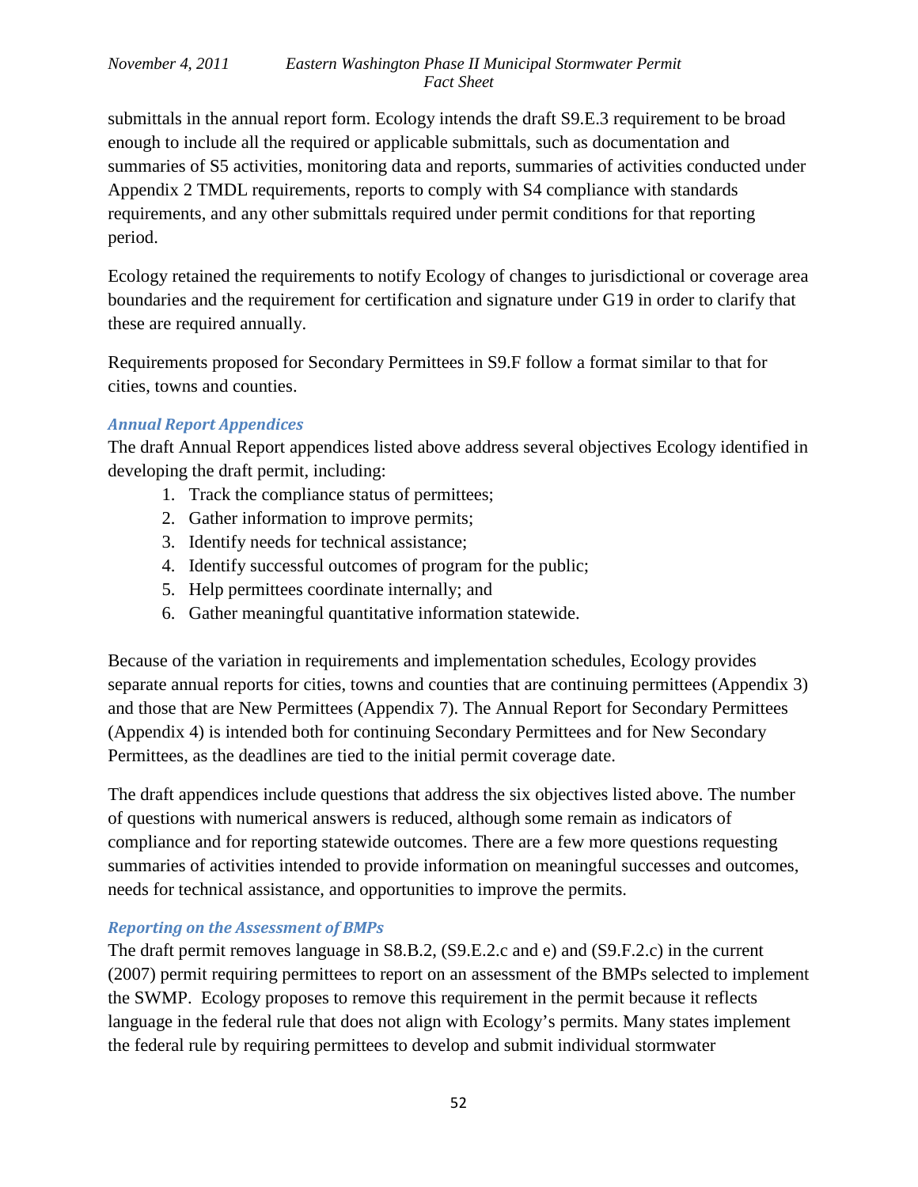submittals in the annual report form. Ecology intends the draft S9.E.3 requirement to be broad enough to include all the required or applicable submittals, such as documentation and summaries of S5 activities, monitoring data and reports, summaries of activities conducted under Appendix 2 TMDL requirements, reports to comply with S4 compliance with standards requirements, and any other submittals required under permit conditions for that reporting period.

Ecology retained the requirements to notify Ecology of changes to jurisdictional or coverage area boundaries and the requirement for certification and signature under G19 in order to clarify that these are required annually.

Requirements proposed for Secondary Permittees in S9.F follow a format similar to that for cities, towns and counties.

### *Annual Report Appendices*

The draft Annual Report appendices listed above address several objectives Ecology identified in developing the draft permit, including:

1. Track the compliance status of permittees;
2. Gather information to improve permits;
3. Identify needs for technical assistance;
4. Identify successful outcomes of program for the public;
5. Help permittees coordinate internally; and
6. Gather meaningful quantitative information statewide.

Because of the variation in requirements and implementation schedules, Ecology provides separate annual reports for cities, towns and counties that are continuing permittees (Appendix 3) and those that are New Permittees (Appendix 7). The Annual Report for Secondary Permittees (Appendix 4) is intended both for continuing Secondary Permittees and for New Secondary Permittees, as the deadlines are tied to the initial permit coverage date.

The draft appendices include questions that address the six objectives listed above. The number of questions with numerical answers is reduced, although some remain as indicators of compliance and for reporting statewide outcomes. There are a few more questions requesting summaries of activities intended to provide information on meaningful successes and outcomes, needs for technical assistance, and opportunities to improve the permits.

### *Reporting on the Assessment of BMPs*

The draft permit removes language in S8.B.2, (S9.E.2.c and e) and (S9.F.2.c) in the current (2007) permit requiring permittees to report on an assessment of the BMPs selected to implement the SWMP. Ecology proposes to remove this requirement in the permit because it reflects language in the federal rule that does not align with Ecology's permits. Many states implement the federal rule by requiring permittees to develop and submit individual stormwater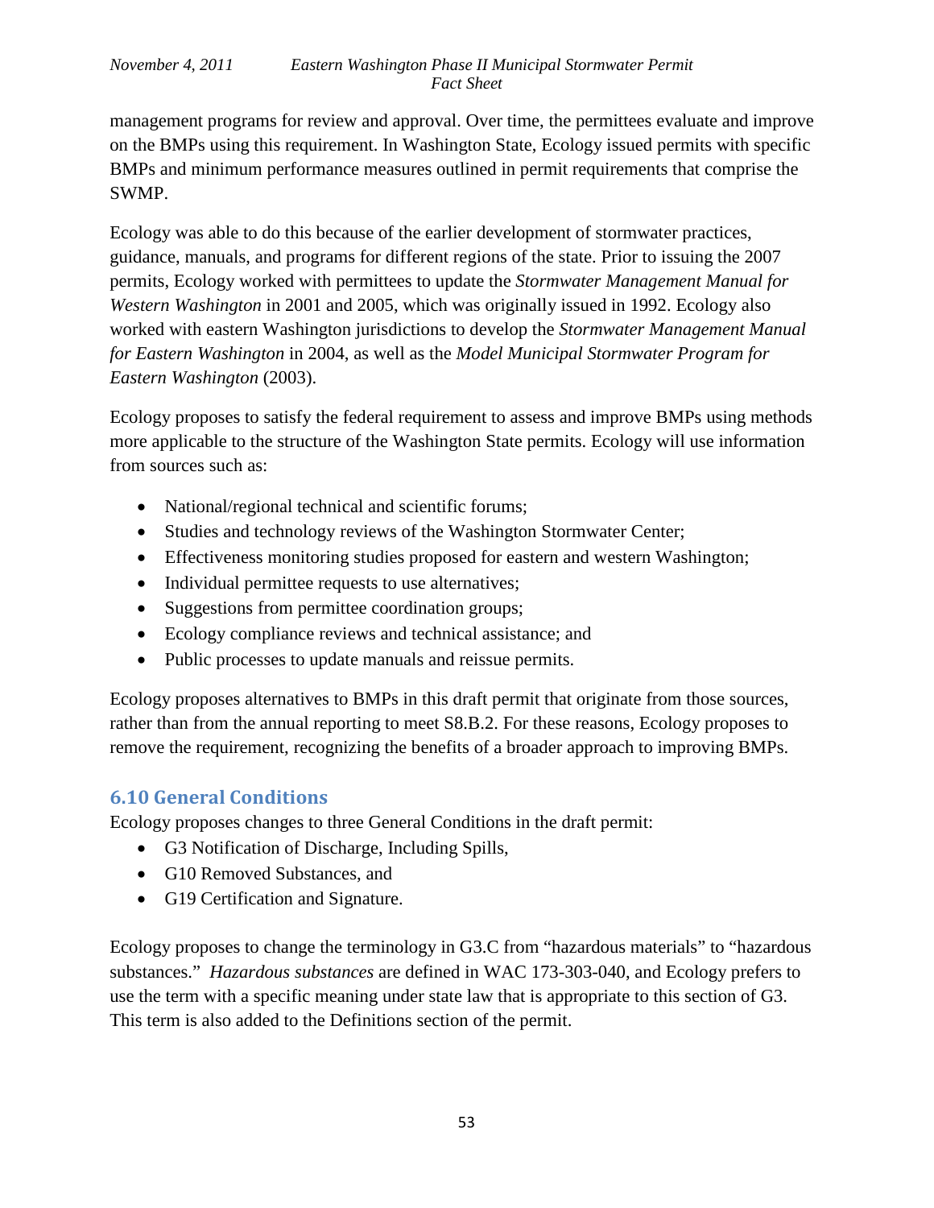management programs for review and approval. Over time, the permittees evaluate and improve on the BMPs using this requirement. In Washington State, Ecology issued permits with specific BMPs and minimum performance measures outlined in permit requirements that comprise the SWMP.

Ecology was able to do this because of the earlier development of stormwater practices, guidance, manuals, and programs for different regions of the state. Prior to issuing the 2007 permits, Ecology worked with permittees to update the *Stormwater Management Manual for Western Washington* in 2001 and 2005, which was originally issued in 1992. Ecology also worked with eastern Washington jurisdictions to develop the *Stormwater Management Manual for Eastern Washington* in 2004, as well as the *Model Municipal Stormwater Program for Eastern Washington* (2003).

Ecology proposes to satisfy the federal requirement to assess and improve BMPs using methods more applicable to the structure of the Washington State permits. Ecology will use information from sources such as:

- National/regional technical and scientific forums;
- Studies and technology reviews of the Washington Stormwater Center;
- Effectiveness monitoring studies proposed for eastern and western Washington;
- Individual permittee requests to use alternatives;
- Suggestions from permittee coordination groups;
- Ecology compliance reviews and technical assistance; and
- Public processes to update manuals and reissue permits.

Ecology proposes alternatives to BMPs in this draft permit that originate from those sources, rather than from the annual reporting to meet S8.B.2. For these reasons, Ecology proposes to remove the requirement, recognizing the benefits of a broader approach to improving BMPs.

## 6.10 General Conditions

Ecology proposes changes to three General Conditions in the draft permit:

- G3 Notification of Discharge, Including Spills,
- G10 Removed Substances, and
- G19 Certification and Signature.

Ecology proposes to change the terminology in G3.C from "hazardous materials" to "hazardous substances." *Hazardous substances* are defined in WAC 173-303-040, and Ecology prefers to use the term with a specific meaning under state law that is appropriate to this section of G3. This term is also added to the Definitions section of the permit.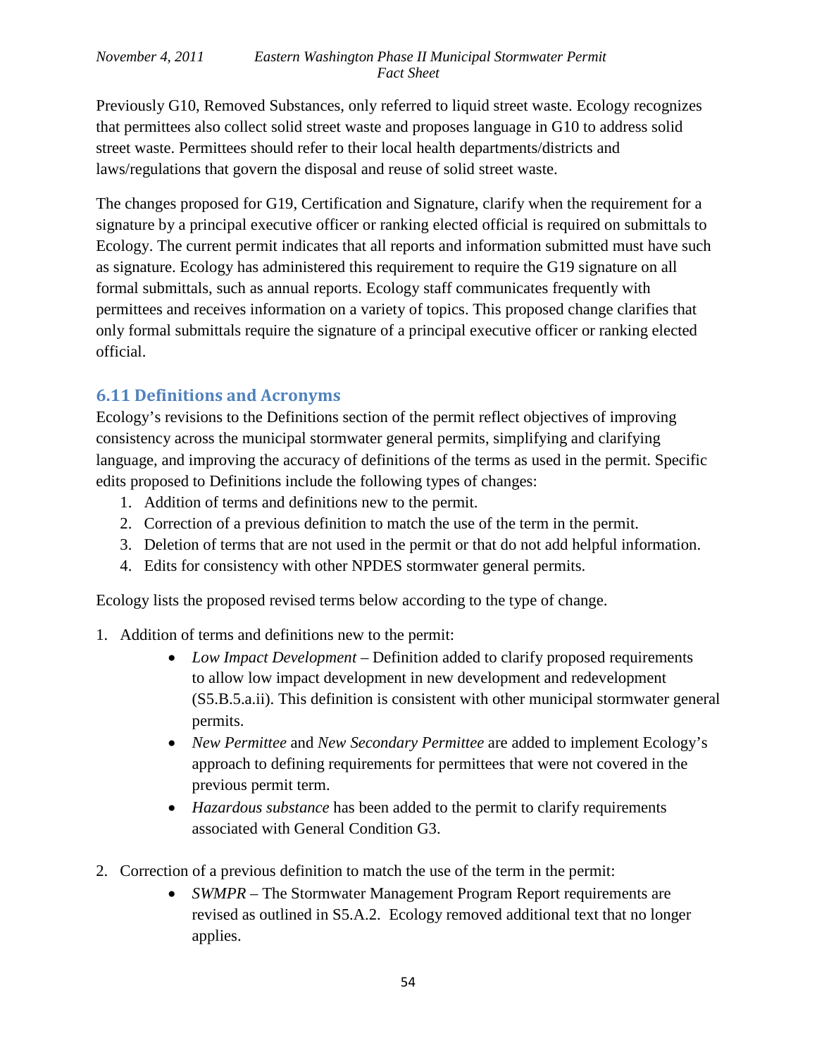Previously G10, Removed Substances, only referred to liquid street waste. Ecology recognizes that permittees also collect solid street waste and proposes language in G10 to address solid street waste. Permittees should refer to their local health departments/districts and laws/regulations that govern the disposal and reuse of solid street waste.

The changes proposed for G19, Certification and Signature, clarify when the requirement for a signature by a principal executive officer or ranking elected official is required on submittals to Ecology. The current permit indicates that all reports and information submitted must have such as signature. Ecology has administered this requirement to require the G19 signature on all formal submittals, such as annual reports. Ecology staff communicates frequently with permittees and receives information on a variety of topics. This proposed change clarifies that only formal submittals require the signature of a principal executive officer or ranking elected official.

## 6.11 Definitions and Acronyms

Ecology's revisions to the Definitions section of the permit reflect objectives of improving consistency across the municipal stormwater general permits, simplifying and clarifying language, and improving the accuracy of definitions of the terms as used in the permit. Specific edits proposed to Definitions include the following types of changes:

1. Addition of terms and definitions new to the permit.
2. Correction of a previous definition to match the use of the term in the permit.
3. Deletion of terms that are not used in the permit or that do not add helpful information.
4. Edits for consistency with other NPDES stormwater general permits.

Ecology lists the proposed revised terms below according to the type of change.

1. Addition of terms and definitions new to the permit:
   - *Low Impact Development* – Definition added to clarify proposed requirements to allow low impact development in new development and redevelopment (S5.B.5.a.ii). This definition is consistent with other municipal stormwater general permits.
   - *New Permittee* and *New Secondary Permittee* are added to implement Ecology's approach to defining requirements for permittees that were not covered in the previous permit term.
   - *Hazardous substance* has been added to the permit to clarify requirements associated with General Condition G3.

2. Correction of a previous definition to match the use of the term in the permit:
   - *SWMPR* – The Stormwater Management Program Report requirements are revised as outlined in S5.A.2. Ecology removed additional text that no longer applies.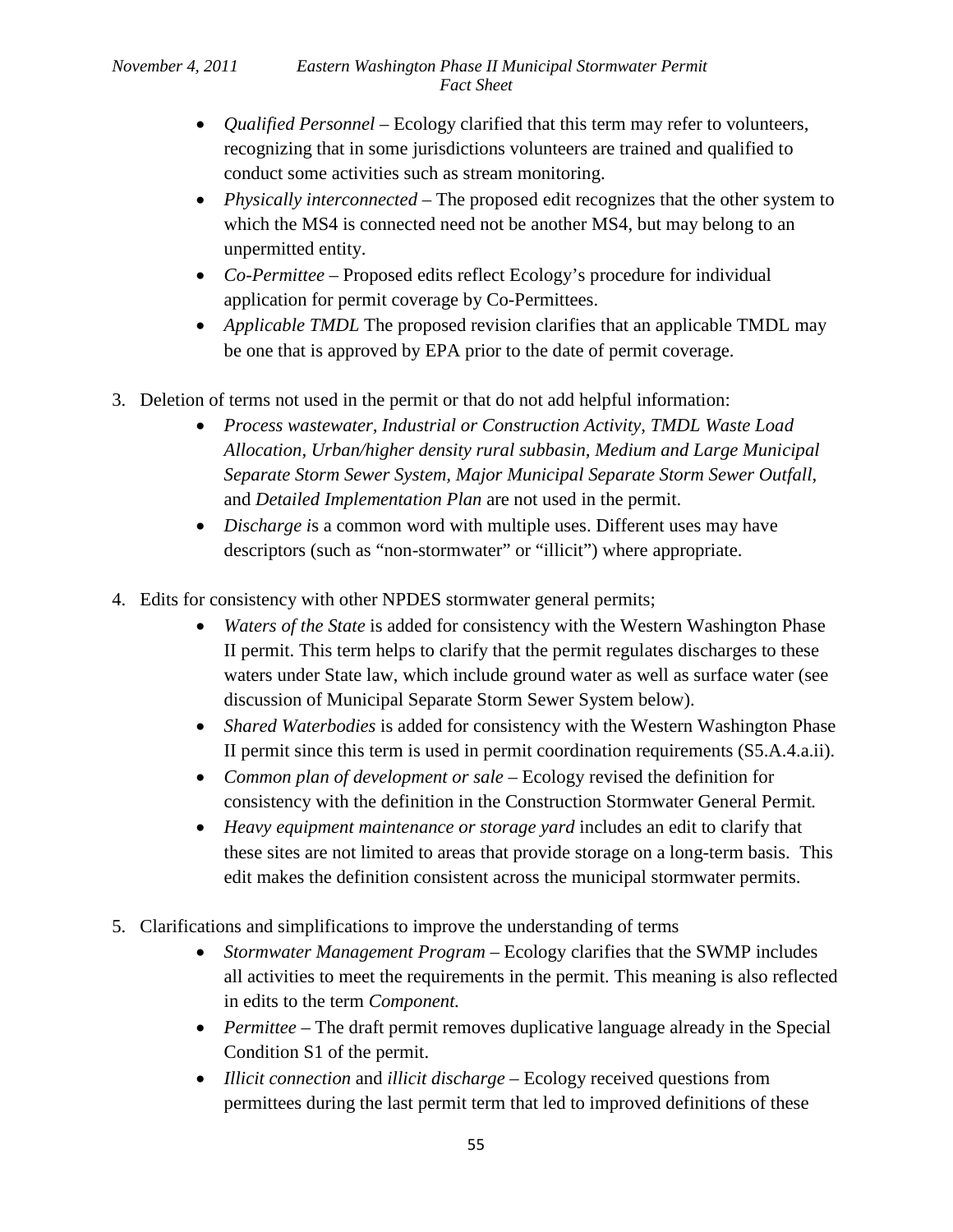- *Qualified Personnel* – Ecology clarified that this term may refer to volunteers, recognizing that in some jurisdictions volunteers are trained and qualified to conduct some activities such as stream monitoring.
- *Physically interconnected* – The proposed edit recognizes that the other system to which the MS4 is connected need not be another MS4, but may belong to an unpermitted entity.
- *Co-Permittee* – Proposed edits reflect Ecology's procedure for individual application for permit coverage by Co-Permittees.
- *Applicable TMDL* The proposed revision clarifies that an applicable TMDL may be one that is approved by EPA prior to the date of permit coverage.

3. Deletion of terms not used in the permit or that do not add helpful information:
   - *Process wastewater, Industrial or Construction Activity, TMDL Waste Load Allocation, Urban/higher density rural subbasin, Medium and Large Municipal Separate Storm Sewer System, Major Municipal Separate Storm Sewer Outfall,* and *Detailed Implementation Plan* are not used in the permit.
   - *Discharge i*s a common word with multiple uses. Different uses may have descriptors (such as "non-stormwater" or "illicit") where appropriate.

4. Edits for consistency with other NPDES stormwater general permits;
   - *Waters of the State* is added for consistency with the Western Washington Phase II permit. This term helps to clarify that the permit regulates discharges to these waters under State law, which include ground water as well as surface water (see discussion of Municipal Separate Storm Sewer System below).
   - *Shared Waterbodies* is added for consistency with the Western Washington Phase II permit since this term is used in permit coordination requirements (S5.A.4.a.ii).
   - *Common plan of development or sale* – Ecology revised the definition for consistency with the definition in the Construction Stormwater General Permit*.*
   - *Heavy equipment maintenance or storage yard* includes an edit to clarify that these sites are not limited to areas that provide storage on a long-term basis. This edit makes the definition consistent across the municipal stormwater permits.

5. Clarifications and simplifications to improve the understanding of terms
   - *Stormwater Management Program* – Ecology clarifies that the SWMP includes all activities to meet the requirements in the permit. This meaning is also reflected in edits to the term *Component.*
   - *Permittee* – The draft permit removes duplicative language already in the Special Condition S1 of the permit.
   - *Illicit connection* and *illicit discharge* – Ecology received questions from permittees during the last permit term that led to improved definitions of these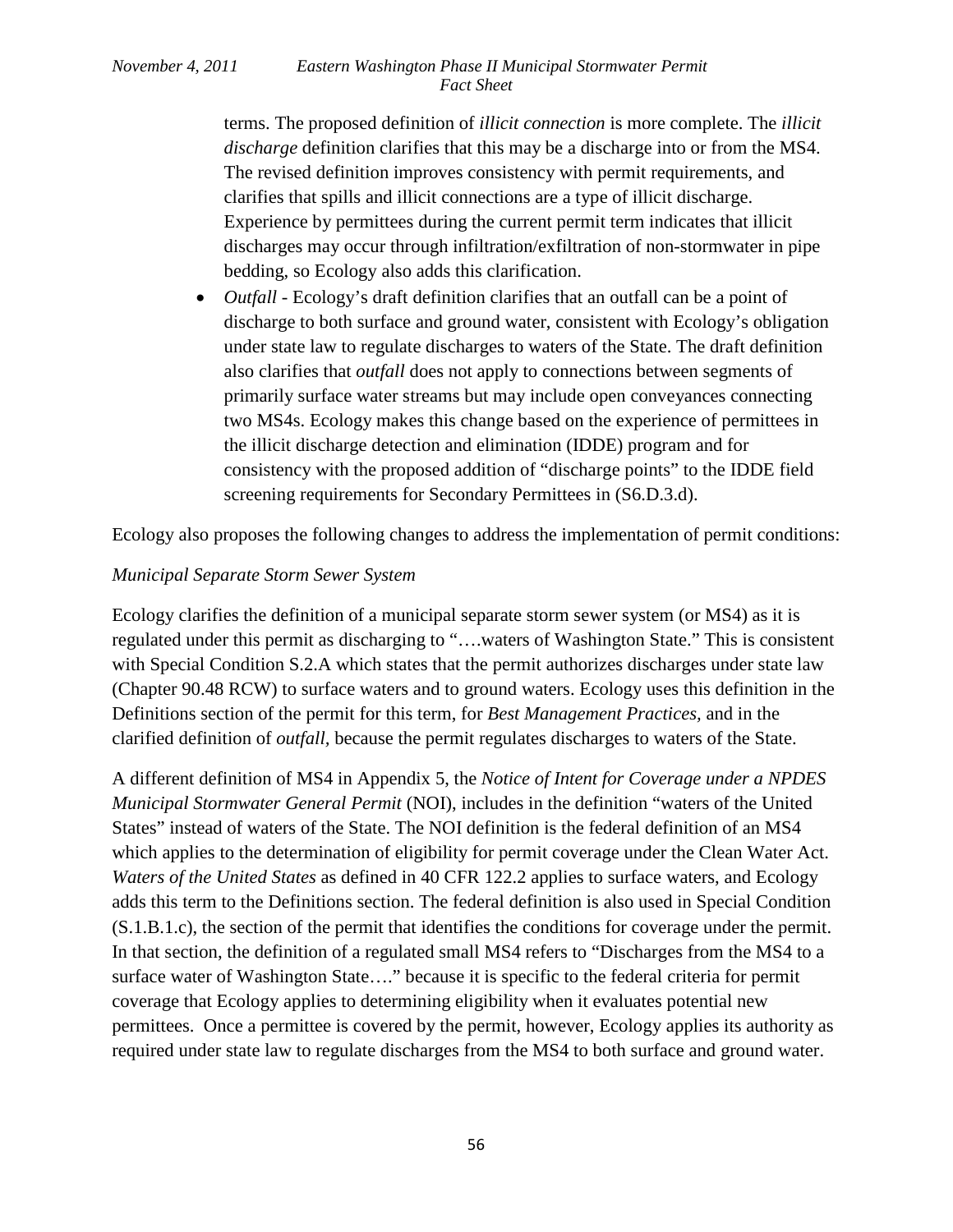terms. The proposed definition of *illicit connection* is more complete. The *illicit discharge* definition clarifies that this may be a discharge into or from the MS4. The revised definition improves consistency with permit requirements, and clarifies that spills and illicit connections are a type of illicit discharge. Experience by permittees during the current permit term indicates that illicit discharges may occur through infiltration/exfiltration of non-stormwater in pipe bedding, so Ecology also adds this clarification.

- *Outfall* - Ecology's draft definition clarifies that an outfall can be a point of discharge to both surface and ground water, consistent with Ecology's obligation under state law to regulate discharges to waters of the State. The draft definition also clarifies that *outfall* does not apply to connections between segments of primarily surface water streams but may include open conveyances connecting two MS4s. Ecology makes this change based on the experience of permittees in the illicit discharge detection and elimination (IDDE) program and for consistency with the proposed addition of "discharge points" to the IDDE field screening requirements for Secondary Permittees in (S6.D.3.d).

Ecology also proposes the following changes to address the implementation of permit conditions:

*Municipal Separate Storm Sewer System*

Ecology clarifies the definition of a municipal separate storm sewer system (or MS4) as it is regulated under this permit as discharging to "….waters of Washington State." This is consistent with Special Condition S.2.A which states that the permit authorizes discharges under state law (Chapter 90.48 RCW) to surface waters and to ground waters. Ecology uses this definition in the Definitions section of the permit for this term, for *Best Management Practices*, and in the clarified definition of *outfall,* because the permit regulates discharges to waters of the State.

A different definition of MS4 in Appendix 5, the *Notice of Intent for Coverage under a NPDES Municipal Stormwater General Permit* (NOI), includes in the definition "waters of the United States" instead of waters of the State. The NOI definition is the federal definition of an MS4 which applies to the determination of eligibility for permit coverage under the Clean Water Act. *Waters of the United States* as defined in 40 CFR 122.2 applies to surface waters, and Ecology adds this term to the Definitions section. The federal definition is also used in Special Condition (S.1.B.1.c), the section of the permit that identifies the conditions for coverage under the permit. In that section, the definition of a regulated small MS4 refers to "Discharges from the MS4 to a surface water of Washington State…." because it is specific to the federal criteria for permit coverage that Ecology applies to determining eligibility when it evaluates potential new permittees. Once a permittee is covered by the permit, however, Ecology applies its authority as required under state law to regulate discharges from the MS4 to both surface and ground water.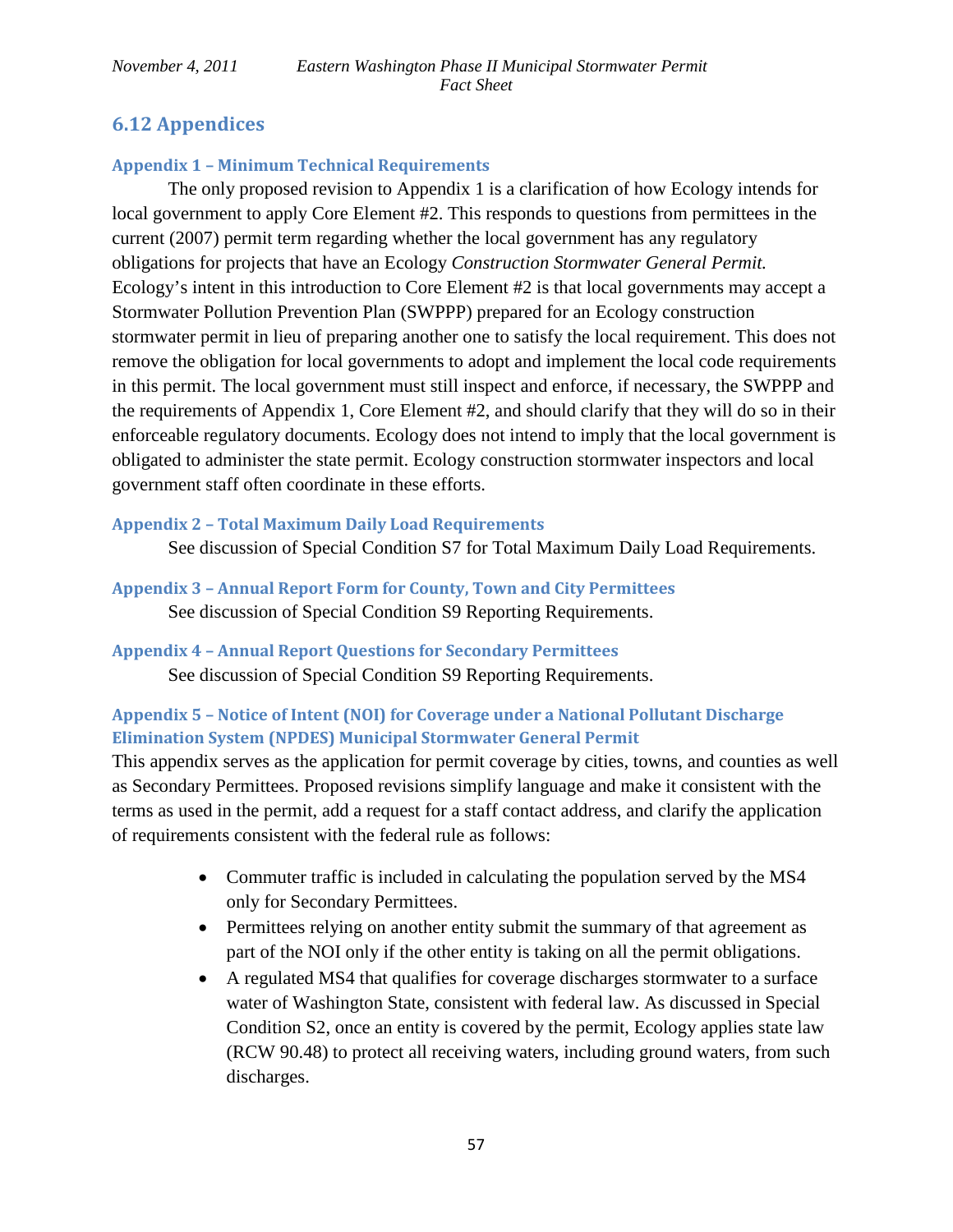## 6.12 Appendices

### Appendix 1 – Minimum Technical Requirements

The only proposed revision to Appendix 1 is a clarification of how Ecology intends for local government to apply Core Element #2. This responds to questions from permittees in the current (2007) permit term regarding whether the local government has any regulatory obligations for projects that have an Ecology *Construction Stormwater General Permit.* Ecology's intent in this introduction to Core Element #2 is that local governments may accept a Stormwater Pollution Prevention Plan (SWPPP) prepared for an Ecology construction stormwater permit in lieu of preparing another one to satisfy the local requirement. This does not remove the obligation for local governments to adopt and implement the local code requirements in this permit. The local government must still inspect and enforce, if necessary, the SWPPP and the requirements of Appendix 1, Core Element #2, and should clarify that they will do so in their enforceable regulatory documents. Ecology does not intend to imply that the local government is obligated to administer the state permit. Ecology construction stormwater inspectors and local government staff often coordinate in these efforts.

### Appendix 2 – Total Maximum Daily Load Requirements

See discussion of Special Condition S7 for Total Maximum Daily Load Requirements.

### Appendix 3 – Annual Report Form for County, Town and City Permittees

See discussion of Special Condition S9 Reporting Requirements.

### Appendix 4 – Annual Report Questions for Secondary Permittees

See discussion of Special Condition S9 Reporting Requirements.

### Appendix 5 – Notice of Intent (NOI) for Coverage under a National Pollutant Discharge Elimination System (NPDES) Municipal Stormwater General Permit

This appendix serves as the application for permit coverage by cities, towns, and counties as well as Secondary Permittees. Proposed revisions simplify language and make it consistent with the terms as used in the permit, add a request for a staff contact address, and clarify the application of requirements consistent with the federal rule as follows:

- Commuter traffic is included in calculating the population served by the MS4 only for Secondary Permittees.
- Permittees relying on another entity submit the summary of that agreement as part of the NOI only if the other entity is taking on all the permit obligations.
- A regulated MS4 that qualifies for coverage discharges stormwater to a surface water of Washington State, consistent with federal law. As discussed in Special Condition S2, once an entity is covered by the permit, Ecology applies state law (RCW 90.48) to protect all receiving waters, including ground waters, from such discharges.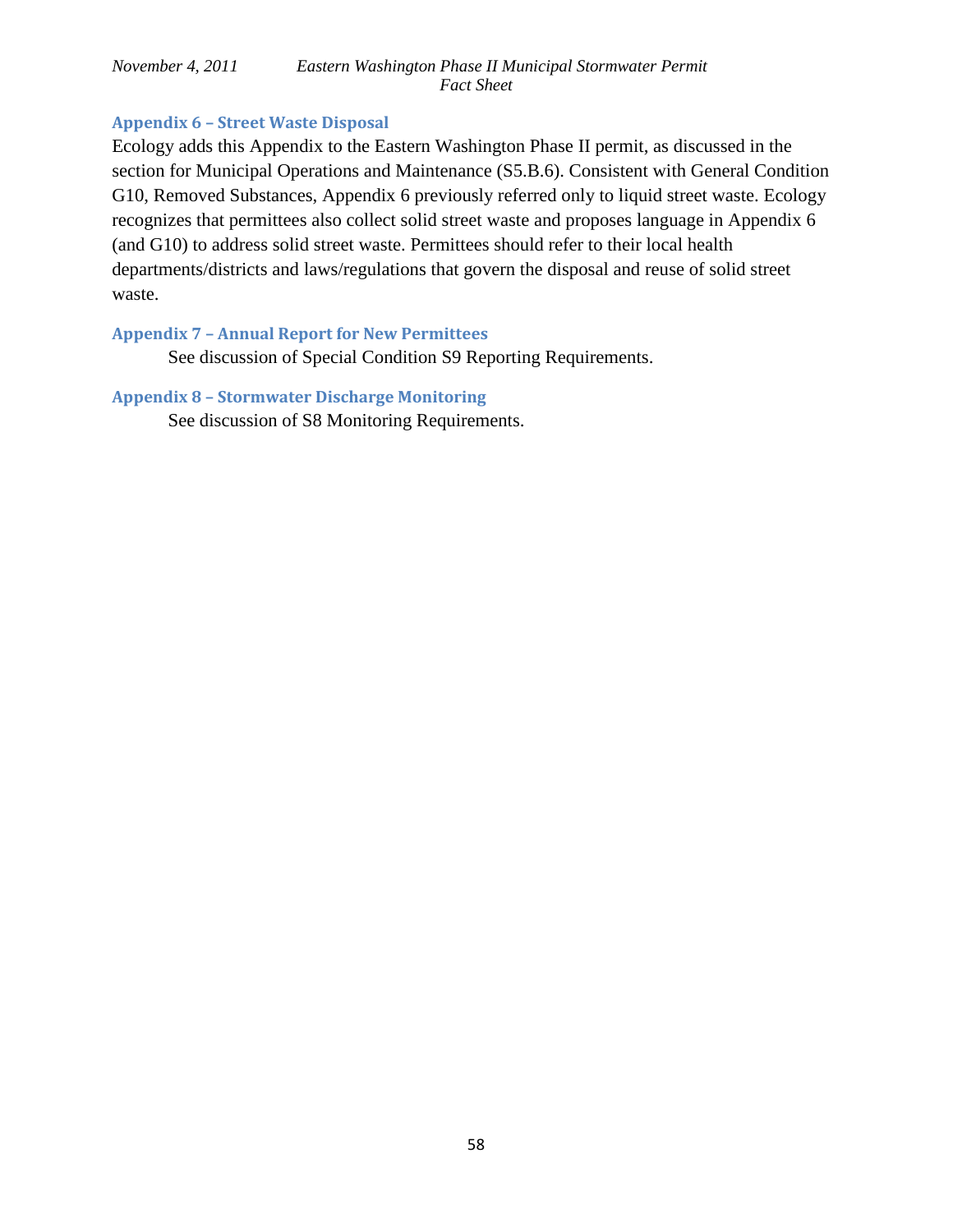### Appendix 6 – Street Waste Disposal

Ecology adds this Appendix to the Eastern Washington Phase II permit, as discussed in the section for Municipal Operations and Maintenance (S5.B.6). Consistent with General Condition G10, Removed Substances, Appendix 6 previously referred only to liquid street waste. Ecology recognizes that permittees also collect solid street waste and proposes language in Appendix 6 (and G10) to address solid street waste. Permittees should refer to their local health departments/districts and laws/regulations that govern the disposal and reuse of solid street waste.

### Appendix 7 – Annual Report for New Permittees

See discussion of Special Condition S9 Reporting Requirements.

### Appendix 8 – Stormwater Discharge Monitoring

See discussion of S8 Monitoring Requirements.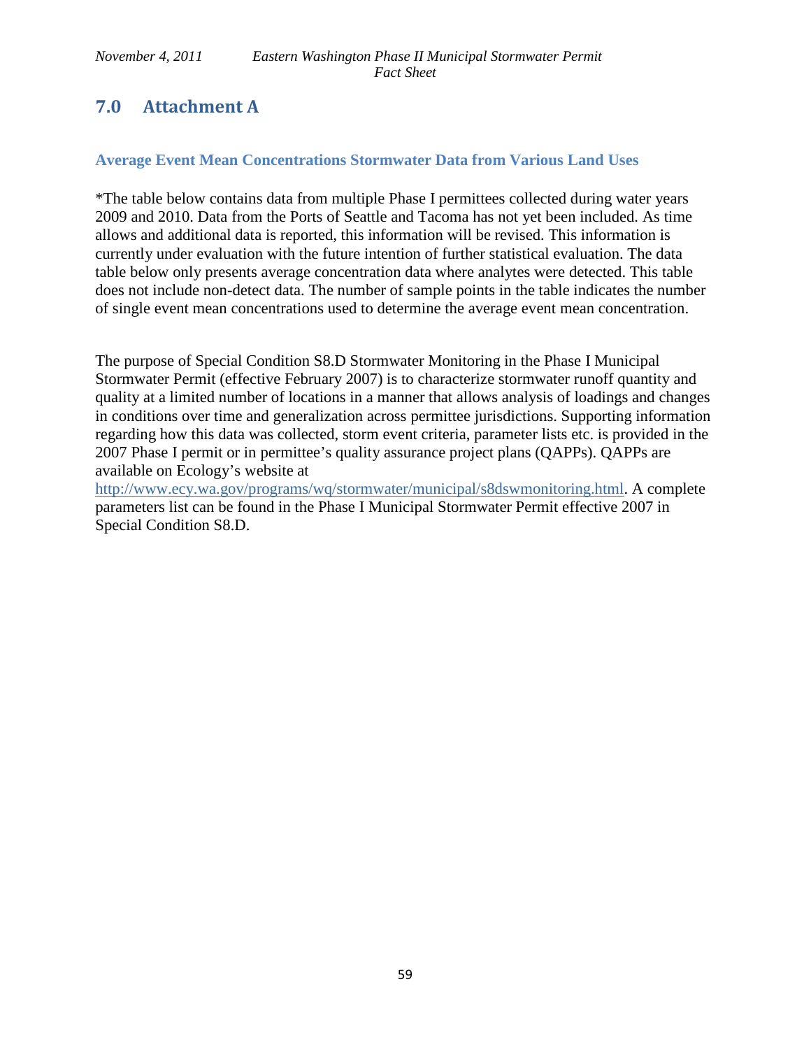## 7.0 Attachment A

### Average Event Mean Concentrations Stormwater Data from Various Land Uses

*The table below contains data from multiple Phase I permittees collected during water years 2009 and 2010. Data from the Ports of Seattle and Tacoma has not yet been included. As time allows and additional data is reported, this information will be revised. This information is currently under evaluation with the future intention of further statistical evaluation. The data table below only presents average concentration data where analytes were detected. This table does not include non-detect data. The number of sample points in the table indicates the number of single event mean concentrations used to determine the average event mean concentration.

The purpose of Special Condition S8.D Stormwater Monitoring in the Phase I Municipal Stormwater Permit (effective February 2007) is to characterize stormwater runoff quantity and quality at a limited number of locations in a manner that allows analysis of loadings and changes in conditions over time and generalization across permittee jurisdictions. Supporting information regarding how this data was collected, storm event criteria, parameter lists etc. is provided in the 2007 Phase I permit or in permittee's quality assurance project plans (QAPPs). QAPPs are available on Ecology's website at http://www.ecy.wa.gov/programs/wq/stormwater/municipal/s8dswmonitoring.html. A complete parameters list can be found in the Phase I Municipal Stormwater Permit effective 2007 in Special Condition S8.D.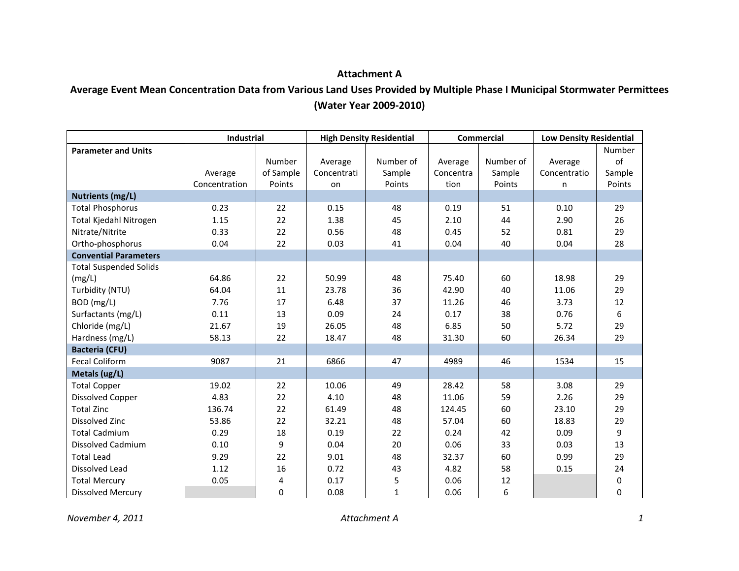# Attachment A

## Average Event Mean Concentration Data from Various Land Uses Provided by Multiple Phase I Municipal Stormwater Permittees (Water Year 2009-2010)

| | Industrial | | High Density Residential | | Commercial | | Low Density Residential | |
|---|---|---|---|---|---|---|---|---|
| **Parameter and Units** | Average Concentration | Number of Sample Points | Average Concentration | Number of Sample Points | Average Concentration | Number of Sample Points | Average Concentration | Number of Sample Points |
| **Nutrients (mg/L)** | | | | | | | | |
| Total Phosphorus | 0.23 | 22 | 0.15 | 48 | 0.19 | 51 | 0.10 | 29 |
| Total Kjedahl Nitrogen | 1.15 | 22 | 1.38 | 45 | 2.10 | 44 | 2.90 | 26 |
| Nitrate/Nitrite | 0.33 | 22 | 0.56 | 48 | 0.45 | 52 | 0.81 | 29 |
| Ortho-phosphorus | 0.04 | 22 | 0.03 | 41 | 0.04 | 40 | 0.04 | 28 |
| **Convential Parameters** | | | | | | | | |
| Total Suspended Solids (mg/L) | 64.86 | 22 | 50.99 | 48 | 75.40 | 60 | 18.98 | 29 |
| Turbidity (NTU) | 64.04 | 11 | 23.78 | 36 | 42.90 | 40 | 11.06 | 29 |
| BOD (mg/L) | 7.76 | 17 | 6.48 | 37 | 11.26 | 46 | 3.73 | 12 |
| Surfactants (mg/L) | 0.11 | 13 | 0.09 | 24 | 0.17 | 38 | 0.76 | 6 |
| Chloride (mg/L) | 21.67 | 19 | 26.05 | 48 | 6.85 | 50 | 5.72 | 29 |
| Hardness (mg/L) | 58.13 | 22 | 18.47 | 48 | 31.30 | 60 | 26.34 | 29 |
| **Bacteria (CFU)** | | | | | | | | |
| Fecal Coliform | 9087 | 21 | 6866 | 47 | 4989 | 46 | 1534 | 15 |
| **Metals (ug/L)** | | | | | | | | |
| Total Copper | 19.02 | 22 | 10.06 | 49 | 28.42 | 58 | 3.08 | 29 |
| Dissolved Copper | 4.83 | 22 | 4.10 | 48 | 11.06 | 59 | 2.26 | 29 |
| Total Zinc | 136.74 | 22 | 61.49 | 48 | 124.45 | 60 | 23.10 | 29 |
| Dissolved Zinc | 53.86 | 22 | 32.21 | 48 | 57.04 | 60 | 18.83 | 29 |
| Total Cadmium | 0.29 | 18 | 0.19 | 22 | 0.24 | 42 | 0.09 | 9 |
| Dissolved Cadmium | 0.10 | 9 | 0.04 | 20 | 0.06 | 33 | 0.03 | 13 |
| Total Lead | 9.29 | 22 | 9.01 | 48 | 32.37 | 60 | 0.99 | 29 |
| Dissolved Lead | 1.12 | 16 | 0.72 | 43 | 4.82 | 58 | 0.15 | 24 |
| Total Mercury | 0.05 | 4 | 0.17 | 5 | 0.06 | 12 | | 0 |
| Dissolved Mercury | | 0 | 0.08 | 1 | 0.06 | 6 | | 0 |

*November 4, 2011* — *Attachment A*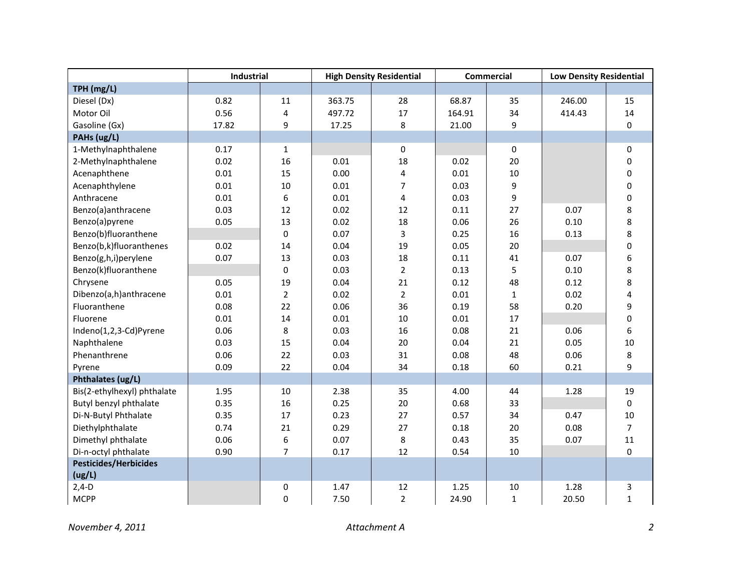| | Industrial | | High Density Residential | | Commercial | | Low Density Residential | |
|---|---|---|---|---|---|---|---|---|
| **TPH (mg/L)** | | | | | | | | |
| Diesel (Dx) | 0.82 | 11 | 363.75 | 28 | 68.87 | 35 | 246.00 | 15 |
| Motor Oil | 0.56 | 4 | 497.72 | 17 | 164.91 | 34 | 414.43 | 14 |
| Gasoline (Gx) | 17.82 | 9 | 17.25 | 8 | 21.00 | 9 | | 0 |
| **PAHs (ug/L)** | | | | | | | | |
| 1-Methylnaphthalene | 0.17 | 1 | | 0 | | 0 | | 0 |
| 2-Methylnaphthalene | 0.02 | 16 | 0.01 | 18 | 0.02 | 20 | | 0 |
| Acenaphthene | 0.01 | 15 | 0.00 | 4 | 0.01 | 10 | | 0 |
| Acenaphthylene | 0.01 | 10 | 0.01 | 7 | 0.03 | 9 | | 0 |
| Anthracene | 0.01 | 6 | 0.01 | 4 | 0.03 | 9 | | 0 |
| Benzo(a)anthracene | 0.03 | 12 | 0.02 | 12 | 0.11 | 27 | 0.07 | 8 |
| Benzo(a)pyrene | 0.05 | 13 | 0.02 | 18 | 0.06 | 26 | 0.10 | 8 |
| Benzo(b)fluoranthene | | 0 | 0.07 | 3 | 0.25 | 16 | 0.13 | 8 |
| Benzo(b,k)fluoranthenes | 0.02 | 14 | 0.04 | 19 | 0.05 | 20 | | 0 |
| Benzo(g,h,i)perylene | 0.07 | 13 | 0.03 | 18 | 0.11 | 41 | 0.07 | 6 |
| Benzo(k)fluoranthene | | 0 | 0.03 | 2 | 0.13 | 5 | 0.10 | 8 |
| Chrysene | 0.05 | 19 | 0.04 | 21 | 0.12 | 48 | 0.12 | 8 |
| Dibenzo(a,h)anthracene | 0.01 | 2 | 0.02 | 2 | 0.01 | 1 | 0.02 | 4 |
| Fluoranthene | 0.08 | 22 | 0.06 | 36 | 0.19 | 58 | 0.20 | 9 |
| Fluorene | 0.01 | 14 | 0.01 | 10 | 0.01 | 17 | | 0 |
| Indeno(1,2,3-Cd)Pyrene | 0.06 | 8 | 0.03 | 16 | 0.08 | 21 | 0.06 | 6 |
| Naphthalene | 0.03 | 15 | 0.04 | 20 | 0.04 | 21 | 0.05 | 10 |
| Phenanthrene | 0.06 | 22 | 0.03 | 31 | 0.08 | 48 | 0.06 | 8 |
| Pyrene | 0.09 | 22 | 0.04 | 34 | 0.18 | 60 | 0.21 | 9 |
| **Phthalates (ug/L)** | | | | | | | | |
| Bis(2-ethylhexyl) phthalate | 1.95 | 10 | 2.38 | 35 | 4.00 | 44 | 1.28 | 19 |
| Butyl benzyl phthalate | 0.35 | 16 | 0.25 | 20 | 0.68 | 33 | | 0 |
| Di-N-Butyl Phthalate | 0.35 | 17 | 0.23 | 27 | 0.57 | 34 | 0.47 | 10 |
| Diethylphthalate | 0.74 | 21 | 0.29 | 27 | 0.18 | 20 | 0.08 | 7 |
| Dimethyl phthalate | 0.06 | 6 | 0.07 | 8 | 0.43 | 35 | 0.07 | 11 |
| Di-n-octyl phthalate | 0.90 | 7 | 0.17 | 12 | 0.54 | 10 | | 0 |
| **Pesticides/Herbicides (ug/L)** | | | | | | | | |
| 2,4-D | | 0 | 1.47 | 12 | 1.25 | 10 | 1.28 | 3 |
| MCPP | | 0 | 7.50 | 2 | 24.90 | 1 | 20.50 | 1 |

*November 4, 2011* *Attachment A*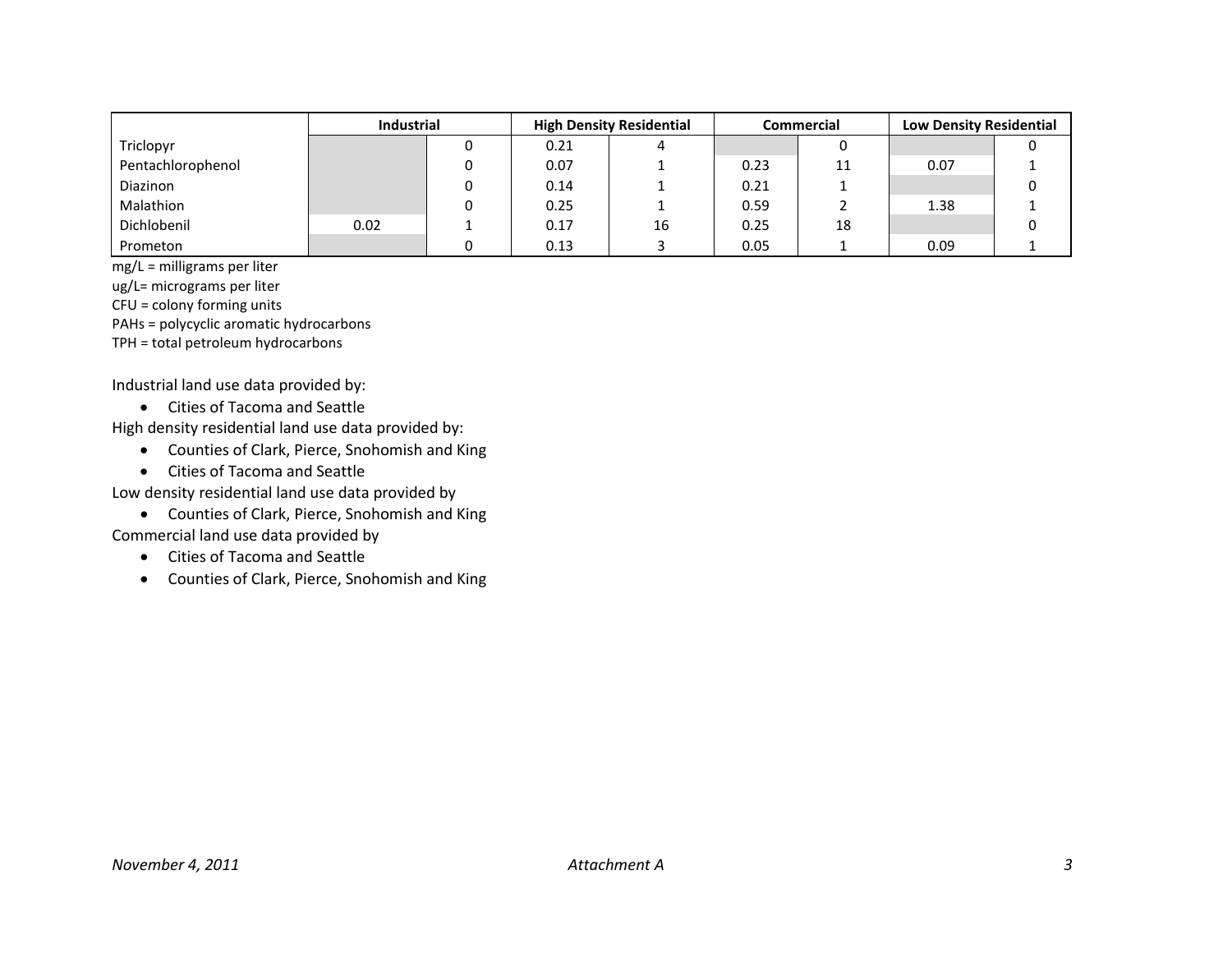| | Industrial | | High Density Residential | | Commercial | | Low Density Residential | |
|---|---|---|---|---|---|---|---|---|
| Triclopyr | | 0 | 0.21 | 4 | | 0 | | 0 |
| Pentachlorophenol | | 0 | 0.07 | 1 | 0.23 | 11 | 0.07 | 1 |
| Diazinon | | 0 | 0.14 | 1 | 0.21 | 1 | | 0 |
| Malathion | | 0 | 0.25 | 1 | 0.59 | 2 | 1.38 | 1 |
| Dichlobenil | 0.02 | 1 | 0.17 | 16 | 0.25 | 18 | | 0 |
| Prometon | | 0 | 0.13 | 3 | 0.05 | 1 | 0.09 | 1 |

mg/L = milligrams per liter
ug/L= micrograms per liter
CFU = colony forming units
PAHs = polycyclic aromatic hydrocarbons
TPH = total petroleum hydrocarbons

Industrial land use data provided by:

- Cities of Tacoma and Seattle

High density residential land use data provided by:

- Counties of Clark, Pierce, Snohomish and King
- Cities of Tacoma and Seattle

Low density residential land use data provided by

- Counties of Clark, Pierce, Snohomish and King

Commercial land use data provided by

- Cities of Tacoma and Seattle
- Counties of Clark, Pierce, Snohomish and King